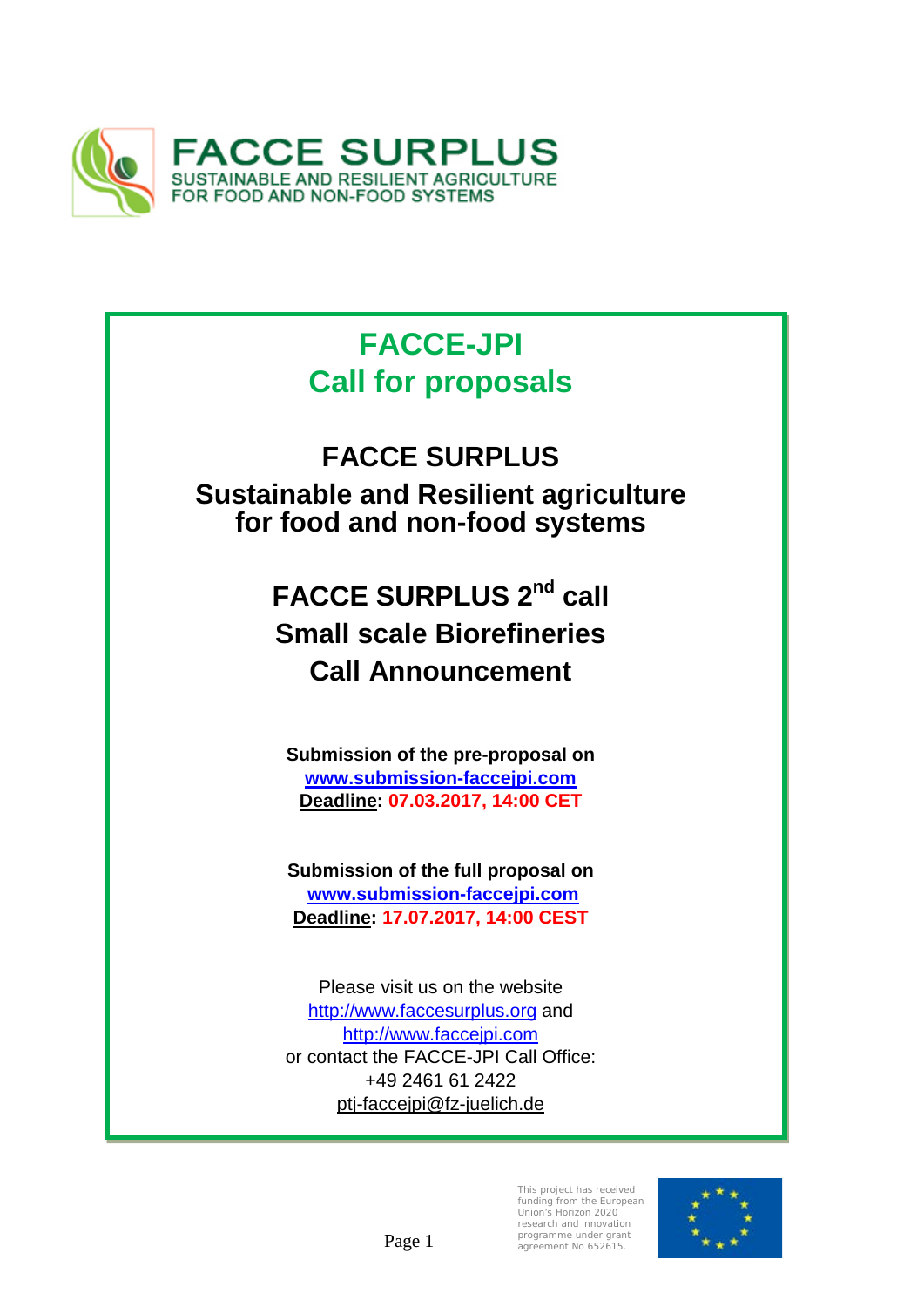FACCE SURPLUS
SUSTAINABLE AND RESILIENT AGRICULTURE FOR FOOD AND NON-FOOD SYSTEMS

# FACCE-JPI
# Call for proposals

## FACCE SURPLUS
## Sustainable and Resilient agriculture for food and non-food systems

## FACCE SURPLUS 2nd call
## Small scale Biorefineries
## Call Announcement

**Submission of the pre-proposal on**
**www.submission-faccejpi.com**
**Deadline: 07.03.2017, 14:00 CET**

**Submission of the full proposal on**
**www.submission-faccejpi.com**
**Deadline: 17.07.2017, 14:00 CEST**

Please visit us on the website
http://www.faccesurplus.org and
http://www.faccejpi.com
or contact the FACCE-JPI Call Office:
+49 2461 61 2422
ptj-faccejpi@fz-juelich.de

This project has received funding from the European Union's Horizon 2020 research and innovation programme under grant agreement No 652615.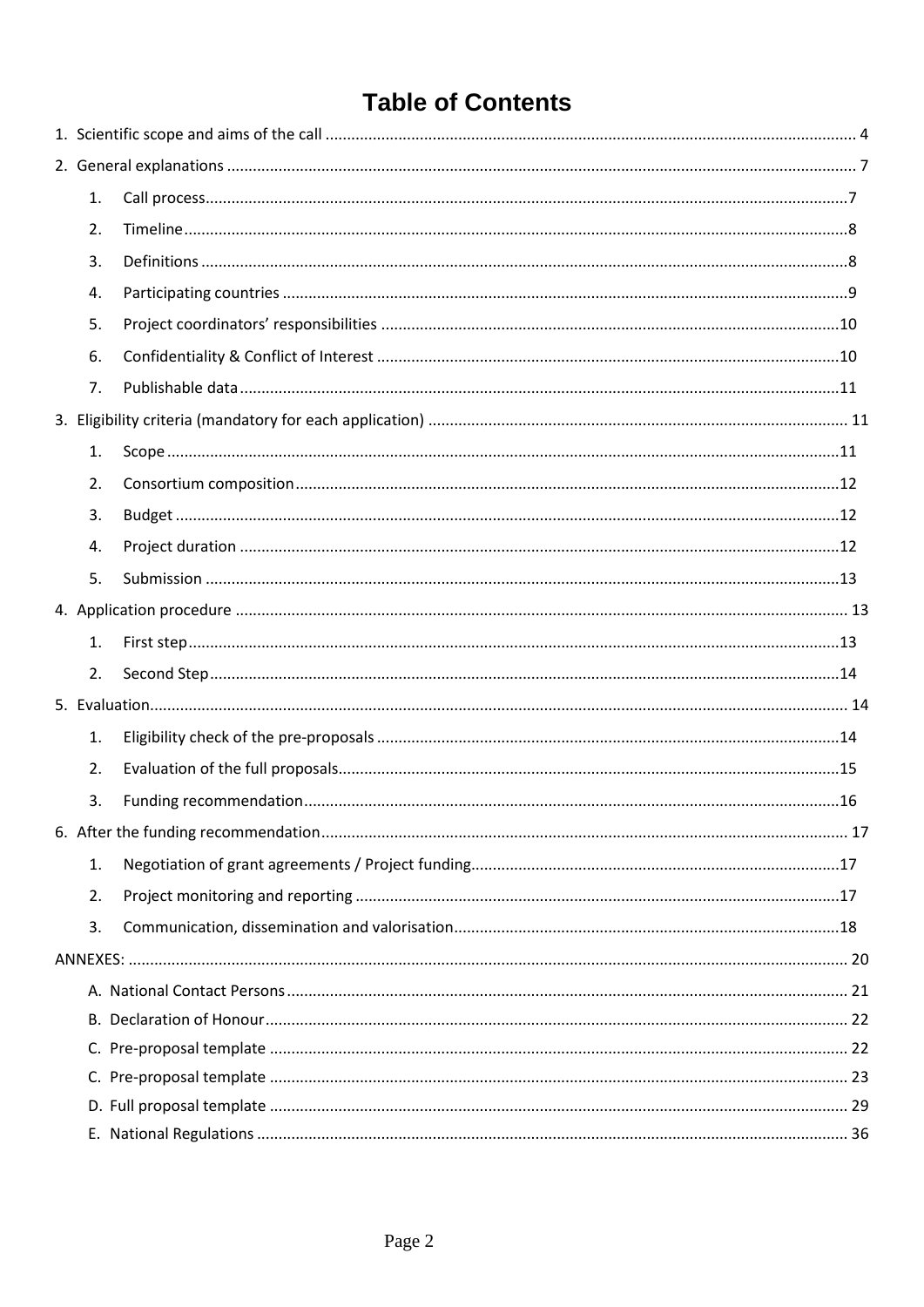# Table of Contents

1. Scientific scope and aims of the call ..... 4
2. General explanations ..... 7
    1. Call process ..... 7
    2. Timeline ..... 8
    3. Definitions ..... 8
    4. Participating countries ..... 9
    5. Project coordinators' responsibilities ..... 10
    6. Confidentiality & Conflict of Interest ..... 10
    7. Publishable data ..... 11
3. Eligibility criteria (mandatory for each application) ..... 11
    1. Scope ..... 11
    2. Consortium composition ..... 12
    3. Budget ..... 12
    4. Project duration ..... 12
    5. Submission ..... 13
4. Application procedure ..... 13
    1. First step ..... 13
    2. Second Step ..... 14
5. Evaluation ..... 14
    1. Eligibility check of the pre-proposals ..... 14
    2. Evaluation of the full proposals ..... 15
    3. Funding recommendation ..... 16
6. After the funding recommendation ..... 17
    1. Negotiation of grant agreements / Project funding ..... 17
    2. Project monitoring and reporting ..... 17
    3. Communication, dissemination and valorisation ..... 18

ANNEXES: ..... 20

- A. National Contact Persons ..... 21
- B. Declaration of Honour ..... 22
- C. Pre-proposal template ..... 22
- C. Pre-proposal template ..... 23
- D. Full proposal template ..... 29
- E. National Regulations ..... 36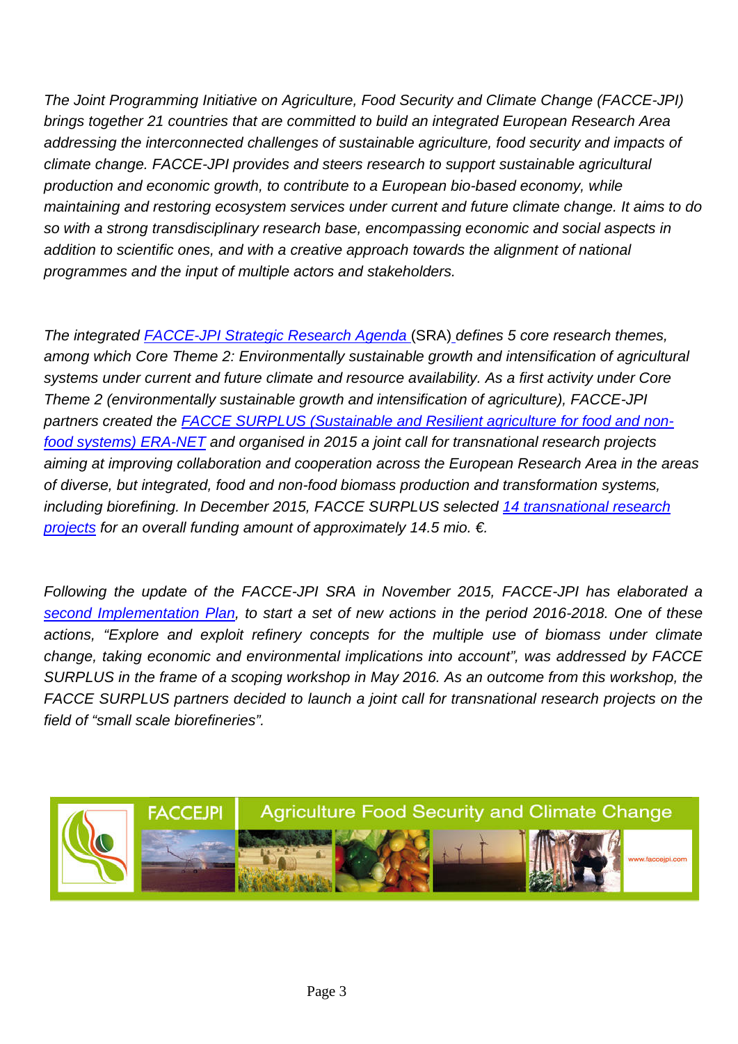*The Joint Programming Initiative on Agriculture, Food Security and Climate Change (FACCE-JPI) brings together 21 countries that are committed to build an integrated European Research Area addressing the interconnected challenges of sustainable agriculture, food security and impacts of climate change. FACCE-JPI provides and steers research to support sustainable agricultural production and economic growth, to contribute to a European bio-based economy, while maintaining and restoring ecosystem services under current and future climate change. It aims to do so with a strong transdisciplinary research base, encompassing economic and social aspects in addition to scientific ones, and with a creative approach towards the alignment of national programmes and the input of multiple actors and stakeholders.*

*The integrated FACCE-JPI Strategic Research Agenda* (SRA) *defines 5 core research themes, among which Core Theme 2: Environmentally sustainable growth and intensification of agricultural systems under current and future climate and resource availability. As a first activity under Core Theme 2 (environmentally sustainable growth and intensification of agriculture), FACCE-JPI partners created the FACCE SURPLUS (Sustainable and Resilient agriculture for food and non-food systems) ERA-NET and organised in 2015 a joint call for transnational research projects aiming at improving collaboration and cooperation across the European Research Area in the areas of diverse, but integrated, food and non-food biomass production and transformation systems, including biorefining. In December 2015, FACCE SURPLUS selected 14 transnational research projects for an overall funding amount of approximately 14.5 mio. €.*

*Following the update of the FACCE-JPI SRA in November 2015, FACCE-JPI has elaborated a second Implementation Plan, to start a set of new actions in the period 2016-2018. One of these actions, "Explore and exploit refinery concepts for the multiple use of biomass under climate change, taking economic and environmental implications into account", was addressed by FACCE SURPLUS in the frame of a scoping workshop in May 2016. As an outcome from this workshop, the FACCE SURPLUS partners decided to launch a joint call for transnational research projects on the field of "small scale biorefineries".*

FACCEJPI Agriculture Food Security and Climate Change

www.faccejpi.com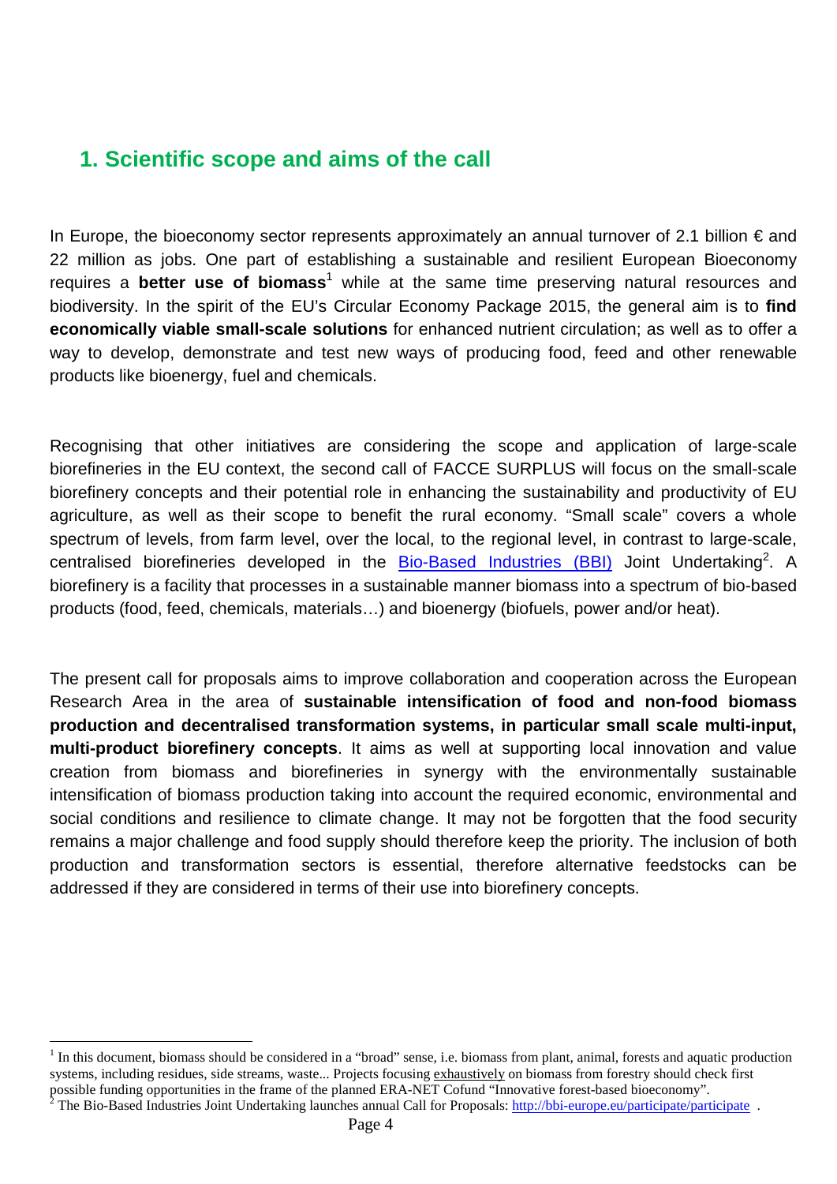## 1. Scientific scope and aims of the call

In Europe, the bioeconomy sector represents approximately an annual turnover of 2.1 billion € and 22 million as jobs. One part of establishing a sustainable and resilient European Bioeconomy requires a **better use of biomass**[1] while at the same time preserving natural resources and biodiversity. In the spirit of the EU's Circular Economy Package 2015, the general aim is to **find economically viable small-scale solutions** for enhanced nutrient circulation; as well as to offer a way to develop, demonstrate and test new ways of producing food, feed and other renewable products like bioenergy, fuel and chemicals.

Recognising that other initiatives are considering the scope and application of large-scale biorefineries in the EU context, the second call of FACCE SURPLUS will focus on the small-scale biorefinery concepts and their potential role in enhancing the sustainability and productivity of EU agriculture, as well as their scope to benefit the rural economy. "Small scale" covers a whole spectrum of levels, from farm level, over the local, to the regional level, in contrast to large-scale, centralised biorefineries developed in the Bio-Based Industries (BBI) Joint Undertaking[2]. A biorefinery is a facility that processes in a sustainable manner biomass into a spectrum of bio-based products (food, feed, chemicals, materials…) and bioenergy (biofuels, power and/or heat).

The present call for proposals aims to improve collaboration and cooperation across the European Research Area in the area of **sustainable intensification of food and non-food biomass production and decentralised transformation systems, in particular small scale multi-input, multi-product biorefinery concepts**. It aims as well at supporting local innovation and value creation from biomass and biorefineries in synergy with the environmentally sustainable intensification of biomass production taking into account the required economic, environmental and social conditions and resilience to climate change. It may not be forgotten that the food security remains a major challenge and food supply should therefore keep the priority. The inclusion of both production and transformation sectors is essential, therefore alternative feedstocks can be addressed if they are considered in terms of their use into biorefinery concepts.

---

[1] In this document, biomass should be considered in a "broad" sense, i.e. biomass from plant, animal, forests and aquatic production systems, including residues, side streams, waste... Projects focusing exhaustively on biomass from forestry should check first possible funding opportunities in the frame of the planned ERA-NET Cofund "Innovative forest-based bioeconomy".

[2] The Bio-Based Industries Joint Undertaking launches annual Call for Proposals: http://bbi-europe.eu/participate/participate .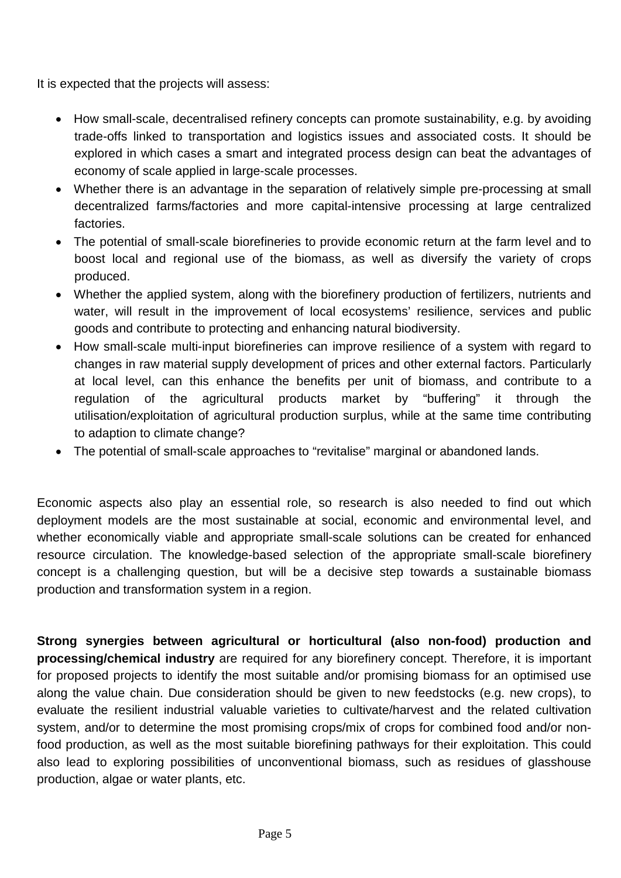It is expected that the projects will assess:

- How small-scale, decentralised refinery concepts can promote sustainability, e.g. by avoiding trade-offs linked to transportation and logistics issues and associated costs. It should be explored in which cases a smart and integrated process design can beat the advantages of economy of scale applied in large-scale processes.
- Whether there is an advantage in the separation of relatively simple pre-processing at small decentralized farms/factories and more capital-intensive processing at large centralized factories.
- The potential of small-scale biorefineries to provide economic return at the farm level and to boost local and regional use of the biomass, as well as diversify the variety of crops produced.
- Whether the applied system, along with the biorefinery production of fertilizers, nutrients and water, will result in the improvement of local ecosystems' resilience, services and public goods and contribute to protecting and enhancing natural biodiversity.
- How small-scale multi-input biorefineries can improve resilience of a system with regard to changes in raw material supply development of prices and other external factors. Particularly at local level, can this enhance the benefits per unit of biomass, and contribute to a regulation of the agricultural products market by "buffering" it through the utilisation/exploitation of agricultural production surplus, while at the same time contributing to adaption to climate change?
- The potential of small-scale approaches to "revitalise" marginal or abandoned lands.

Economic aspects also play an essential role, so research is also needed to find out which deployment models are the most sustainable at social, economic and environmental level, and whether economically viable and appropriate small-scale solutions can be created for enhanced resource circulation. The knowledge-based selection of the appropriate small-scale biorefinery concept is a challenging question, but will be a decisive step towards a sustainable biomass production and transformation system in a region.

**Strong synergies between agricultural or horticultural (also non-food) production and processing/chemical industry** are required for any biorefinery concept. Therefore, it is important for proposed projects to identify the most suitable and/or promising biomass for an optimised use along the value chain. Due consideration should be given to new feedstocks (e.g. new crops), to evaluate the resilient industrial valuable varieties to cultivate/harvest and the related cultivation system, and/or to determine the most promising crops/mix of crops for combined food and/or non-food production, as well as the most suitable biorefining pathways for their exploitation. This could also lead to exploring possibilities of unconventional biomass, such as residues of glasshouse production, algae or water plants, etc.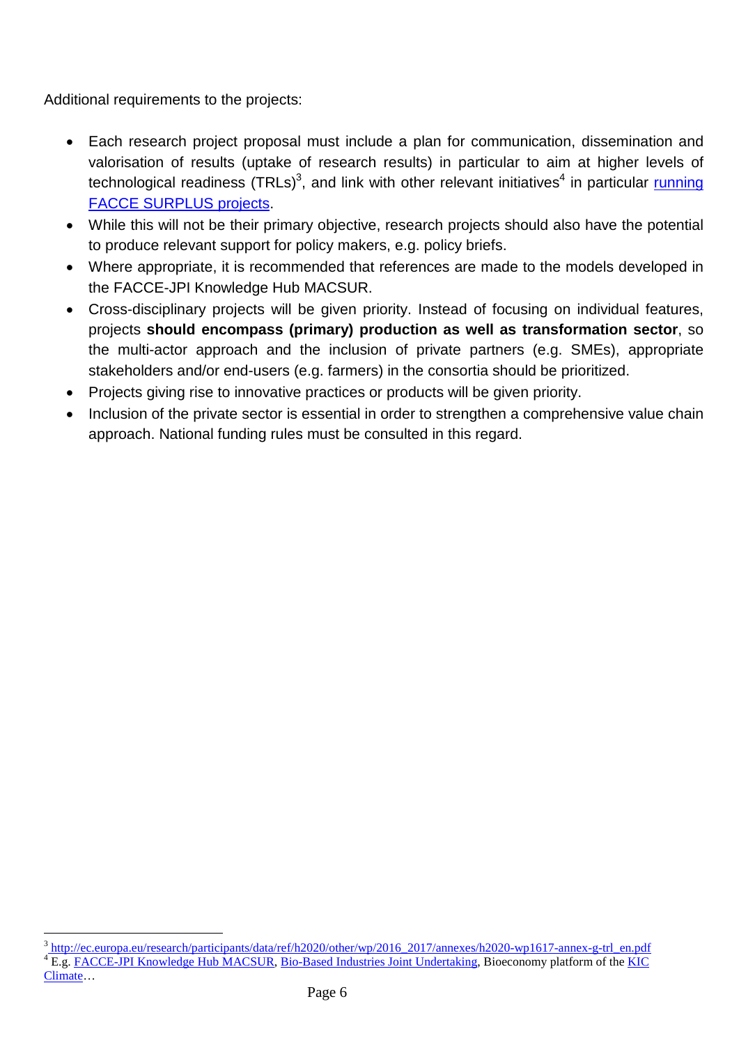Additional requirements to the projects:

- Each research project proposal must include a plan for communication, dissemination and valorisation of results (uptake of research results) in particular to aim at higher levels of technological readiness (TRLs)[3], and link with other relevant initiatives[4] in particular running FACCE SURPLUS projects.
- While this will not be their primary objective, research projects should also have the potential to produce relevant support for policy makers, e.g. policy briefs.
- Where appropriate, it is recommended that references are made to the models developed in the FACCE-JPI Knowledge Hub MACSUR.
- Cross-disciplinary projects will be given priority. Instead of focusing on individual features, projects **should encompass (primary) production as well as transformation sector**, so the multi-actor approach and the inclusion of private partners (e.g. SMEs), appropriate stakeholders and/or end-users (e.g. farmers) in the consortia should be prioritized.
- Projects giving rise to innovative practices or products will be given priority.
- Inclusion of the private sector is essential in order to strengthen a comprehensive value chain approach. National funding rules must be consulted in this regard.

[3] http://ec.europa.eu/research/participants/data/ref/h2020/other/wp/2016_2017/annexes/h2020-wp1617-annex-g-trl_en.pdf

[4] E.g. FACCE-JPI Knowledge Hub MACSUR, Bio-Based Industries Joint Undertaking, Bioeconomy platform of the KIC Climate…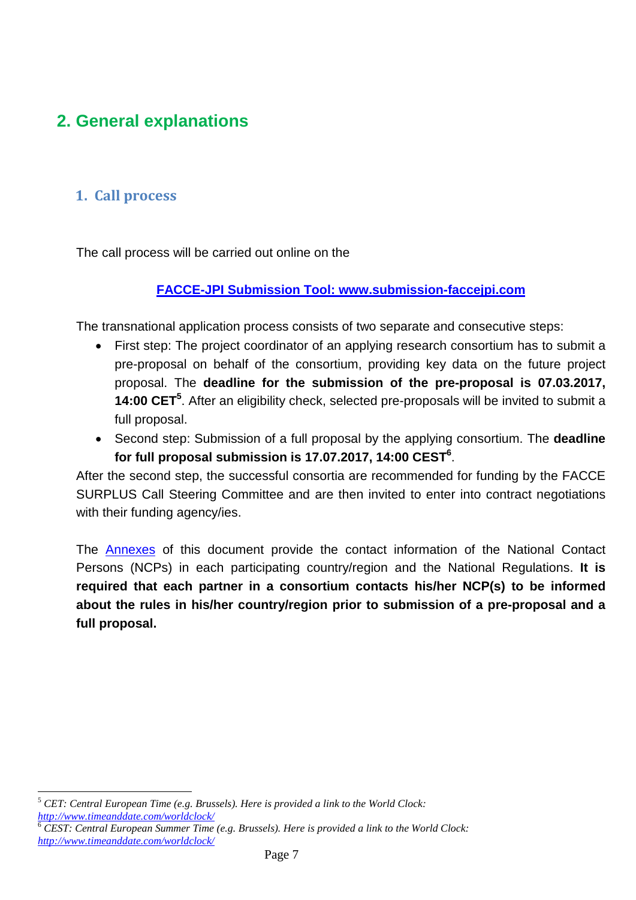# 2. General explanations

## 1. Call process

The call process will be carried out online on the

**FACCE-JPI Submission Tool: www.submission-faccejpi.com**

The transnational application process consists of two separate and consecutive steps:

- First step: The project coordinator of an applying research consortium has to submit a pre-proposal on behalf of the consortium, providing key data on the future project proposal. The **deadline for the submission of the pre-proposal is 07.03.2017, 14:00 CET**[5]. After an eligibility check, selected pre-proposals will be invited to submit a full proposal.
- Second step: Submission of a full proposal by the applying consortium. The **deadline for full proposal submission is 17.07.2017, 14:00 CEST**[6].

After the second step, the successful consortia are recommended for funding by the FACCE SURPLUS Call Steering Committee and are then invited to enter into contract negotiations with their funding agency/ies.

The Annexes of this document provide the contact information of the National Contact Persons (NCPs) in each participating country/region and the National Regulations. **It is required that each partner in a consortium contacts his/her NCP(s) to be informed about the rules in his/her country/region prior to submission of a pre-proposal and a full proposal.**

---

[5] *CET: Central European Time (e.g. Brussels). Here is provided a link to the World Clock: http://www.timeanddate.com/worldclock/*

[6] *CEST: Central European Summer Time (e.g. Brussels). Here is provided a link to the World Clock: http://www.timeanddate.com/worldclock/*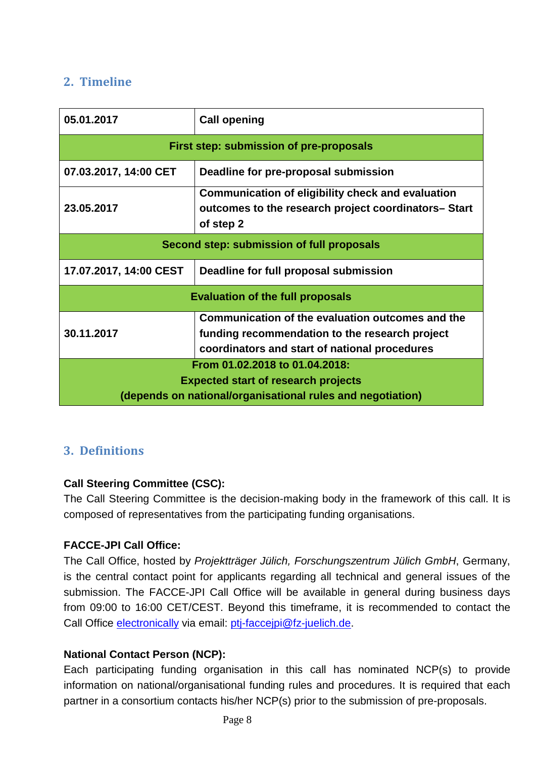## 2. Timeline

| | |
|---|---|
| **05.01.2017** | **Call opening** |
| **First step: submission of pre-proposals** | |
| **07.03.2017, 14:00 CET** | **Deadline for pre-proposal submission** |
| **23.05.2017** | **Communication of eligibility check and evaluation outcomes to the research project coordinators– Start of step 2** |
| **Second step: submission of full proposals** | |
| **17.07.2017, 14:00 CEST** | **Deadline for full proposal submission** |
| **Evaluation of the full proposals** | |
| **30.11.2017** | **Communication of the evaluation outcomes and the funding recommendation to the research project coordinators and start of national procedures** |
| **From 01.02.2018 to 01.04.2018: Expected start of research projects (depends on national/organisational rules and negotiation)** | |

## 3. Definitions

**Call Steering Committee (CSC):**
The Call Steering Committee is the decision-making body in the framework of this call. It is composed of representatives from the participating funding organisations.

**FACCE-JPI Call Office:**
The Call Office, hosted by *Projektträger Jülich, Forschungszentrum Jülich GmbH*, Germany, is the central contact point for applicants regarding all technical and general issues of the submission. The FACCE-JPI Call Office will be available in general during business days from 09:00 to 16:00 CET/CEST. Beyond this timeframe, it is recommended to contact the Call Office electronically via email: ptj-faccejpi@fz-juelich.de.

**National Contact Person (NCP):**
Each participating funding organisation in this call has nominated NCP(s) to provide information on national/organisational funding rules and procedures. It is required that each partner in a consortium contacts his/her NCP(s) prior to the submission of pre-proposals.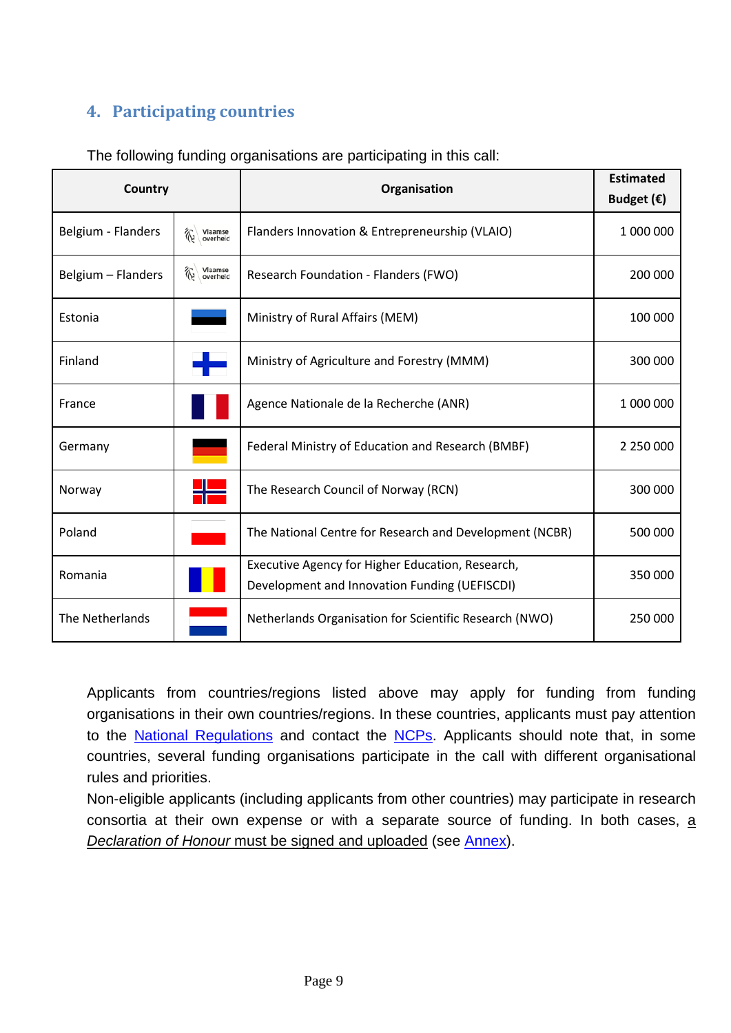## 4. Participating countries

The following funding organisations are participating in this call:

| Country | | Organisation | Estimated Budget (€) |
|---|---|---|---|
| Belgium - Flanders | | Flanders Innovation & Entrepreneurship (VLAIO) | 1 000 000 |
| Belgium – Flanders | | Research Foundation - Flanders (FWO) | 200 000 |
| Estonia | | Ministry of Rural Affairs (MEM) | 100 000 |
| Finland | | Ministry of Agriculture and Forestry (MMM) | 300 000 |
| France | | Agence Nationale de la Recherche (ANR) | 1 000 000 |
| Germany | | Federal Ministry of Education and Research (BMBF) | 2 250 000 |
| Norway | | The Research Council of Norway (RCN) | 300 000 |
| Poland | | The National Centre for Research and Development (NCBR) | 500 000 |
| Romania | | Executive Agency for Higher Education, Research, Development and Innovation Funding (UEFISCDI) | 350 000 |
| The Netherlands | | Netherlands Organisation for Scientific Research (NWO) | 250 000 |

Applicants from countries/regions listed above may apply for funding from funding organisations in their own countries/regions. In these countries, applicants must pay attention to the National Regulations and contact the NCPs. Applicants should note that, in some countries, several funding organisations participate in the call with different organisational rules and priorities.

Non-eligible applicants (including applicants from other countries) may participate in research consortia at their own expense or with a separate source of funding. In both cases, a *Declaration of Honour* must be signed and uploaded (see Annex).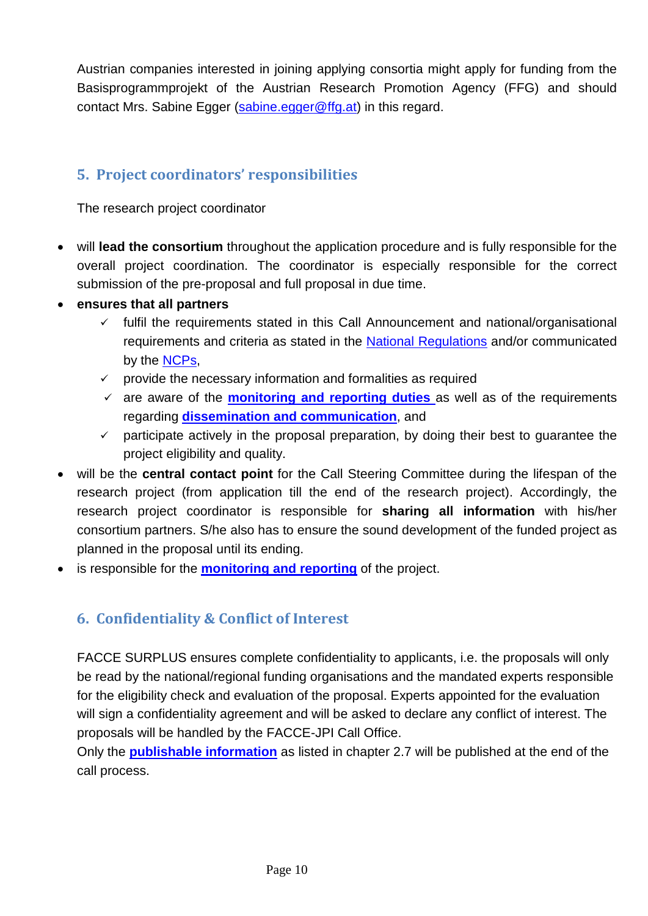Austrian companies interested in joining applying consortia might apply for funding from the Basisprogrammprojekt of the Austrian Research Promotion Agency (FFG) and should contact Mrs. Sabine Egger (sabine.egger@ffg.at) in this regard.

## 5. Project coordinators' responsibilities

The research project coordinator

- will **lead the consortium** throughout the application procedure and is fully responsible for the overall project coordination. The coordinator is especially responsible for the correct submission of the pre-proposal and full proposal in due time.
- **ensures that all partners**
  - ✓ fulfil the requirements stated in this Call Announcement and national/organisational requirements and criteria as stated in the National Regulations and/or communicated by the NCPs,
  - ✓ provide the necessary information and formalities as required
  - ✓ are aware of the **monitoring and reporting duties** as well as of the requirements regarding **dissemination and communication**, and
  - ✓ participate actively in the proposal preparation, by doing their best to guarantee the project eligibility and quality.
- will be the **central contact point** for the Call Steering Committee during the lifespan of the research project (from application till the end of the research project). Accordingly, the research project coordinator is responsible for **sharing all information** with his/her consortium partners. S/he also has to ensure the sound development of the funded project as planned in the proposal until its ending.
- is responsible for the **monitoring and reporting** of the project.

## 6. Confidentiality & Conflict of Interest

FACCE SURPLUS ensures complete confidentiality to applicants, i.e. the proposals will only be read by the national/regional funding organisations and the mandated experts responsible for the eligibility check and evaluation of the proposal. Experts appointed for the evaluation will sign a confidentiality agreement and will be asked to declare any conflict of interest. The proposals will be handled by the FACCE-JPI Call Office.
Only the **publishable information** as listed in chapter 2.7 will be published at the end of the call process.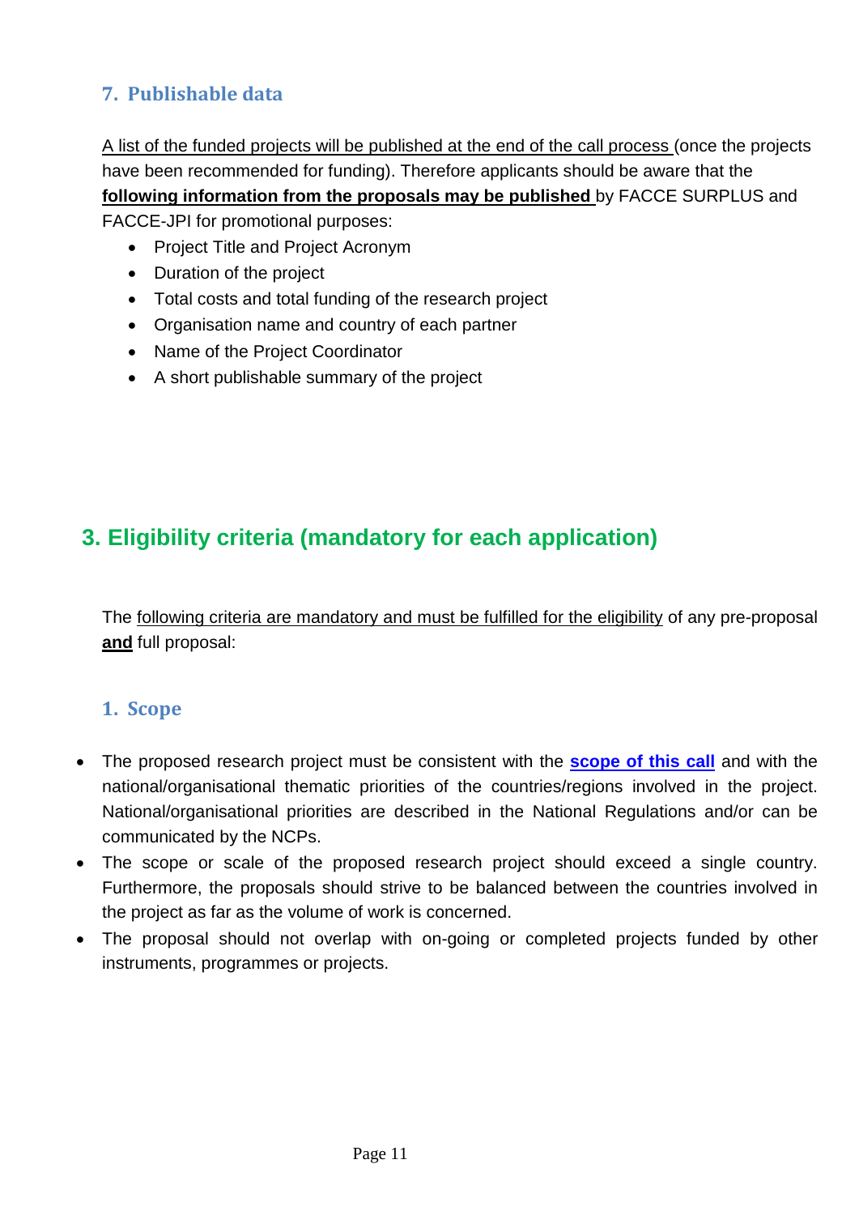### 7. Publishable data

A list of the funded projects will be published at the end of the call process (once the projects have been recommended for funding). Therefore applicants should be aware that the **following information from the proposals may be published** by FACCE SURPLUS and FACCE-JPI for promotional purposes:

- Project Title and Project Acronym
- Duration of the project
- Total costs and total funding of the research project
- Organisation name and country of each partner
- Name of the Project Coordinator
- A short publishable summary of the project

## 3. Eligibility criteria (mandatory for each application)

The following criteria are mandatory and must be fulfilled for the eligibility of any pre-proposal **and** full proposal:

### 1. Scope

- The proposed research project must be consistent with the **scope of this call** and with the national/organisational thematic priorities of the countries/regions involved in the project. National/organisational priorities are described in the National Regulations and/or can be communicated by the NCPs.
- The scope or scale of the proposed research project should exceed a single country. Furthermore, the proposals should strive to be balanced between the countries involved in the project as far as the volume of work is concerned.
- The proposal should not overlap with on-going or completed projects funded by other instruments, programmes or projects.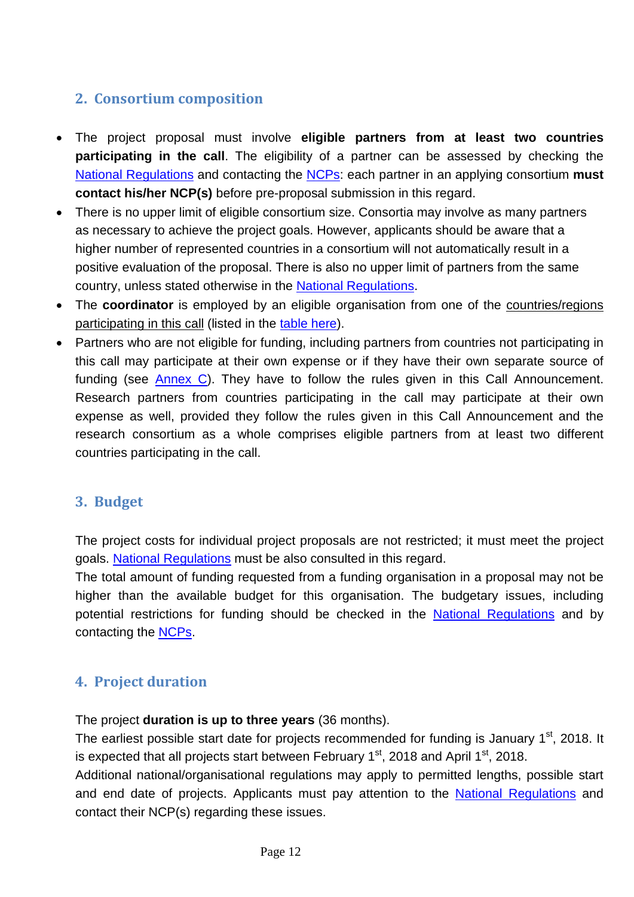## 2. Consortium composition

- The project proposal must involve **eligible partners from at least two countries participating in the call**. The eligibility of a partner can be assessed by checking the National Regulations and contacting the NCPs: each partner in an applying consortium **must contact his/her NCP(s)** before pre-proposal submission in this regard.
- There is no upper limit of eligible consortium size. Consortia may involve as many partners as necessary to achieve the project goals. However, applicants should be aware that a higher number of represented countries in a consortium will not automatically result in a positive evaluation of the proposal. There is also no upper limit of partners from the same country, unless stated otherwise in the National Regulations.
- The **coordinator** is employed by an eligible organisation from one of the countries/regions participating in this call (listed in the table here).
- Partners who are not eligible for funding, including partners from countries not participating in this call may participate at their own expense or if they have their own separate source of funding (see Annex C). They have to follow the rules given in this Call Announcement. Research partners from countries participating in the call may participate at their own expense as well, provided they follow the rules given in this Call Announcement and the research consortium as a whole comprises eligible partners from at least two different countries participating in the call.

## 3. Budget

The project costs for individual project proposals are not restricted; it must meet the project goals. National Regulations must be also consulted in this regard.
The total amount of funding requested from a funding organisation in a proposal may not be higher than the available budget for this organisation. The budgetary issues, including potential restrictions for funding should be checked in the National Regulations and by contacting the NCPs.

## 4. Project duration

The project **duration is up to three years** (36 months).
The earliest possible start date for projects recommended for funding is January 1st, 2018. It is expected that all projects start between February 1st, 2018 and April 1st, 2018.
Additional national/organisational regulations may apply to permitted lengths, possible start and end date of projects. Applicants must pay attention to the National Regulations and contact their NCP(s) regarding these issues.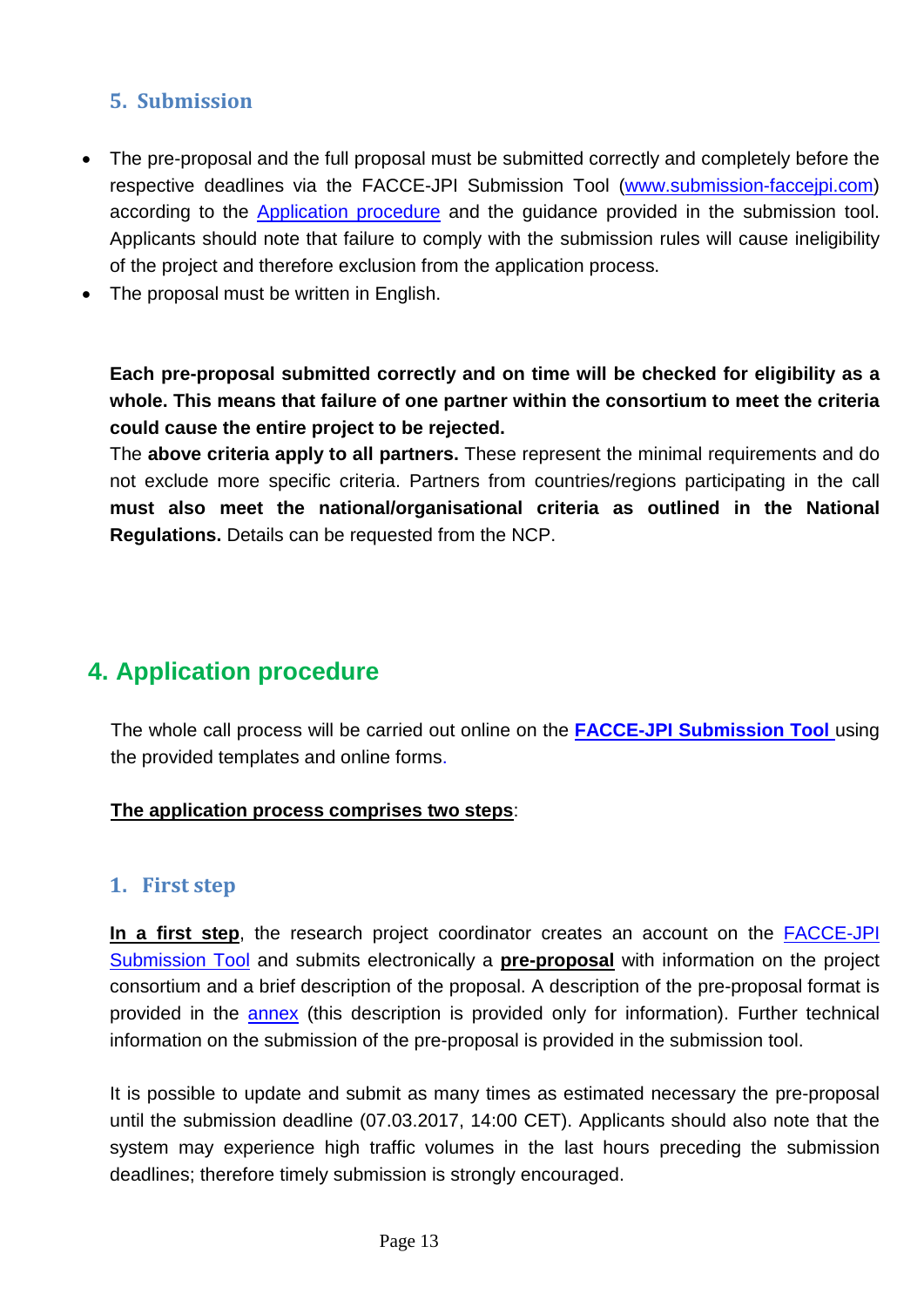### 5. Submission

- The pre-proposal and the full proposal must be submitted correctly and completely before the respective deadlines via the FACCE-JPI Submission Tool (www.submission-faccejpi.com) according to the Application procedure and the guidance provided in the submission tool. Applicants should note that failure to comply with the submission rules will cause ineligibility of the project and therefore exclusion from the application process.
- The proposal must be written in English.

**Each pre-proposal submitted correctly and on time will be checked for eligibility as a whole. This means that failure of one partner within the consortium to meet the criteria could cause the entire project to be rejected.**

The **above criteria apply to all partners.** These represent the minimal requirements and do not exclude more specific criteria. Partners from countries/regions participating in the call **must also meet the national/organisational criteria as outlined in the National Regulations.** Details can be requested from the NCP.

## 4. Application procedure

The whole call process will be carried out online on the **FACCE-JPI Submission Tool** using the provided templates and online forms.

**The application process comprises two steps**:

### 1. First step

**In a first step**, the research project coordinator creates an account on the FACCE-JPI Submission Tool and submits electronically a **pre-proposal** with information on the project consortium and a brief description of the proposal. A description of the pre-proposal format is provided in the annex (this description is provided only for information). Further technical information on the submission of the pre-proposal is provided in the submission tool.

It is possible to update and submit as many times as estimated necessary the pre-proposal until the submission deadline (07.03.2017, 14:00 CET). Applicants should also note that the system may experience high traffic volumes in the last hours preceding the submission deadlines; therefore timely submission is strongly encouraged.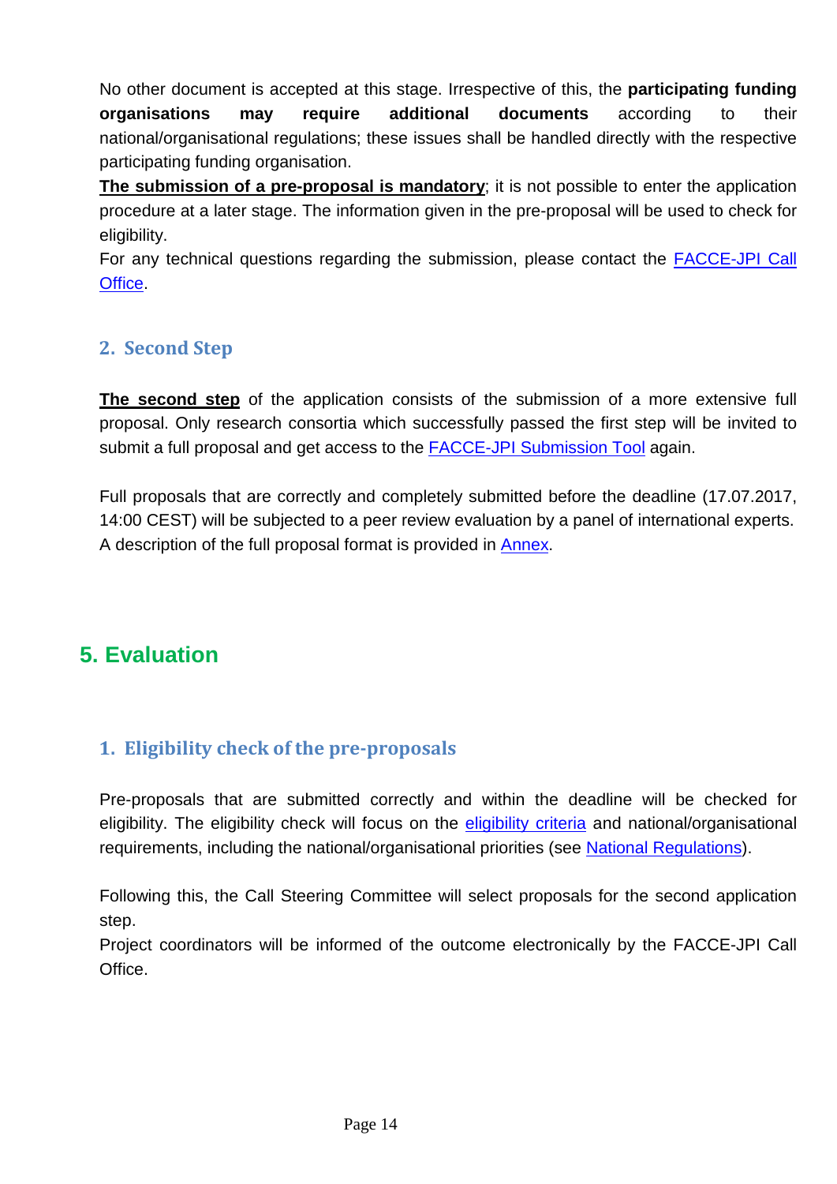No other document is accepted at this stage. Irrespective of this, the **participating funding organisations may require additional documents** according to their national/organisational regulations; these issues shall be handled directly with the respective participating funding organisation.

**The submission of a pre-proposal is mandatory**; it is not possible to enter the application procedure at a later stage. The information given in the pre-proposal will be used to check for eligibility.

For any technical questions regarding the submission, please contact the FACCE-JPI Call Office.

### 2. Second Step

**The second step** of the application consists of the submission of a more extensive full proposal. Only research consortia which successfully passed the first step will be invited to submit a full proposal and get access to the FACCE-JPI Submission Tool again.

Full proposals that are correctly and completely submitted before the deadline (17.07.2017, 14:00 CEST) will be subjected to a peer review evaluation by a panel of international experts. A description of the full proposal format is provided in Annex.

## 5. Evaluation

### 1. Eligibility check of the pre-proposals

Pre-proposals that are submitted correctly and within the deadline will be checked for eligibility. The eligibility check will focus on the eligibility criteria and national/organisational requirements, including the national/organisational priorities (see National Regulations).

Following this, the Call Steering Committee will select proposals for the second application step.

Project coordinators will be informed of the outcome electronically by the FACCE-JPI Call Office.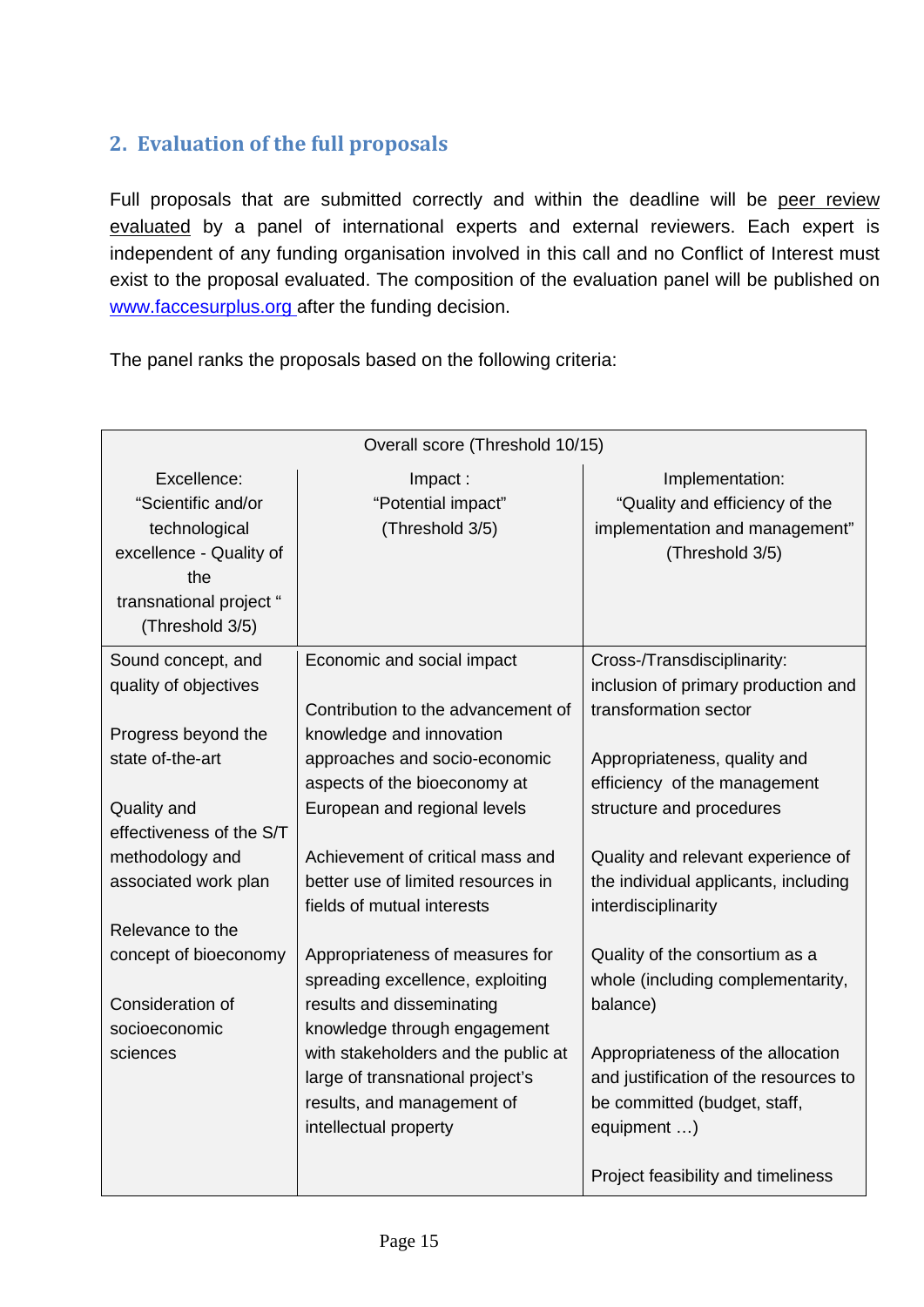## 2. Evaluation of the full proposals

Full proposals that are submitted correctly and within the deadline will be peer review evaluated by a panel of international experts and external reviewers. Each expert is independent of any funding organisation involved in this call and no Conflict of Interest must exist to the proposal evaluated. The composition of the evaluation panel will be published on www.faccesurplus.org after the funding decision.

The panel ranks the proposals based on the following criteria:

| Overall score (Threshold 10/15) | | |
|---|---|---|
| Excellence: “Scientific and/or technological excellence - Quality of the transnational project “ (Threshold 3/5) | Impact : “Potential impact” (Threshold 3/5) | Implementation: “Quality and efficiency of the implementation and management” (Threshold 3/5) |
| Sound concept, and quality of objectives<br><br>Progress beyond the state of-the-art<br><br>Quality and effectiveness of the S/T methodology and associated work plan<br><br>Relevance to the concept of bioeconomy<br><br>Consideration of socioeconomic sciences | Economic and social impact<br><br>Contribution to the advancement of knowledge and innovation approaches and socio-economic aspects of the bioeconomy at European and regional levels<br><br>Achievement of critical mass and better use of limited resources in fields of mutual interests<br><br>Appropriateness of measures for spreading excellence, exploiting results and disseminating knowledge through engagement with stakeholders and the public at large of transnational project’s results, and management of intellectual property | Cross-/Transdisciplinarity: inclusion of primary production and transformation sector<br><br>Appropriateness, quality and efficiency of the management structure and procedures<br><br>Quality and relevant experience of the individual applicants, including interdisciplinarity<br><br>Quality of the consortium as a whole (including complementarity, balance)<br><br>Appropriateness of the allocation and justification of the resources to be committed (budget, staff, equipment …)<br><br>Project feasibility and timeliness |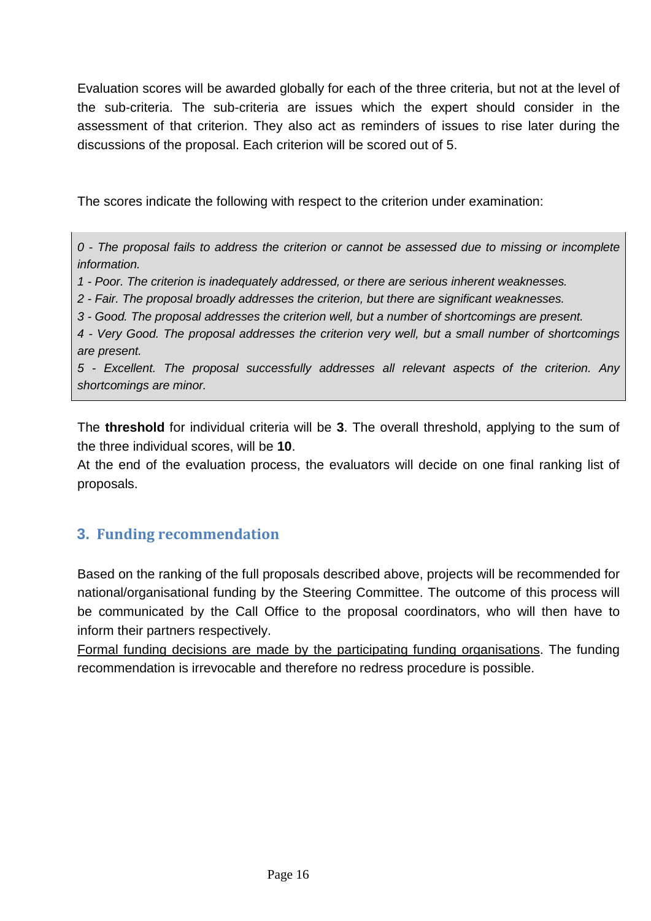Evaluation scores will be awarded globally for each of the three criteria, but not at the level of the sub-criteria. The sub-criteria are issues which the expert should consider in the assessment of that criterion. They also act as reminders of issues to rise later during the discussions of the proposal. Each criterion will be scored out of 5.

The scores indicate the following with respect to the criterion under examination:

> *0 - The proposal fails to address the criterion or cannot be assessed due to missing or incomplete information.*
>
> *1 - Poor. The criterion is inadequately addressed, or there are serious inherent weaknesses.*
>
> *2 - Fair. The proposal broadly addresses the criterion, but there are significant weaknesses.*
>
> *3 - Good. The proposal addresses the criterion well, but a number of shortcomings are present.*
>
> *4 - Very Good. The proposal addresses the criterion very well, but a small number of shortcomings are present.*
>
> *5 - Excellent. The proposal successfully addresses all relevant aspects of the criterion. Any shortcomings are minor.*

The **threshold** for individual criteria will be **3**. The overall threshold, applying to the sum of the three individual scores, will be **10**.

At the end of the evaluation process, the evaluators will decide on one final ranking list of proposals.

## 3. Funding recommendation

Based on the ranking of the full proposals described above, projects will be recommended for national/organisational funding by the Steering Committee. The outcome of this process will be communicated by the Call Office to the proposal coordinators, who will then have to inform their partners respectively.

<u>Formal funding decisions are made by the participating funding organisations</u>. The funding recommendation is irrevocable and therefore no redress procedure is possible.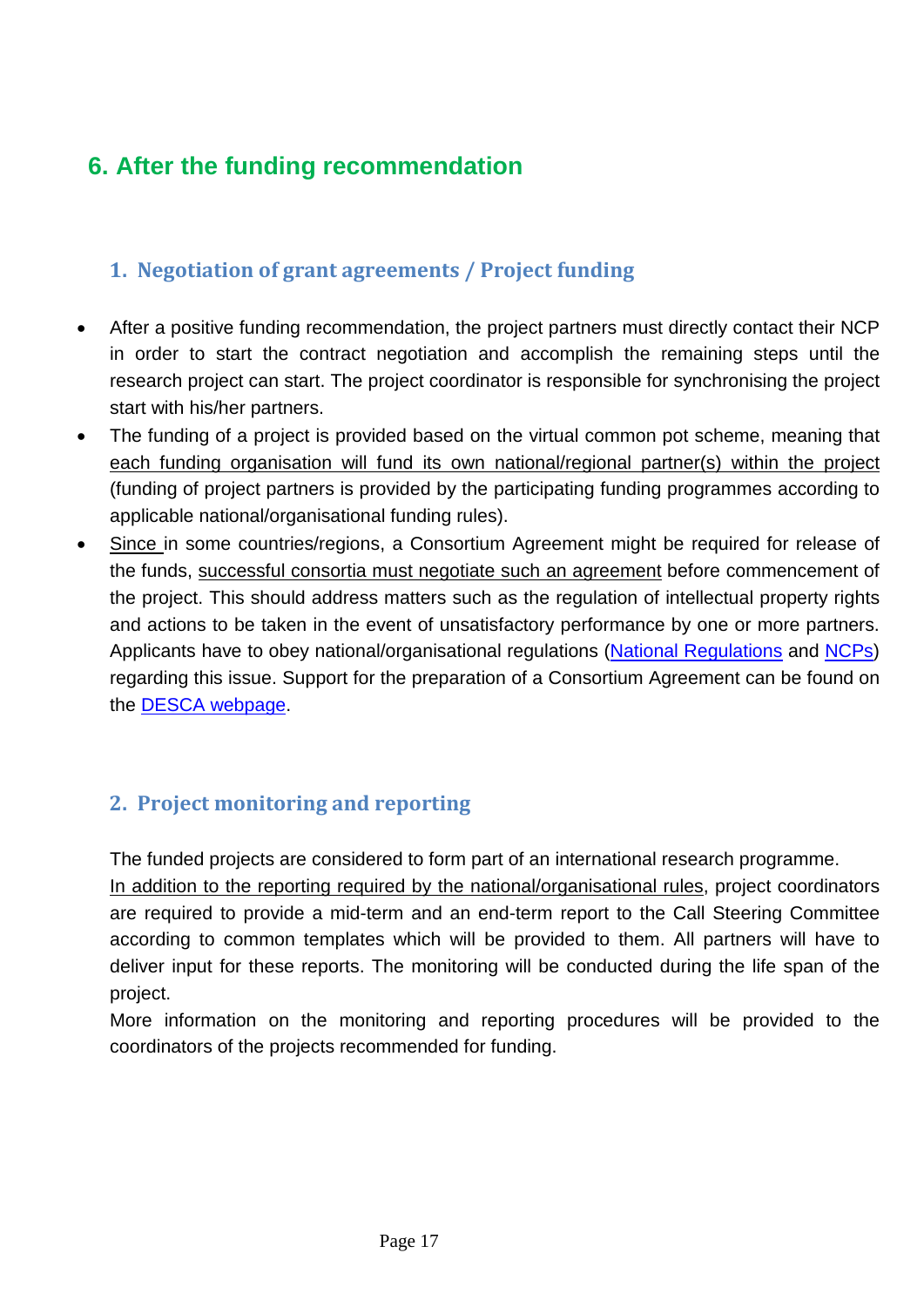## 6. After the funding recommendation

### 1. Negotiation of grant agreements / Project funding

- After a positive funding recommendation, the project partners must directly contact their NCP in order to start the contract negotiation and accomplish the remaining steps until the research project can start. The project coordinator is responsible for synchronising the project start with his/her partners.
- The funding of a project is provided based on the virtual common pot scheme, meaning that each funding organisation will fund its own national/regional partner(s) within the project (funding of project partners is provided by the participating funding programmes according to applicable national/organisational funding rules).
- Since in some countries/regions, a Consortium Agreement might be required for release of the funds, successful consortia must negotiate such an agreement before commencement of the project. This should address matters such as the regulation of intellectual property rights and actions to be taken in the event of unsatisfactory performance by one or more partners. Applicants have to obey national/organisational regulations (National Regulations and NCPs) regarding this issue. Support for the preparation of a Consortium Agreement can be found on the DESCA webpage.

### 2. Project monitoring and reporting

The funded projects are considered to form part of an international research programme.
In addition to the reporting required by the national/organisational rules, project coordinators are required to provide a mid-term and an end-term report to the Call Steering Committee according to common templates which will be provided to them. All partners will have to deliver input for these reports. The monitoring will be conducted during the life span of the project.
More information on the monitoring and reporting procedures will be provided to the coordinators of the projects recommended for funding.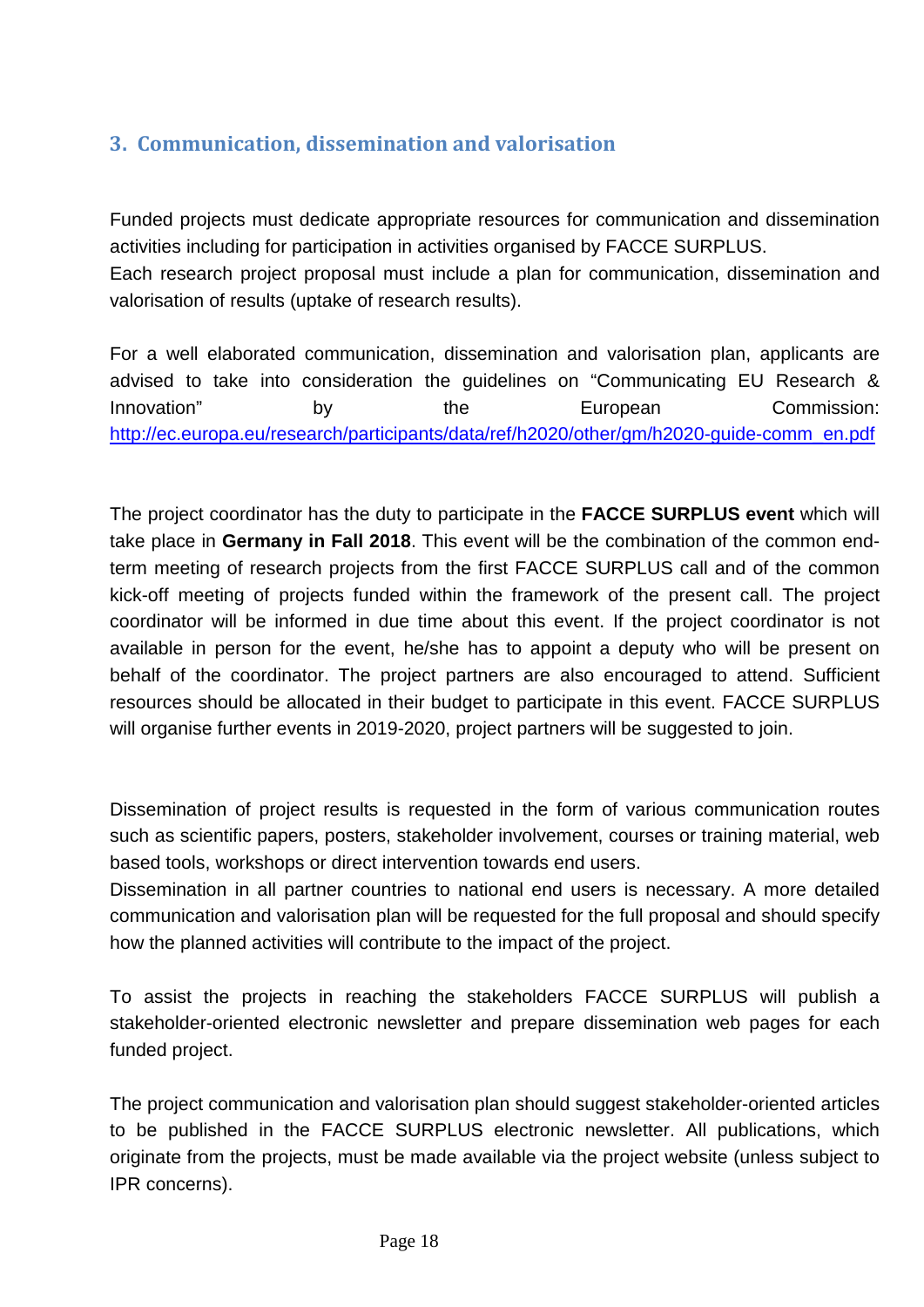## 3. Communication, dissemination and valorisation

Funded projects must dedicate appropriate resources for communication and dissemination activities including for participation in activities organised by FACCE SURPLUS.
Each research project proposal must include a plan for communication, dissemination and valorisation of results (uptake of research results).

For a well elaborated communication, dissemination and valorisation plan, applicants are advised to take into consideration the guidelines on "Communicating EU Research & Innovation" by the European Commission: http://ec.europa.eu/research/participants/data/ref/h2020/other/gm/h2020-guide-comm_en.pdf

The project coordinator has the duty to participate in the **FACCE SURPLUS event** which will take place in **Germany in Fall 2018**. This event will be the combination of the common end-term meeting of research projects from the first FACCE SURPLUS call and of the common kick-off meeting of projects funded within the framework of the present call. The project coordinator will be informed in due time about this event. If the project coordinator is not available in person for the event, he/she has to appoint a deputy who will be present on behalf of the coordinator. The project partners are also encouraged to attend. Sufficient resources should be allocated in their budget to participate in this event. FACCE SURPLUS will organise further events in 2019-2020, project partners will be suggested to join.

Dissemination of project results is requested in the form of various communication routes such as scientific papers, posters, stakeholder involvement, courses or training material, web based tools, workshops or direct intervention towards end users.
Dissemination in all partner countries to national end users is necessary. A more detailed communication and valorisation plan will be requested for the full proposal and should specify how the planned activities will contribute to the impact of the project.

To assist the projects in reaching the stakeholders FACCE SURPLUS will publish a stakeholder-oriented electronic newsletter and prepare dissemination web pages for each funded project.

The project communication and valorisation plan should suggest stakeholder-oriented articles to be published in the FACCE SURPLUS electronic newsletter. All publications, which originate from the projects, must be made available via the project website (unless subject to IPR concerns).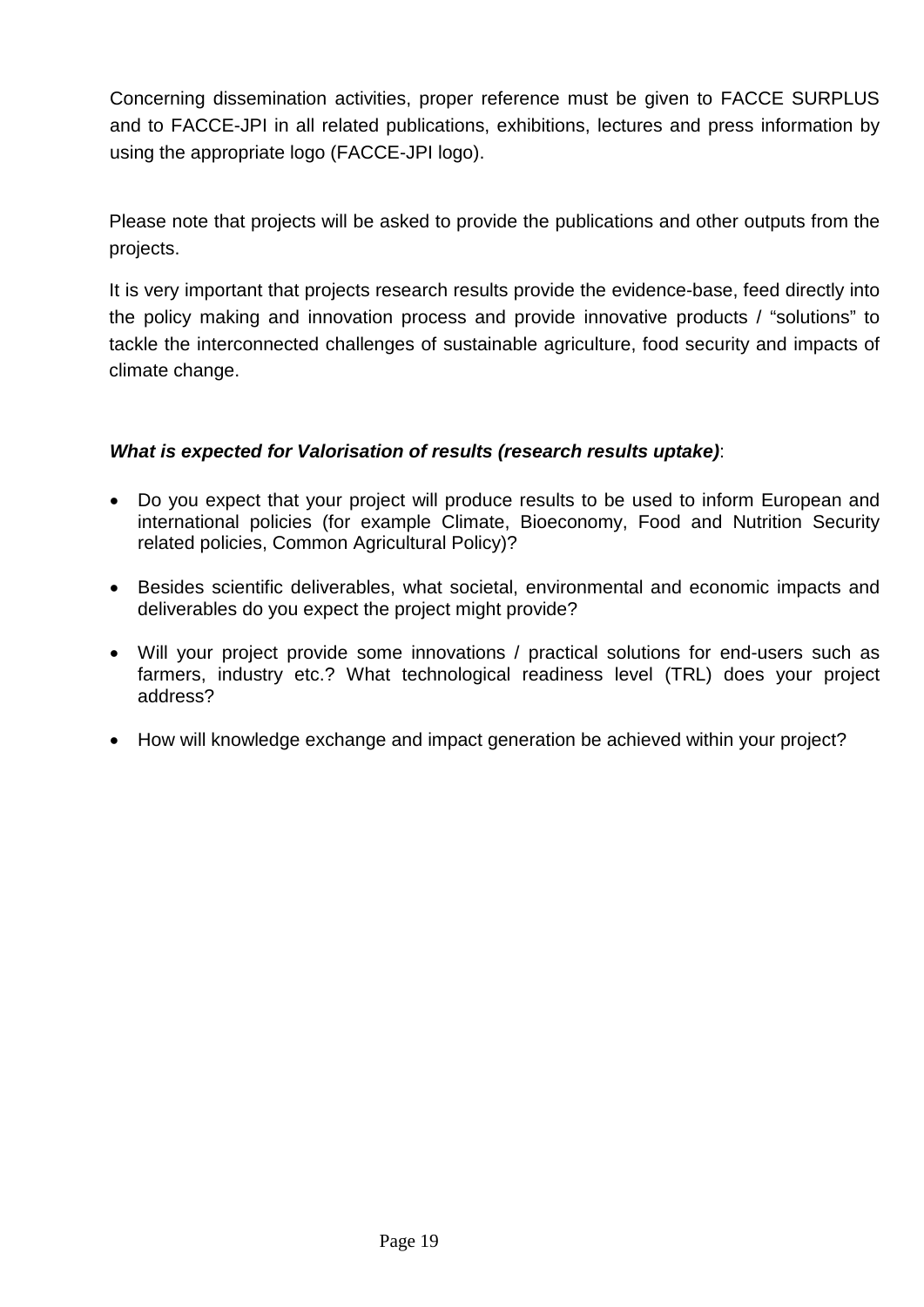Concerning dissemination activities, proper reference must be given to FACCE SURPLUS and to FACCE-JPI in all related publications, exhibitions, lectures and press information by using the appropriate logo (FACCE-JPI logo).

Please note that projects will be asked to provide the publications and other outputs from the projects.

It is very important that projects research results provide the evidence-base, feed directly into the policy making and innovation process and provide innovative products / "solutions" to tackle the interconnected challenges of sustainable agriculture, food security and impacts of climate change.

***What is expected for Valorisation of results (research results uptake)***:

- Do you expect that your project will produce results to be used to inform European and international policies (for example Climate, Bioeconomy, Food and Nutrition Security related policies, Common Agricultural Policy)?
- Besides scientific deliverables, what societal, environmental and economic impacts and deliverables do you expect the project might provide?
- Will your project provide some innovations / practical solutions for end-users such as farmers, industry etc.? What technological readiness level (TRL) does your project address?
- How will knowledge exchange and impact generation be achieved within your project?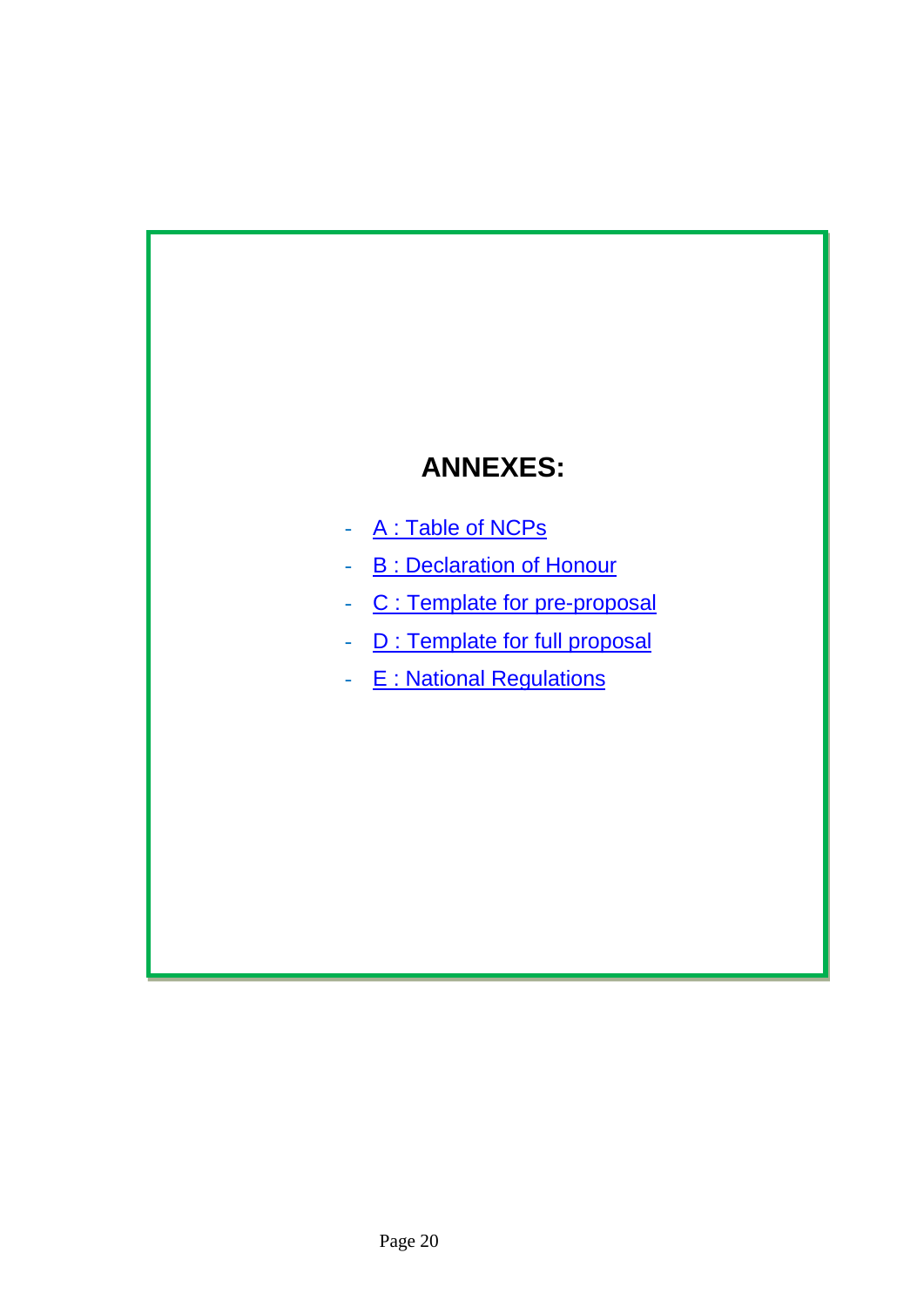## ANNEXES:

- A : Table of NCPs
- B : Declaration of Honour
- C : Template for pre-proposal
- D : Template for full proposal
- E : National Regulations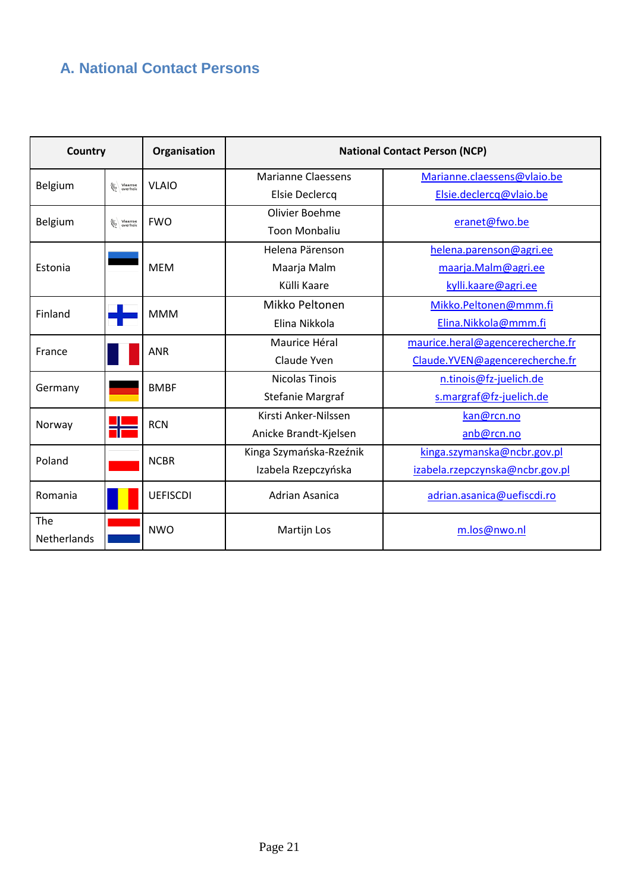## A. National Contact Persons

| Country | | Organisation | National Contact Person (NCP) | |
|---|---|---|---|---|
| Belgium | | VLAIO | Marianne Claessens<br>Elsie Declercq | Marianne.claessens@vlaio.be<br>Elsie.declercq@vlaio.be |
| Belgium | | FWO | Olivier Boehme<br>Toon Monbaliu | eranet@fwo.be |
| Estonia | | MEM | Helena Pärenson<br>Maarja Malm<br>Külli Kaare | helena.parenson@agri.ee<br>maarja.Malm@agri.ee<br>kylli.kaare@agri.ee |
| Finland | | MMM | Mikko Peltonen<br>Elina Nikkola | Mikko.Peltonen@mmm.fi<br>Elina.Nikkola@mmm.fi |
| France | | ANR | Maurice Héral<br>Claude Yven | maurice.heral@agencerecherche.fr<br>Claude.YVEN@agencerecherche.fr |
| Germany | | BMBF | Nicolas Tinois<br>Stefanie Margraf | n.tinois@fz-juelich.de<br>s.margraf@fz-juelich.de |
| Norway | | RCN | Kirsti Anker-Nilssen<br>Anicke Brandt-Kjelsen | kan@rcn.no<br>anb@rcn.no |
| Poland | | NCBR | Kinga Szymańska-Rzeźnik<br>Izabela Rzepczyńska | kinga.szymanska@ncbr.gov.pl<br>izabela.rzepczynska@ncbr.gov.pl |
| Romania | | UEFISCDI | Adrian Asanica | adrian.asanica@uefiscdi.ro |
| The Netherlands | | NWO | Martijn Los | m.los@nwo.nl |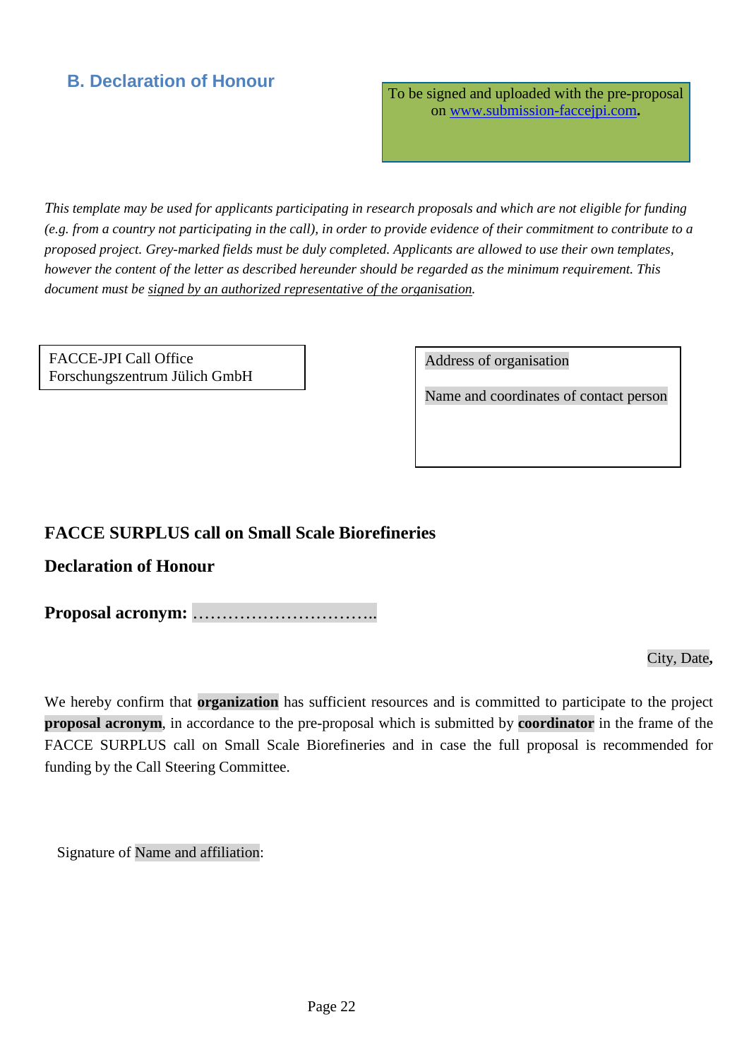## B. Declaration of Honour

To be signed and uploaded with the pre-proposal on [www.submission-faccejpi.com](http://www.submission-faccejpi.com).

*This template may be used for applicants participating in research proposals and which are not eligible for funding (e.g. from a country not participating in the call), in order to provide evidence of their commitment to contribute to a proposed project. Grey-marked fields must be duly completed. Applicants are allowed to use their own templates, however the content of the letter as described hereunder should be regarded as the minimum requirement. This document must be signed by an authorized representative of the organisation.*

FACCE-JPI Call Office
Forschungszentrum Jülich GmbH

Address of organisation

Name and coordinates of contact person

**FACCE SURPLUS call on Small Scale Biorefineries**

**Declaration of Honour**

**Proposal acronym: …………………………..**

City, Date**,**

We hereby confirm that **organization** has sufficient resources and is committed to participate to the project **proposal acronym**, in accordance to the pre-proposal which is submitted by **coordinator** in the frame of the FACCE SURPLUS call on Small Scale Biorefineries and in case the full proposal is recommended for funding by the Call Steering Committee.

Signature of Name and affiliation: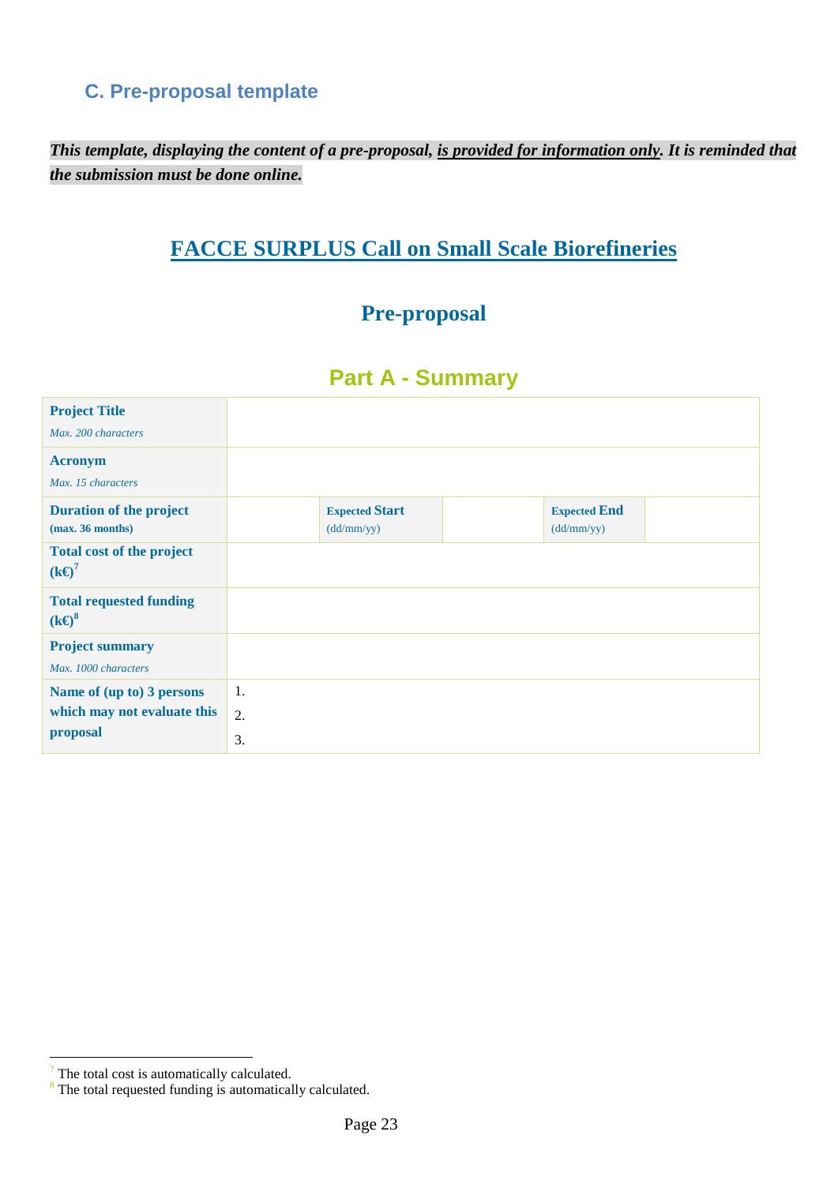### C. Pre-proposal template

***This template, displaying the content of a pre-proposal, <u>is provided for information only</u>. It is reminded that the submission must be done online.***

## FACCE SURPLUS Call on Small Scale Biorefineries

## Pre-proposal

## Part A - Summary

| | | | | | |
|---|---|---|---|---|---|
| **Project Title**<br>*Max. 200 characters* | | | | | |
| **Acronym**<br>*Max. 15 characters* | | | | | |
| **Duration of the project**<br>**(max. 36 months)** | | **Expected Start**<br>(dd/mm/yy) | | **Expected End**<br>(dd/mm/yy) | |
| **Total cost of the project (k€)**[7] | | | | | |
| **Total requested funding (k€)**[8] | | | | | |
| **Project summary**<br>*Max. 1000 characters* | | | | | |
| **Name of (up to) 3 persons which may not evaluate this proposal** | 1.<br>2.<br>3. | | | | |

[7] The total cost is automatically calculated.
[8] The total requested funding is automatically calculated.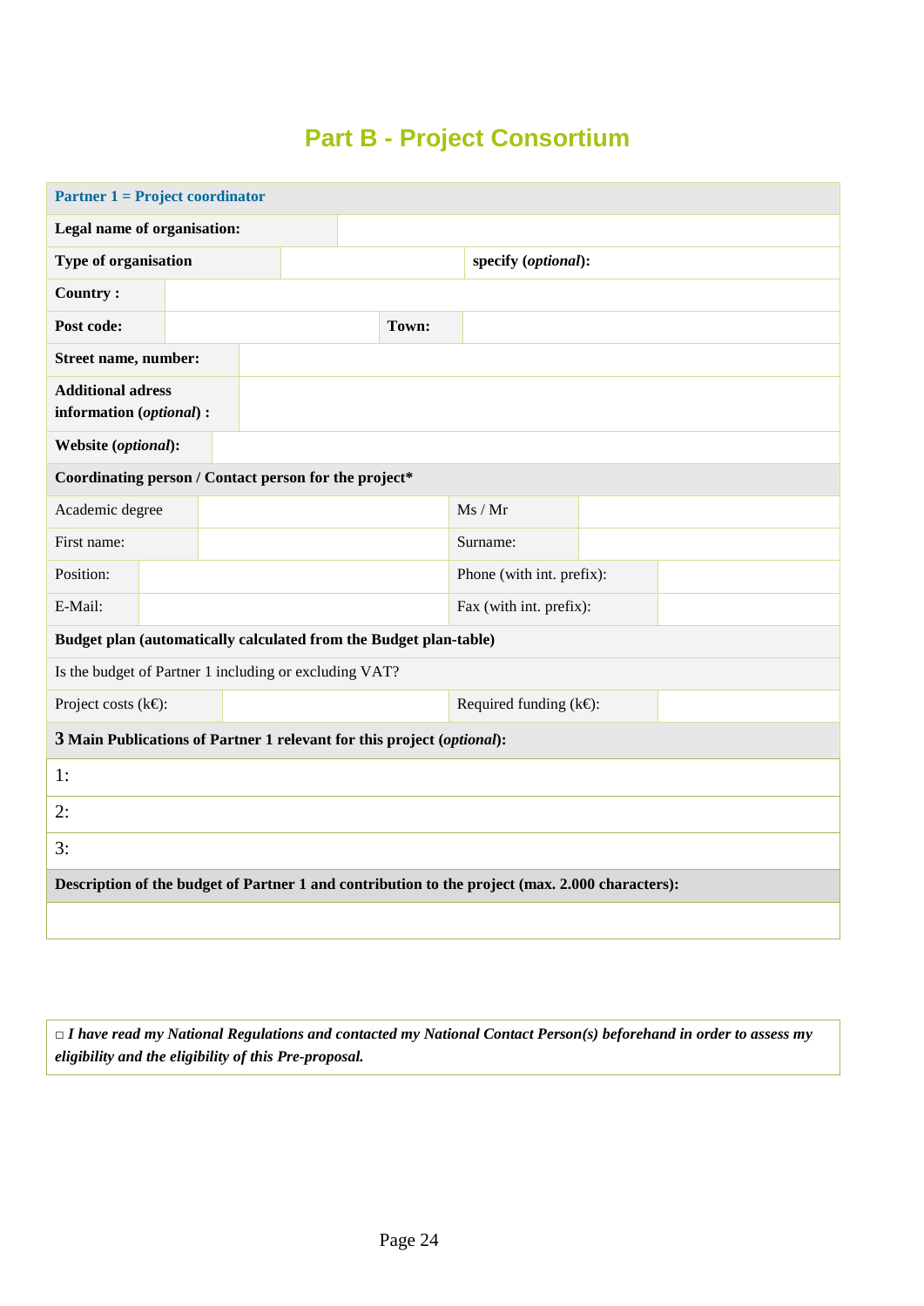# Part B - Project Consortium

| **Partner 1 = Project coordinator** | | | |
|---|---|---|---|
| **Legal name of organisation:** | | | |
| **Type of organisation** | | **specify (*optional*):** | |
| **Country :** | | | |
| **Post code:** | | **Town:** | |
| **Street name, number:** | | | |
| **Additional adress information (*optional*) :** | | | |
| **Website (*optional*):** | | | |
| **Coordinating person / Contact person for the project*** | | | |
| Academic degree | | Ms / Mr | |
| First name: | | Surname: | |
| Position: | | Phone (with int. prefix): | |
| E-Mail: | | Fax (with int. prefix): | |
| **Budget plan (automatically calculated from the Budget plan-table)** | | | |
| Is the budget of Partner 1 including or excluding VAT? | | | |
| Project costs (k€): | | Required funding (k€): | |
| **3 Main Publications of Partner 1 relevant for this project (*optional*):** | | | |
| 1: | | | |
| 2: | | | |
| 3: | | | |
| **Description of the budget of Partner 1 and contribution to the project (max. 2.000 characters):** | | | |
| | | | |

□ ***I have read my National Regulations and contacted my National Contact Person(s) beforehand in order to assess my eligibility and the eligibility of this Pre-proposal.***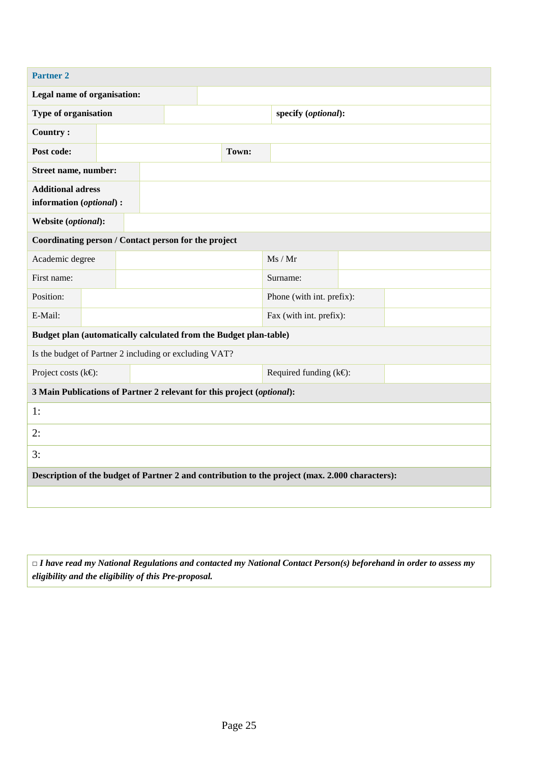| **Partner 2** | | | |
|---|---|---|---|
| **Legal name of organisation:** | | | |
| **Type of organisation** | | **specify (*optional*):** | |
| **Country :** | | | |
| **Post code:** | | **Town:** | |
| **Street name, number:** | | | |
| **Additional adress information (*optional*) :** | | | |
| **Website (*optional*):** | | | |
| **Coordinating person / Contact person for the project** | | | |
| Academic degree | | Ms / Mr | |
| First name: | | Surname: | |
| Position: | | Phone (with int. prefix): | |
| E-Mail: | | Fax (with int. prefix): | |
| **Budget plan (automatically calculated from the Budget plan-table)** | | | |
| Is the budget of Partner 2 including or excluding VAT? | | | |
| Project costs (k€): | | Required funding (k€): | |
| **3 Main Publications of Partner 2 relevant for this project (*optional*):** | | | |
| 1: | | | |
| 2: | | | |
| 3: | | | |
| **Description of the budget of Partner 2 and contribution to the project (max. 2.000 characters):** | | | |
| | | | |

□ ***I have read my National Regulations and contacted my National Contact Person(s) beforehand in order to assess my eligibility and the eligibility of this Pre-proposal.***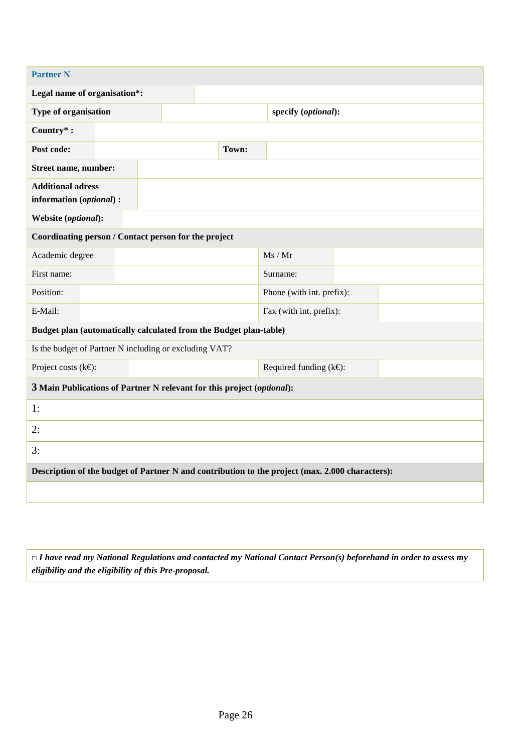| **Partner N** | | | |
|---|---|---|---|
| **Legal name of organisation*:** | | | |
| **Type of organisation** | | **specify (*optional*):** | |
| **Country* :** | | | |
| **Post code:** | | **Town:** | |
| **Street name, number:** | | | |
| **Additional adress information (*optional*) :** | | | |
| **Website (*optional*):** | | | |
| **Coordinating person / Contact person for the project** | | | |
| Academic degree | | Ms / Mr | |
| First name: | | Surname: | |
| Position: | | Phone (with int. prefix): | |
| E-Mail: | | Fax (with int. prefix): | |
| **Budget plan (automatically calculated from the Budget plan-table)** | | | |
| Is the budget of Partner N including or excluding VAT? | | | |
| Project costs (k€): | | Required funding (k€): | |
| **3 Main Publications of Partner N relevant for this project (*optional*):** | | | |
| 1: | | | |
| 2: | | | |
| 3: | | | |
| **Description of the budget of Partner N and contribution to the project (max. 2.000 characters):** | | | |
| | | | |

□ ***I have read my National Regulations and contacted my National Contact Person(s) beforehand in order to assess my eligibility and the eligibility of this Pre-proposal.***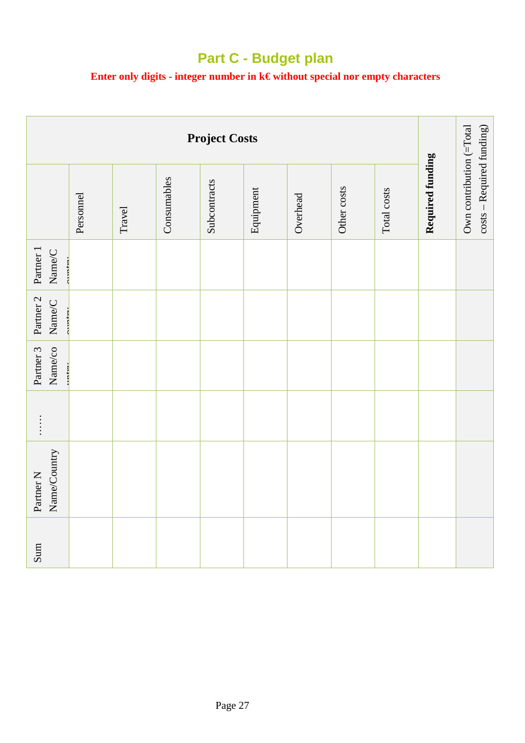## Part C - Budget plan

**Enter only digits - integer number in k€ without special nor empty characters**

| | Project Costs | | | | | | | | Required funding | Own contribution (=Total costs – Required funding) |
|---|---|---|---|---|---|---|---|---|---|---|
| | Personnel | Travel | Consumables | Subcontracts | Equipment | Overhead | Other costs | Total costs | | |
| Partner 1 Name/Country | | | | | | | | | | |
| Partner 2 Name/Country | | | | | | | | | | |
| Partner 3 Name/country | | | | | | | | | | |
| …… | | | | | | | | | | |
| Partner N Name/Country | | | | | | | | | | |
| Sum | | | | | | | | | | |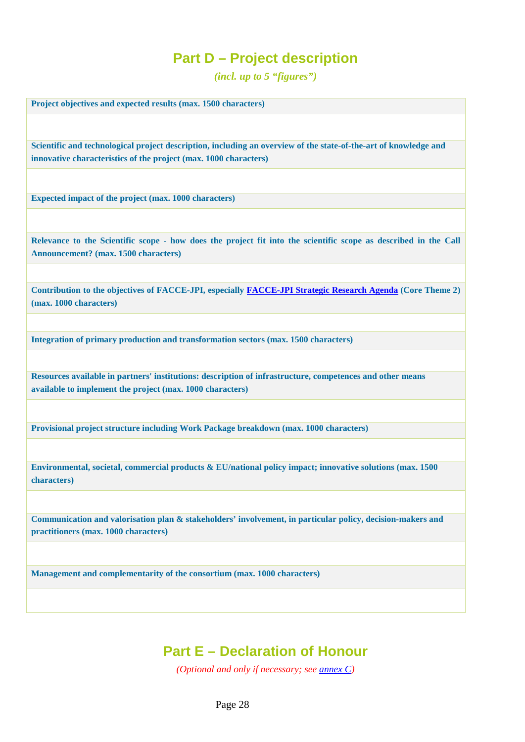## Part D – Project description

*(incl. up to 5 "figures")*

| |
|---|
| **Project objectives and expected results (max. 1500 characters)** |
| |
| **Scientific and technological project description, including an overview of the state-of-the-art of knowledge and innovative characteristics of the project (max. 1000 characters)** |
| |
| **Expected impact of the project (max. 1000 characters)** |
| |
| **Relevance to the Scientific scope - how does the project fit into the scientific scope as described in the Call Announcement? (max. 1500 characters)** |
| |
| **Contribution to the objectives of FACCE-JPI, especially FACCE-JPI Strategic Research Agenda (Core Theme 2) (max. 1000 characters)** |
| |
| **Integration of primary production and transformation sectors (max. 1500 characters)** |
| |
| **Resources available in partners' institutions: description of infrastructure, competences and other means available to implement the project (max. 1000 characters)** |
| |
| **Provisional project structure including Work Package breakdown (max. 1000 characters)** |
| |
| **Environmental, societal, commercial products & EU/national policy impact; innovative solutions (max. 1500 characters)** |
| |
| **Communication and valorisation plan & stakeholders' involvement, in particular policy, decision-makers and practitioners (max. 1000 characters)** |
| |
| **Management and complementarity of the consortium (max. 1000 characters)** |
| |

## Part E – Declaration of Honour

*(Optional and only if necessary; see annex C)*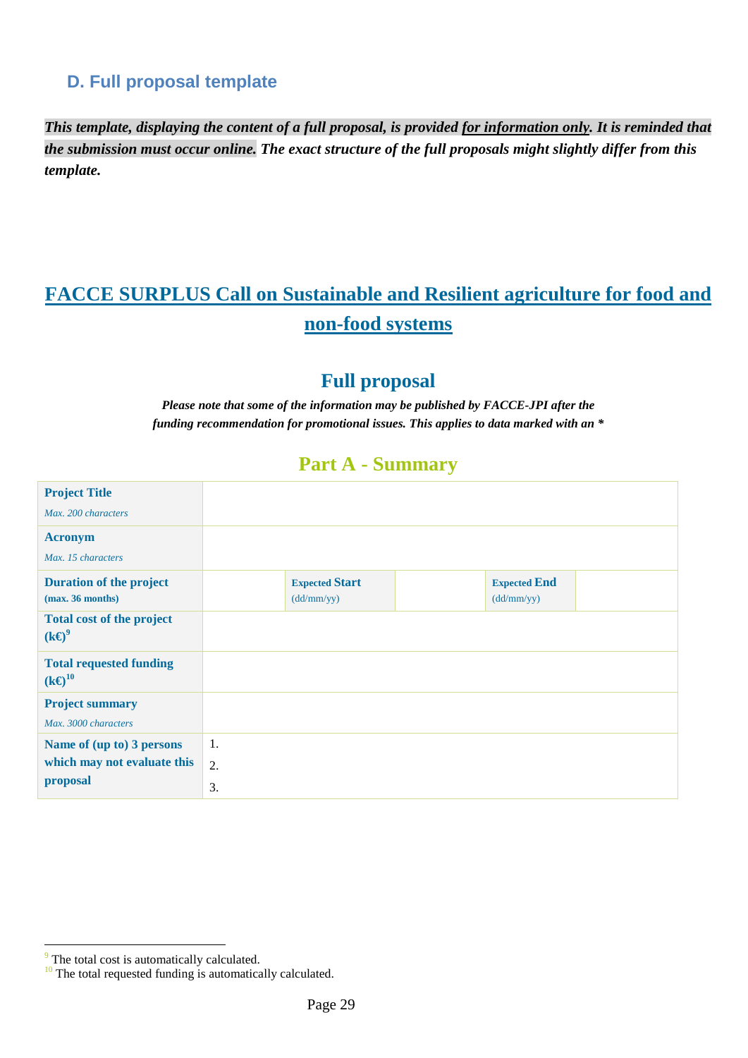### D. Full proposal template

***This template, displaying the content of a full proposal, is provided for information only. It is reminded that the submission must occur online. The exact structure of the full proposals might slightly differ from this template.***

# FACCE SURPLUS Call on Sustainable and Resilient agriculture for food and non-food systems

## Full proposal

***Please note that some of the information may be published by FACCE-JPI after the funding recommendation for promotional issues. This applies to data marked with an \****

## Part A - Summary

| | | | | | |
|---|---|---|---|---|---|
| **Project Title**<br>*Max. 200 characters* | | | | | |
| **Acronym**<br>*Max. 15 characters* | | | | | |
| **Duration of the project**<br>**(max. 36 months)** | | **Expected Start**<br>(dd/mm/yy) | | **Expected End**<br>(dd/mm/yy) | |
| **Total cost of the project (k€)**[9] | | | | | |
| **Total requested funding (k€)**[10] | | | | | |
| **Project summary**<br>*Max. 3000 characters* | | | | | |
| **Name of (up to) 3 persons which may not evaluate this proposal** | 1.<br>2.<br>3. | | | | |

[9] The total cost is automatically calculated.

[10] The total requested funding is automatically calculated.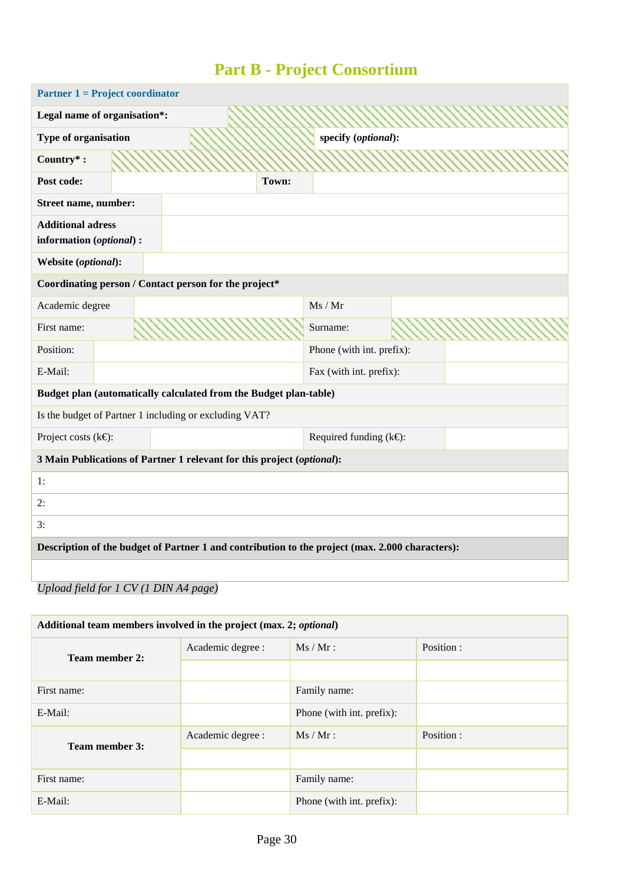# Part B - Project Consortium

| Partner 1 = Project coordinator | | | |
|---|---|---|---|
| **Legal name of organisation*:** | | | |
| **Type of organisation** | | **specify (*optional*):** | |
| **Country* :** | | | |
| **Post code:** | | **Town:** | |
| **Street name, number:** | | | |
| **Additional adress information (*optional*) :** | | | |
| **Website (*optional*):** | | | |
| **Coordinating person / Contact person for the project*** | | | |
| Academic degree | | Ms / Mr | |
| First name: | | Surname: | |
| Position: | | Phone (with int. prefix): | |
| E-Mail: | | Fax (with int. prefix): | |
| **Budget plan (automatically calculated from the Budget plan-table)** | | | |
| Is the budget of Partner 1 including or excluding VAT? | | | |
| Project costs (k€): | | Required funding (k€): | |
| **3 Main Publications of Partner 1 relevant for this project (*optional*):** | | | |
| 1: | | | |
| 2: | | | |
| 3: | | | |
| **Description of the budget of Partner 1 and contribution to the project (max. 2.000 characters):** | | | |
| | | | |

*Upload field for 1 CV (1 DIN A4 page)*

| Additional team members involved in the project (max. 2; *optional*) | | | |
|---|---|---|---|
| **Team member 2:** | Academic degree : | Ms / Mr : | Position : |
| | | | |
| First name: | | Family name: | |
| E-Mail: | | Phone (with int. prefix): | |
| **Team member 3:** | Academic degree : | Ms / Mr : | Position : |
| | | | |
| First name: | | Family name: | |
| E-Mail: | | Phone (with int. prefix): | |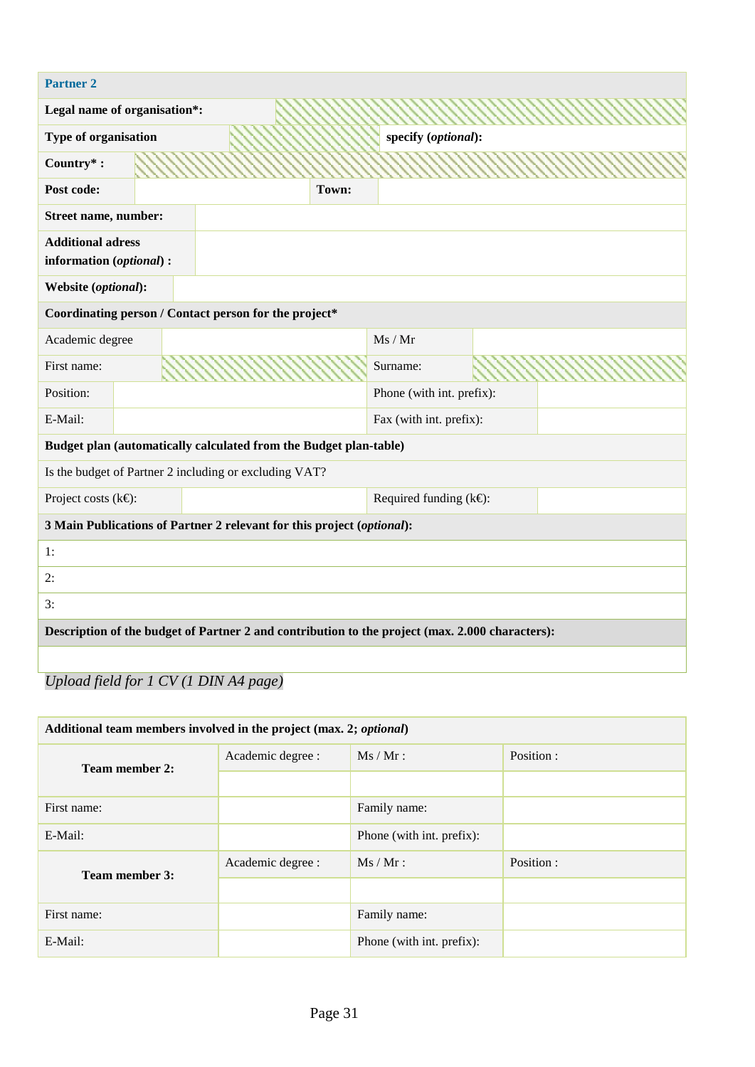| **Partner 2** | | | |
|---|---|---|---|
| **Legal name of organisation*:** | | | |
| **Type of organisation** | | **specify (*optional*):** | |
| **Country* :** | | | |
| **Post code:** | | **Town:** | |
| **Street name, number:** | | | |
| **Additional adress information (*optional*) :** | | | |
| **Website (*optional*):** | | | |
| **Coordinating person / Contact person for the project*** | | | |
| Academic degree | | Ms / Mr | |
| First name: | | Surname: | |
| Position: | | Phone (with int. prefix): | |
| E-Mail: | | Fax (with int. prefix): | |
| **Budget plan (automatically calculated from the Budget plan-table)** | | | |
| Is the budget of Partner 2 including or excluding VAT? | | | |
| Project costs (k€): | | Required funding (k€): | |
| **3 Main Publications of Partner 2 relevant for this project (*optional*):** | | | |
| 1: | | | |
| 2: | | | |
| 3: | | | |
| **Description of the budget of Partner 2 and contribution to the project (max. 2.000 characters):** | | | |
| | | | |

*Upload field for 1 CV (1 DIN A4 page)*

| **Additional team members involved in the project (max. 2; *optional*)** | | | |
|---|---|---|---|
| **Team member 2:** | Academic degree : | Ms / Mr : | Position : |
| | | | |
| First name: | | Family name: | |
| E-Mail: | | Phone (with int. prefix): | |
| **Team member 3:** | Academic degree : | Ms / Mr : | Position : |
| | | | |
| First name: | | Family name: | |
| E-Mail: | | Phone (with int. prefix): | |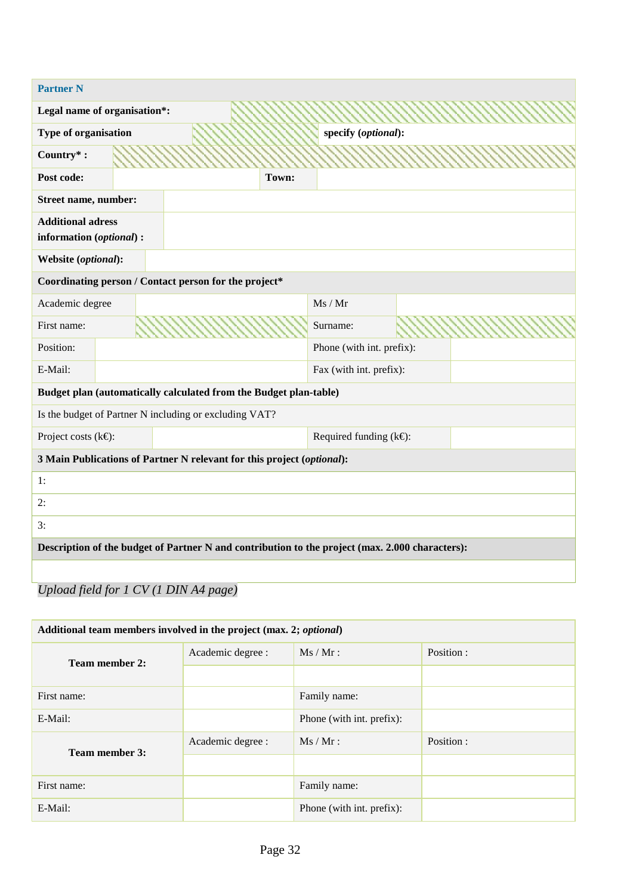| Partner N | | | |
|---|---|---|---|
| **Legal name of organisation*:** | | | |
| **Type of organisation** | | **specify (*optional*):** | |
| **Country* :** | | | |
| **Post code:** | | **Town:** | |
| **Street name, number:** | | | |
| **Additional adress information (*optional*) :** | | | |
| **Website (*optional*):** | | | |
| **Coordinating person / Contact person for the project*** | | | |
| Academic degree | | Ms / Mr | |
| First name: | | Surname: | |
| Position: | | Phone (with int. prefix): | |
| E-Mail: | | Fax (with int. prefix): | |
| **Budget plan (automatically calculated from the Budget plan-table)** | | | |
| Is the budget of Partner N including or excluding VAT? | | | |
| Project costs (k€): | | Required funding (k€): | |
| **3 Main Publications of Partner N relevant for this project (*optional*):** | | | |
| 1: | | | |
| 2: | | | |
| 3: | | | |
| **Description of the budget of Partner N and contribution to the project (max. 2.000 characters):** | | | |
| | | | |

*Upload field for 1 CV (1 DIN A4 page)*

| Additional team members involved in the project (max. 2; *optional*) | | | |
|---|---|---|---|
| **Team member 2:** | Academic degree : | Ms / Mr : | Position : |
| | | | |
| First name: | | Family name: | |
| E-Mail: | | Phone (with int. prefix): | |
| **Team member 3:** | Academic degree : | Ms / Mr : | Position : |
| | | | |
| First name: | | Family name: | |
| E-Mail: | | Phone (with int. prefix): | |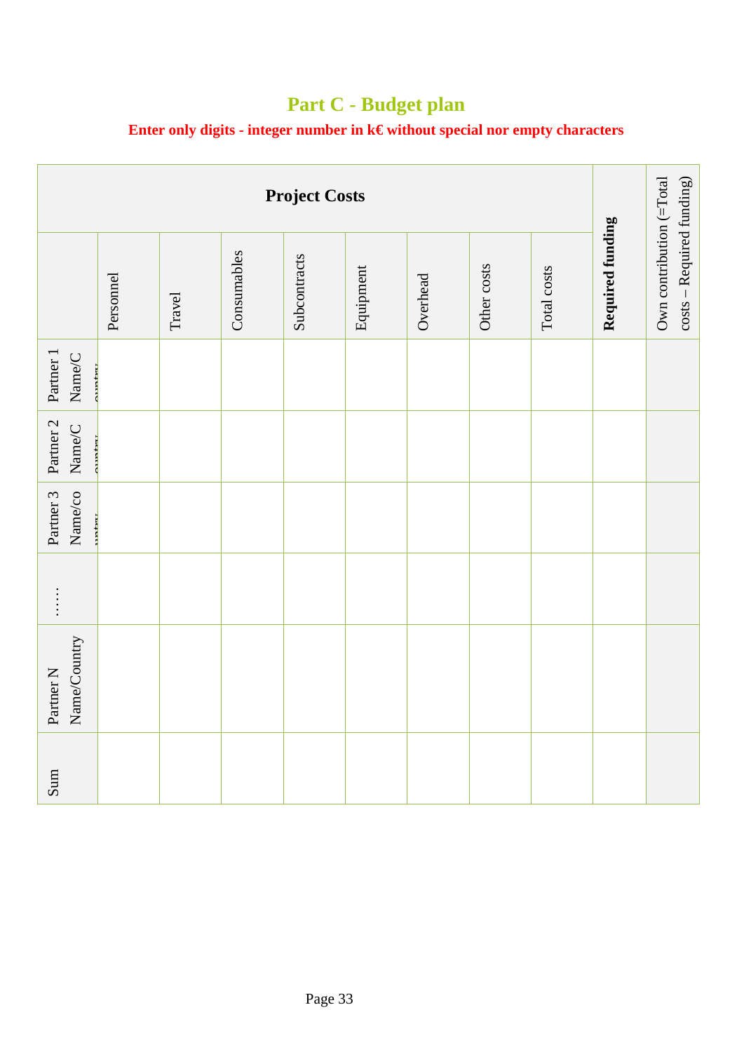## Part C - Budget plan

**Enter only digits - integer number in k€ without special nor empty characters**

| | Project Costs | | | | | | | | Required funding | Own contribution (=Total costs – Required funding) |
|---|---|---|---|---|---|---|---|---|---|---|
| | Personnel | Travel | Consumables | Subcontracts | Equipment | Overhead | Other costs | Total costs | | |
| Partner 1 Name/Country | | | | | | | | | | |
| Partner 2 Name/Country | | | | | | | | | | |
| Partner 3 Name/country | | | | | | | | | | |
| …… | | | | | | | | | | |
| Partner N Name/Country | | | | | | | | | | |
| Sum | | | | | | | | | | |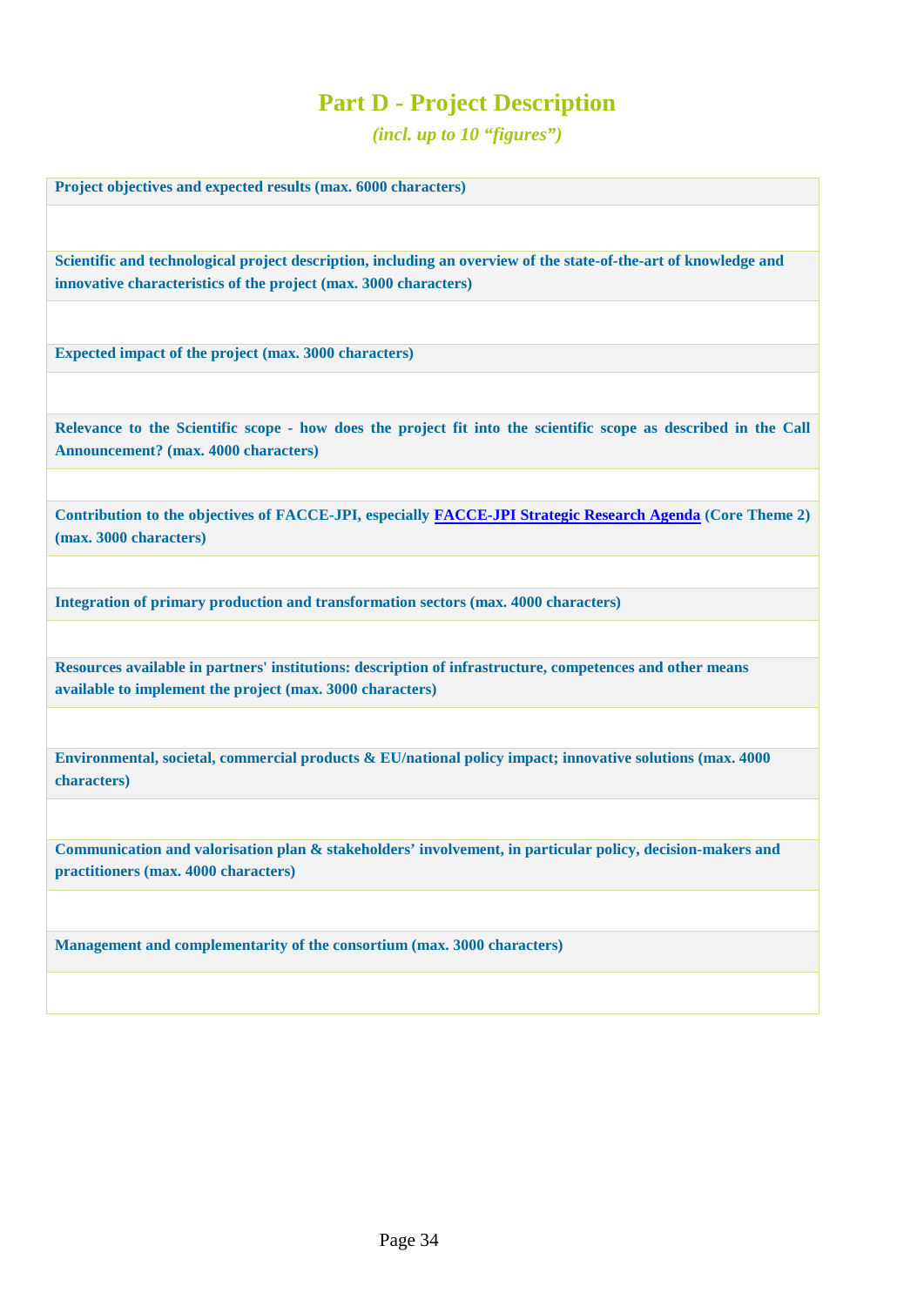# Part D - Project Description

*(incl. up to 10 “figures”)*

| |
|---|
| **Project objectives and expected results (max. 6000 characters)** |
| |
| **Scientific and technological project description, including an overview of the state-of-the-art of knowledge and innovative characteristics of the project (max. 3000 characters)** |
| |
| **Expected impact of the project (max. 3000 characters)** |
| |
| **Relevance to the Scientific scope - how does the project fit into the scientific scope as described in the Call Announcement? (max. 4000 characters)** |
| |
| **Contribution to the objectives of FACCE-JPI, especially FACCE-JPI Strategic Research Agenda (Core Theme 2) (max. 3000 characters)** |
| |
| **Integration of primary production and transformation sectors (max. 4000 characters)** |
| |
| **Resources available in partners' institutions: description of infrastructure, competences and other means available to implement the project (max. 3000 characters)** |
| |
| **Environmental, societal, commercial products & EU/national policy impact; innovative solutions (max. 4000 characters)** |
| |
| **Communication and valorisation plan & stakeholders’ involvement, in particular policy, decision-makers and practitioners (max. 4000 characters)** |
| |
| **Management and complementarity of the consortium (max. 3000 characters)** |
| |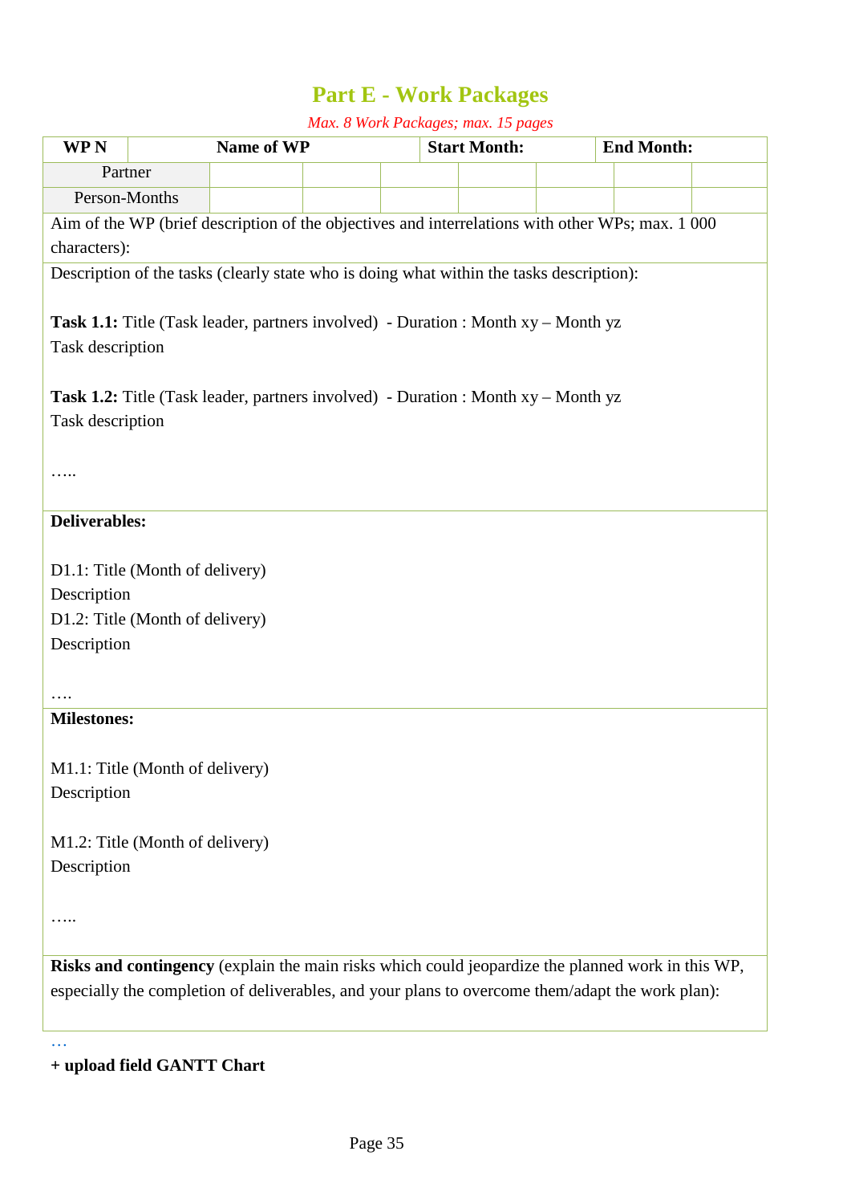# Part E - Work Packages

*Max. 8 Work Packages; max. 15 pages*

| **WP N** | **Name of WP** | | | **Start Month:** | | **End Month:** | |
|---|---|---|---|---|---|---|---|
| Partner | | | | | | | |
| Person-Months | | | | | | | |

Aim of the WP (brief description of the objectives and interrelations with other WPs; max. 1 000 characters):

Description of the tasks (clearly state who is doing what within the tasks description):

**Task 1.1:** Title (Task leader, partners involved) - Duration : Month xy – Month yz
Task description

**Task 1.2:** Title (Task leader, partners involved) - Duration : Month xy – Month yz
Task description

…..

**Deliverables:**

D1.1: Title (Month of delivery)
Description
D1.2: Title (Month of delivery)
Description

….

**Milestones:**

M1.1: Title (Month of delivery)
Description

M1.2: Title (Month of delivery)
Description

…..

**Risks and contingency** (explain the main risks which could jeopardize the planned work in this WP, especially the completion of deliverables, and your plans to overcome them/adapt the work plan):

…

**+ upload field GANTT Chart**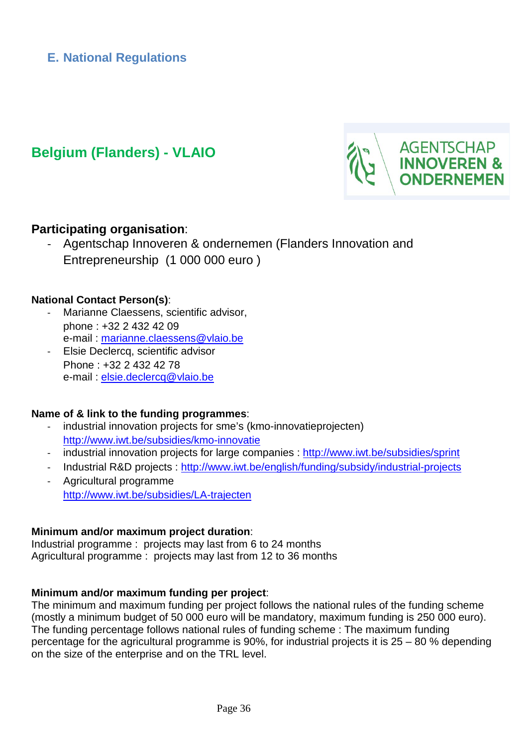## E. National Regulations

## Belgium (Flanders) - VLAIO

### Participating organisation:

- Agentschap Innoveren & ondernemen (Flanders Innovation and Entrepreneurship  (1 000 000 euro )

**National Contact Person(s)**:

- Marianne Claessens, scientific advisor,
  phone : +32 2 432 42 09
  e-mail : marianne.claessens@vlaio.be
- Elsie Declercq, scientific advisor
  Phone : +32 2 432 42 78
  e-mail : elsie.declercq@vlaio.be

**Name of & link to the funding programmes**:

- industrial innovation projects for sme's (kmo-innovatieprojecten)
  http://www.iwt.be/subsidies/kmo-innovatie
- industrial innovation projects for large companies : http://www.iwt.be/subsidies/sprint
- Industrial R&D projects : http://www.iwt.be/english/funding/subsidy/industrial-projects
- Agricultural programme
  http://www.iwt.be/subsidies/LA-trajecten

**Minimum and/or maximum project duration**:
Industrial programme :  projects may last from 6 to 24 months
Agricultural programme :  projects may last from 12 to 36 months

**Minimum and/or maximum funding per project**:
The minimum and maximum funding per project follows the national rules of the funding scheme (mostly a minimum budget of 50 000 euro will be mandatory, maximum funding is 250 000 euro). The funding percentage follows national rules of funding scheme : The maximum funding percentage for the agricultural programme is 90%, for industrial projects it is 25 – 80 % depending on the size of the enterprise and on the TRL level.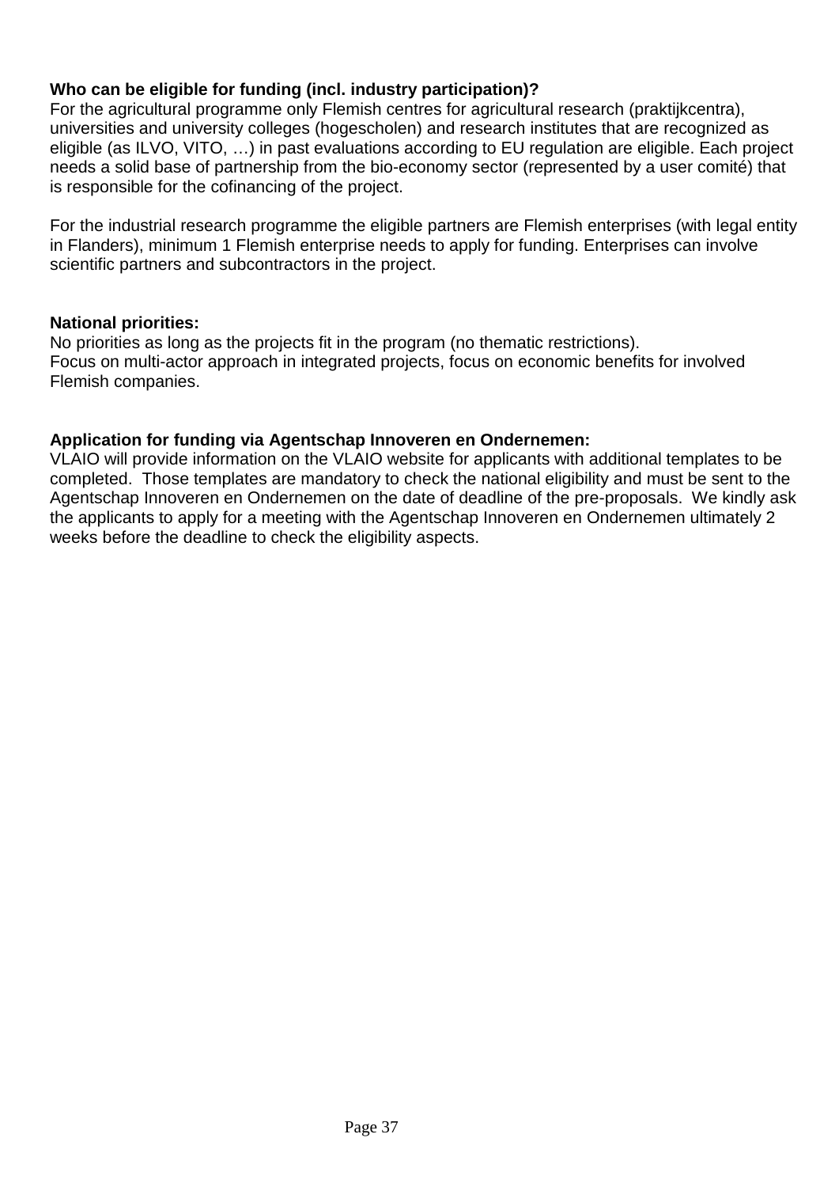**Who can be eligible for funding (incl. industry participation)?**

For the agricultural programme only Flemish centres for agricultural research (praktijkcentra), universities and university colleges (hogescholen) and research institutes that are recognized as eligible (as ILVO, VITO, …) in past evaluations according to EU regulation are eligible. Each project needs a solid base of partnership from the bio-economy sector (represented by a user comité) that is responsible for the cofinancing of the project.

For the industrial research programme the eligible partners are Flemish enterprises (with legal entity in Flanders), minimum 1 Flemish enterprise needs to apply for funding. Enterprises can involve scientific partners and subcontractors in the project.

**National priorities:**

No priorities as long as the projects fit in the program (no thematic restrictions).
Focus on multi-actor approach in integrated projects, focus on economic benefits for involved Flemish companies.

**Application for funding via Agentschap Innoveren en Ondernemen:**

VLAIO will provide information on the VLAIO website for applicants with additional templates to be completed. Those templates are mandatory to check the national eligibility and must be sent to the Agentschap Innoveren en Ondernemen on the date of deadline of the pre-proposals. We kindly ask the applicants to apply for a meeting with the Agentschap Innoveren en Ondernemen ultimately 2 weeks before the deadline to check the eligibility aspects.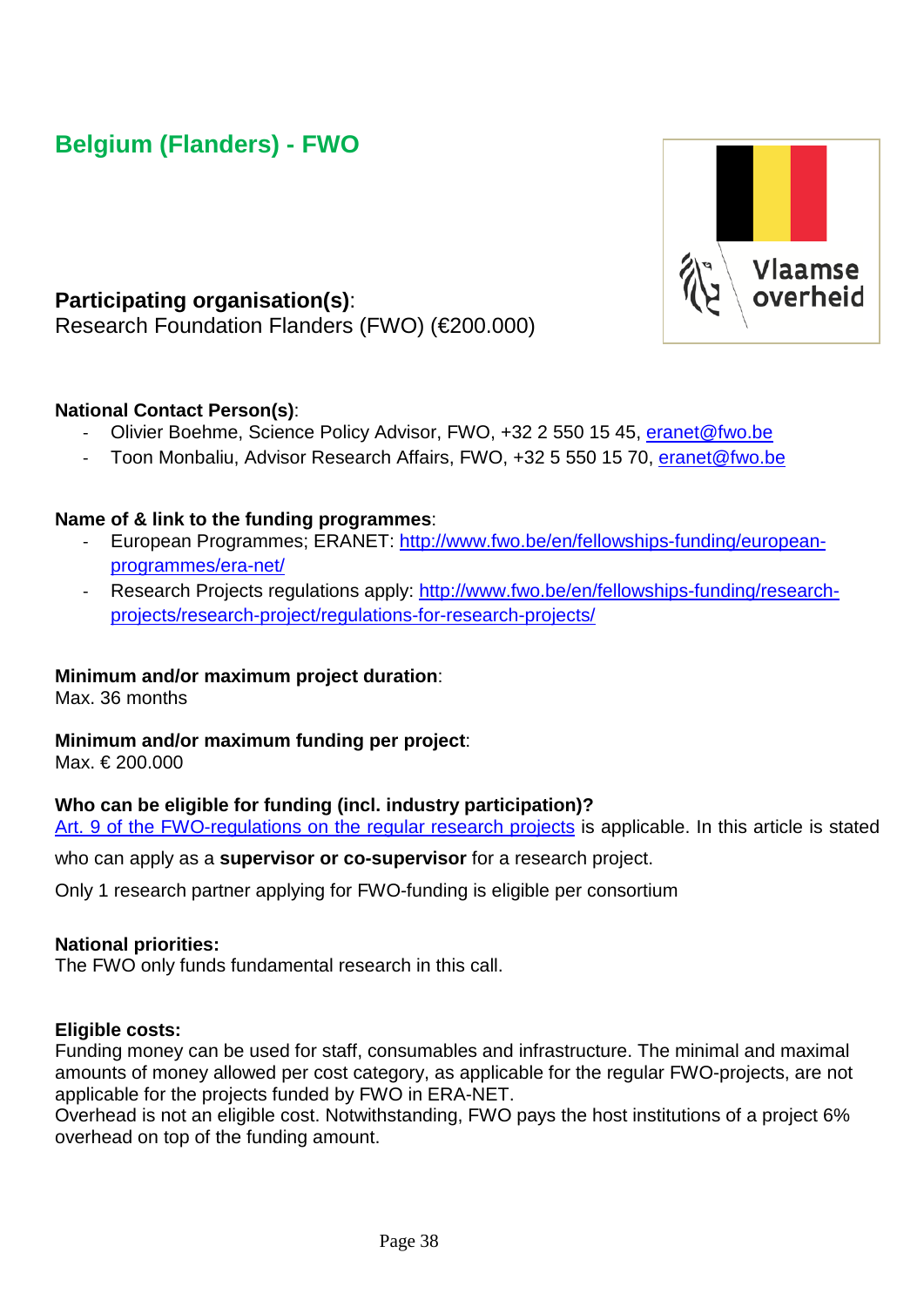## Belgium (Flanders) - FWO

**Participating organisation(s)**:
Research Foundation Flanders (FWO) (€200.000)

**National Contact Person(s)**:

- Olivier Boehme, Science Policy Advisor, FWO, +32 2 550 15 45, eranet@fwo.be
- Toon Monbaliu, Advisor Research Affairs, FWO, +32 5 550 15 70, eranet@fwo.be

**Name of & link to the funding programmes**:

- European Programmes; ERANET: http://www.fwo.be/en/fellowships-funding/european-programmes/era-net/
- Research Projects regulations apply: http://www.fwo.be/en/fellowships-funding/research-projects/research-project/regulations-for-research-projects/

**Minimum and/or maximum project duration**:
Max. 36 months

**Minimum and/or maximum funding per project**:
Max. € 200.000

**Who can be eligible for funding (incl. industry participation)?**
Art. 9 of the FWO-regulations on the regular research projects is applicable. In this article is stated who can apply as a **supervisor or co-supervisor** for a research project.

Only 1 research partner applying for FWO-funding is eligible per consortium

**National priorities:**
The FWO only funds fundamental research in this call.

**Eligible costs:**
Funding money can be used for staff, consumables and infrastructure. The minimal and maximal amounts of money allowed per cost category, as applicable for the regular FWO-projects, are not applicable for the projects funded by FWO in ERA-NET.
Overhead is not an eligible cost. Notwithstanding, FWO pays the host institutions of a project 6% overhead on top of the funding amount.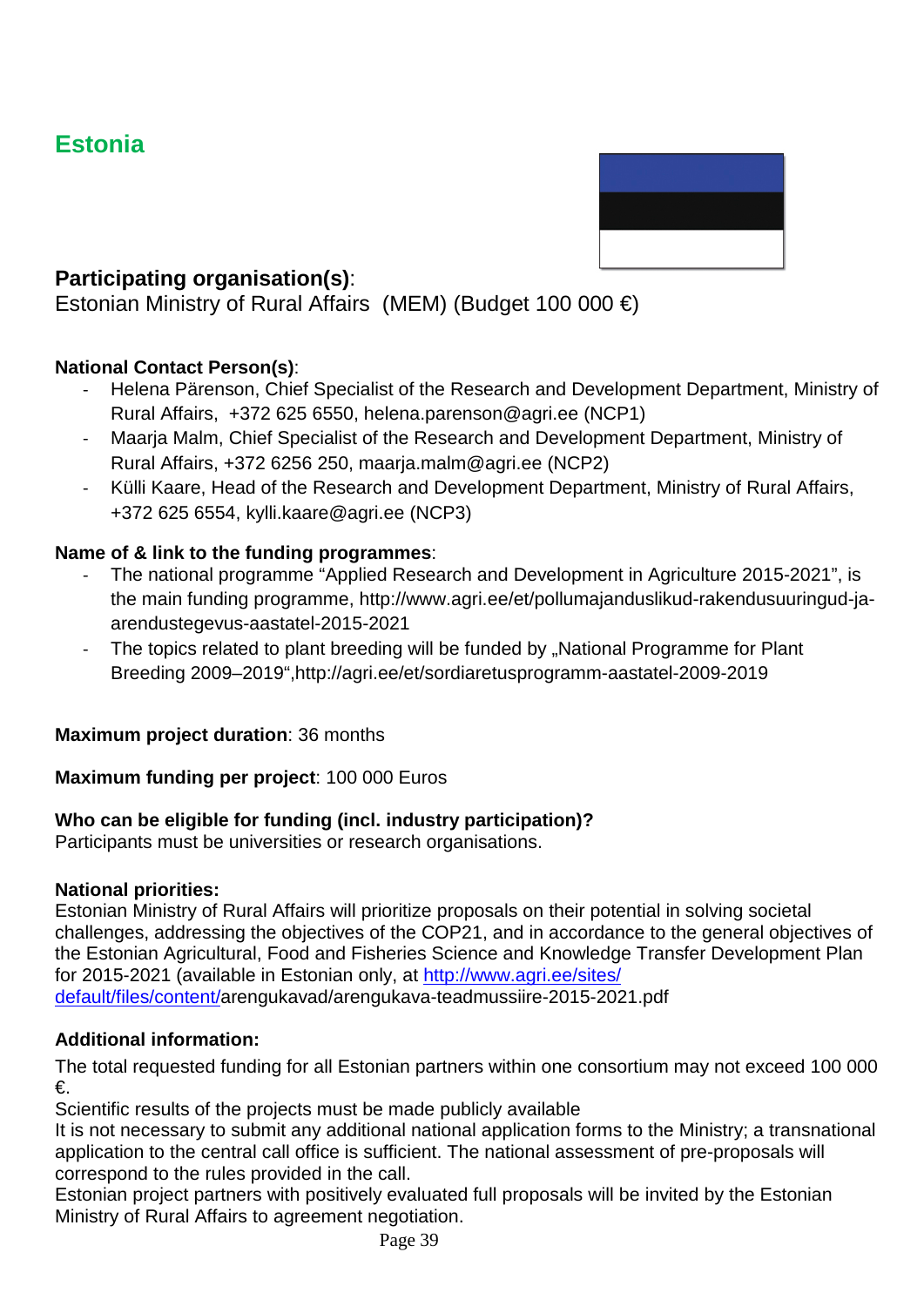# Estonia

**Participating organisation(s)**:
Estonian Ministry of Rural Affairs (MEM) (Budget 100 000 €)

**National Contact Person(s)**:

- Helena Pärenson, Chief Specialist of the Research and Development Department, Ministry of Rural Affairs, +372 625 6550, helena.parenson@agri.ee (NCP1)
- Maarja Malm, Chief Specialist of the Research and Development Department, Ministry of Rural Affairs, +372 6256 250, maarja.malm@agri.ee (NCP2)
- Külli Kaare, Head of the Research and Development Department, Ministry of Rural Affairs, +372 625 6554, kylli.kaare@agri.ee (NCP3)

**Name of & link to the funding programmes**:

- The national programme "Applied Research and Development in Agriculture 2015-2021", is the main funding programme, http://www.agri.ee/et/pollumajanduslikud-rakendusuuringud-ja-arendustegevus-aastatel-2015-2021
- The topics related to plant breeding will be funded by „National Programme for Plant Breeding 2009–2019",http://agri.ee/et/sordiaretusprogramm-aastatel-2009-2019

**Maximum project duration**: 36 months

**Maximum funding per project**: 100 000 Euros

**Who can be eligible for funding (incl. industry participation)?**
Participants must be universities or research organisations.

**National priorities:**
Estonian Ministry of Rural Affairs will prioritize proposals on their potential in solving societal challenges, addressing the objectives of the COP21, and in accordance to the general objectives of the Estonian Agricultural, Food and Fisheries Science and Knowledge Transfer Development Plan for 2015-2021 (available in Estonian only, at http://www.agri.ee/sites/default/files/content/arengukavad/arengukava-teadmussiire-2015-2021.pdf

**Additional information:**
The total requested funding for all Estonian partners within one consortium may not exceed 100 000 €.
Scientific results of the projects must be made publicly available
It is not necessary to submit any additional national application forms to the Ministry; a transnational application to the central call office is sufficient. The national assessment of pre-proposals will correspond to the rules provided in the call.
Estonian project partners with positively evaluated full proposals will be invited by the Estonian Ministry of Rural Affairs to agreement negotiation.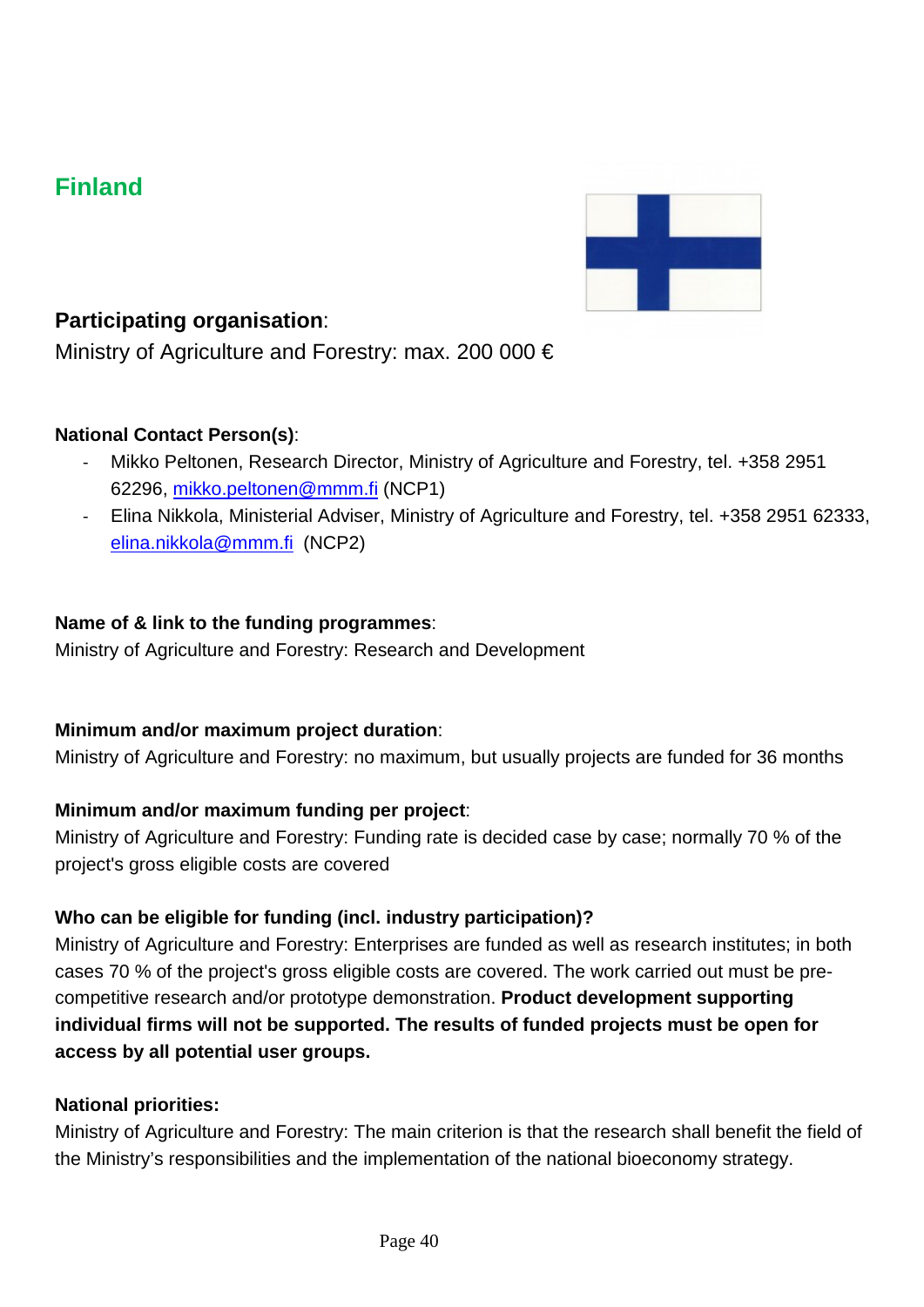## Finland

**Participating organisation**:

Ministry of Agriculture and Forestry: max. 200 000 €

**National Contact Person(s)**:

- Mikko Peltonen, Research Director, Ministry of Agriculture and Forestry, tel. +358 2951 62296, mikko.peltonen@mmm.fi (NCP1)
- Elina Nikkola, Ministerial Adviser, Ministry of Agriculture and Forestry, tel. +358 2951 62333, elina.nikkola@mmm.fi (NCP2)

**Name of & link to the funding programmes**:

Ministry of Agriculture and Forestry: Research and Development

**Minimum and/or maximum project duration**:

Ministry of Agriculture and Forestry: no maximum, but usually projects are funded for 36 months

**Minimum and/or maximum funding per project**:

Ministry of Agriculture and Forestry: Funding rate is decided case by case; normally 70 % of the project's gross eligible costs are covered

**Who can be eligible for funding (incl. industry participation)?**

Ministry of Agriculture and Forestry: Enterprises are funded as well as research institutes; in both cases 70 % of the project's gross eligible costs are covered. The work carried out must be pre-competitive research and/or prototype demonstration. **Product development supporting individual firms will not be supported. The results of funded projects must be open for access by all potential user groups.**

**National priorities:**

Ministry of Agriculture and Forestry: The main criterion is that the research shall benefit the field of the Ministry's responsibilities and the implementation of the national bioeconomy strategy.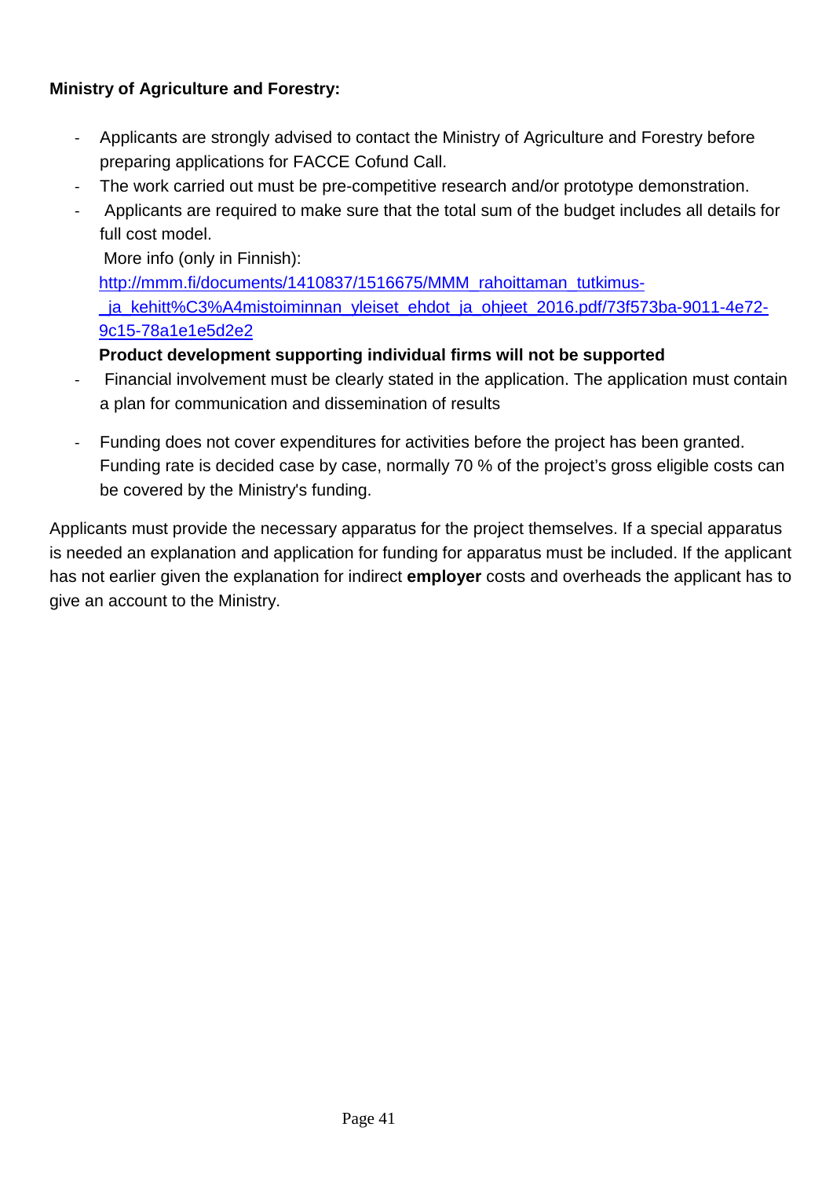**Ministry of Agriculture and Forestry:**

- Applicants are strongly advised to contact the Ministry of Agriculture and Forestry before preparing applications for FACCE Cofund Call.
- The work carried out must be pre-competitive research and/or prototype demonstration.
- Applicants are required to make sure that the total sum of the budget includes all details for full cost model.
  More info (only in Finnish):
  http://mmm.fi/documents/1410837/1516675/MMM_rahoittaman_tutkimus-_ja_kehitt%C3%A4mistoiminnan_yleiset_ehdot_ja_ohjeet_2016.pdf/73f573ba-9011-4e72-9c15-78a1e1e5d2e2
  **Product development supporting individual firms will not be supported**
- Financial involvement must be clearly stated in the application. The application must contain a plan for communication and dissemination of results
- Funding does not cover expenditures for activities before the project has been granted. Funding rate is decided case by case, normally 70 % of the project's gross eligible costs can be covered by the Ministry's funding.

Applicants must provide the necessary apparatus for the project themselves. If a special apparatus is needed an explanation and application for funding for apparatus must be included. If the applicant has not earlier given the explanation for indirect **employer** costs and overheads the applicant has to give an account to the Ministry.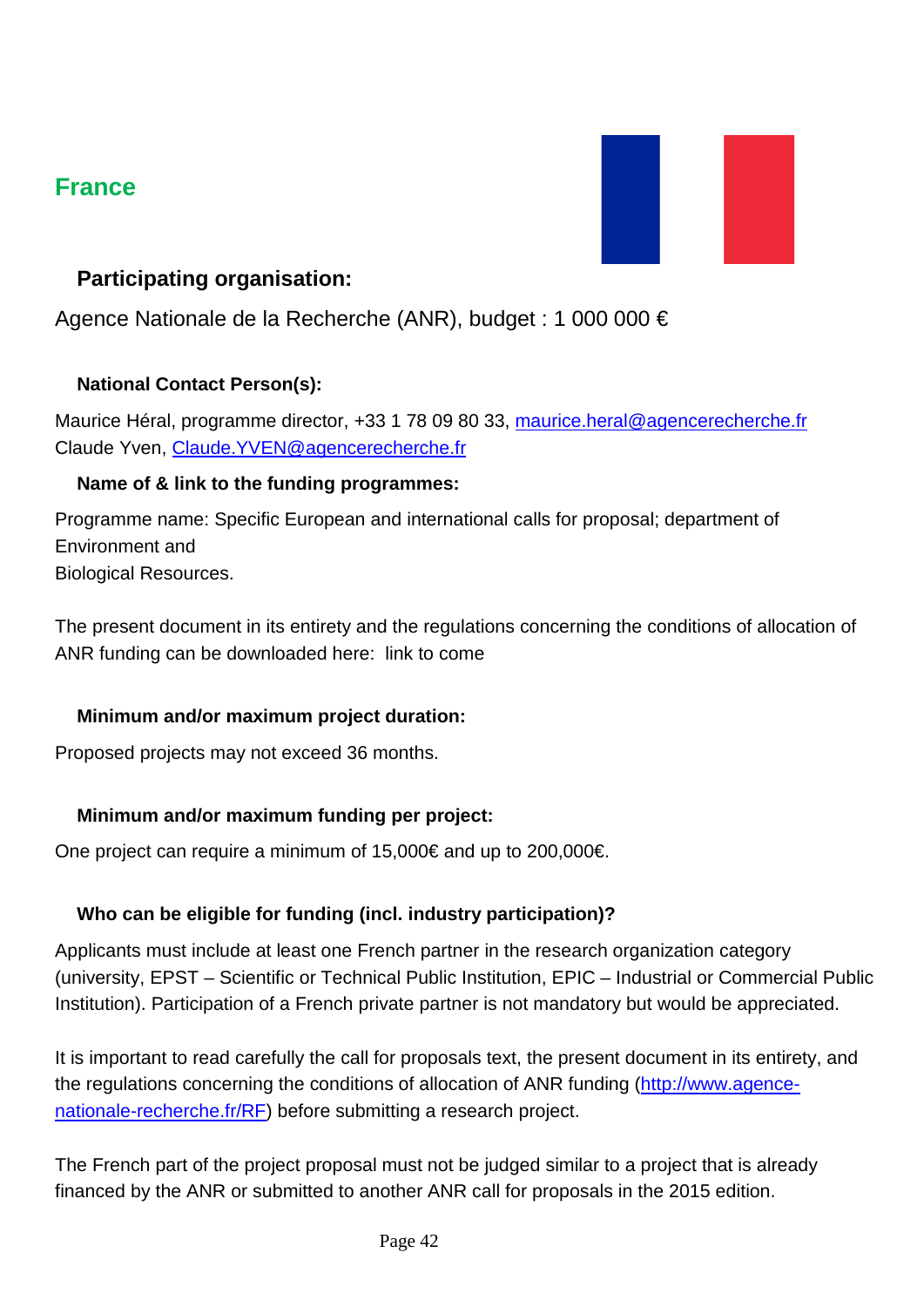## France

### Participating organisation:

Agence Nationale de la Recherche (ANR), budget : 1 000 000 €

#### National Contact Person(s):

Maurice Héral, programme director, +33 1 78 09 80 33, maurice.heral@agencerecherche.fr
Claude Yven, Claude.YVEN@agencerecherche.fr

#### Name of & link to the funding programmes:

Programme name: Specific European and international calls for proposal; department of Environment and
Biological Resources.

The present document in its entirety and the regulations concerning the conditions of allocation of ANR funding can be downloaded here: link to come

#### Minimum and/or maximum project duration:

Proposed projects may not exceed 36 months.

#### Minimum and/or maximum funding per project:

One project can require a minimum of 15,000€ and up to 200,000€.

#### Who can be eligible for funding (incl. industry participation)?

Applicants must include at least one French partner in the research organization category (university, EPST – Scientific or Technical Public Institution, EPIC – Industrial or Commercial Public Institution). Participation of a French private partner is not mandatory but would be appreciated.

It is important to read carefully the call for proposals text, the present document in its entirety, and the regulations concerning the conditions of allocation of ANR funding (http://www.agence-nationale-recherche.fr/RF) before submitting a research project.

The French part of the project proposal must not be judged similar to a project that is already financed by the ANR or submitted to another ANR call for proposals in the 2015 edition.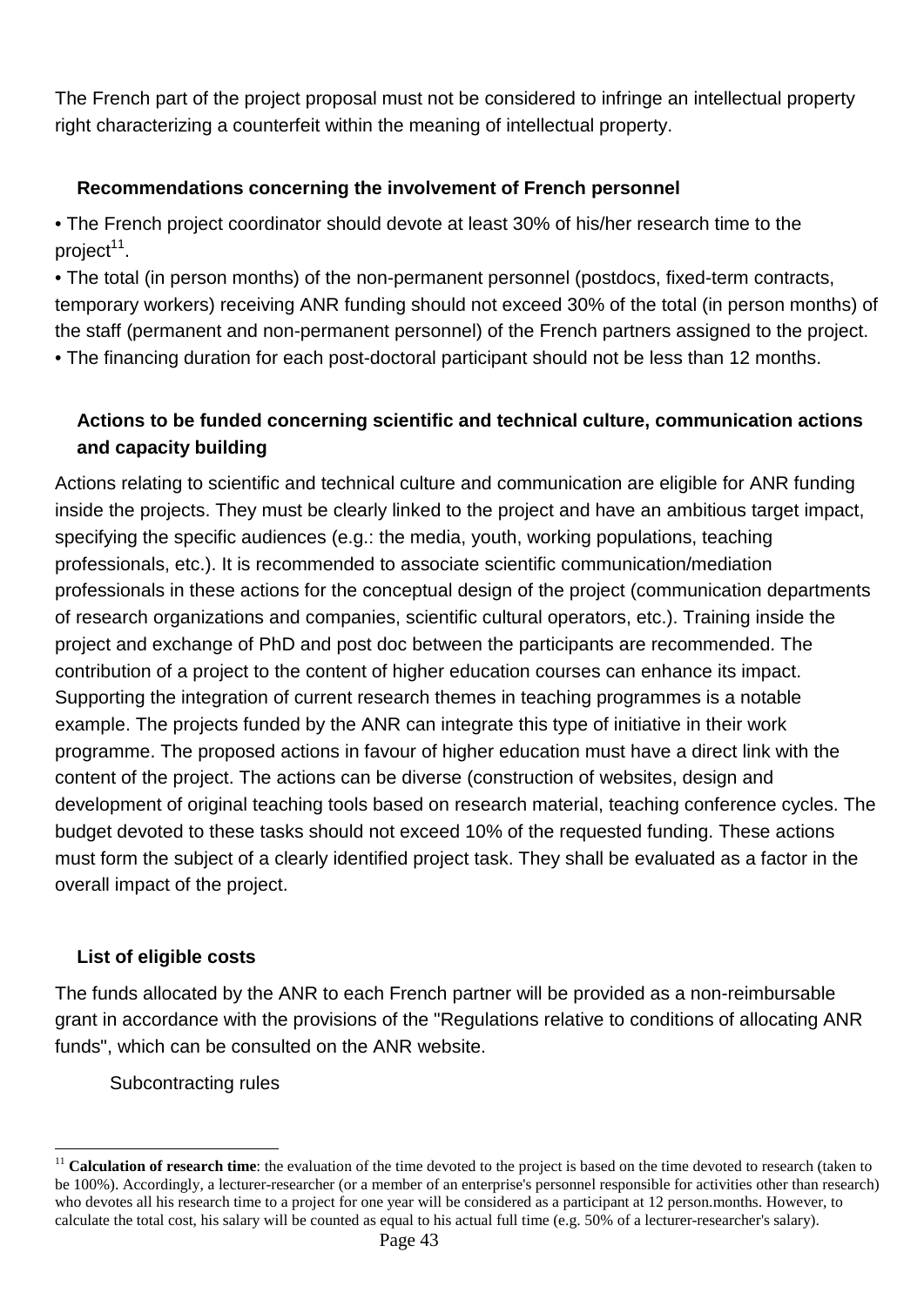The French part of the project proposal must not be considered to infringe an intellectual property right characterizing a counterfeit within the meaning of intellectual property.

### Recommendations concerning the involvement of French personnel

- The French project coordinator should devote at least 30% of his/her research time to the project[11].
- The total (in person months) of the non-permanent personnel (postdocs, fixed-term contracts, temporary workers) receiving ANR funding should not exceed 30% of the total (in person months) of the staff (permanent and non-permanent personnel) of the French partners assigned to the project.
- The financing duration for each post-doctoral participant should not be less than 12 months.

### Actions to be funded concerning scientific and technical culture, communication actions and capacity building

Actions relating to scientific and technical culture and communication are eligible for ANR funding inside the projects. They must be clearly linked to the project and have an ambitious target impact, specifying the specific audiences (e.g.: the media, youth, working populations, teaching professionals, etc.). It is recommended to associate scientific communication/mediation professionals in these actions for the conceptual design of the project (communication departments of research organizations and companies, scientific cultural operators, etc.). Training inside the project and exchange of PhD and post doc between the participants are recommended. The contribution of a project to the content of higher education courses can enhance its impact. Supporting the integration of current research themes in teaching programmes is a notable example. The projects funded by the ANR can integrate this type of initiative in their work programme. The proposed actions in favour of higher education must have a direct link with the content of the project. The actions can be diverse (construction of websites, design and development of original teaching tools based on research material, teaching conference cycles. The budget devoted to these tasks should not exceed 10% of the requested funding. These actions must form the subject of a clearly identified project task. They shall be evaluated as a factor in the overall impact of the project.

### List of eligible costs

The funds allocated by the ANR to each French partner will be provided as a non-reimbursable grant in accordance with the provisions of the "Regulations relative to conditions of allocating ANR funds", which can be consulted on the ANR website.

Subcontracting rules

[11] **Calculation of research time**: the evaluation of the time devoted to the project is based on the time devoted to research (taken to be 100%). Accordingly, a lecturer-researcher (or a member of an enterprise's personnel responsible for activities other than research) who devotes all his research time to a project for one year will be considered as a participant at 12 person.months. However, to calculate the total cost, his salary will be counted as equal to his actual full time (e.g. 50% of a lecturer-researcher's salary).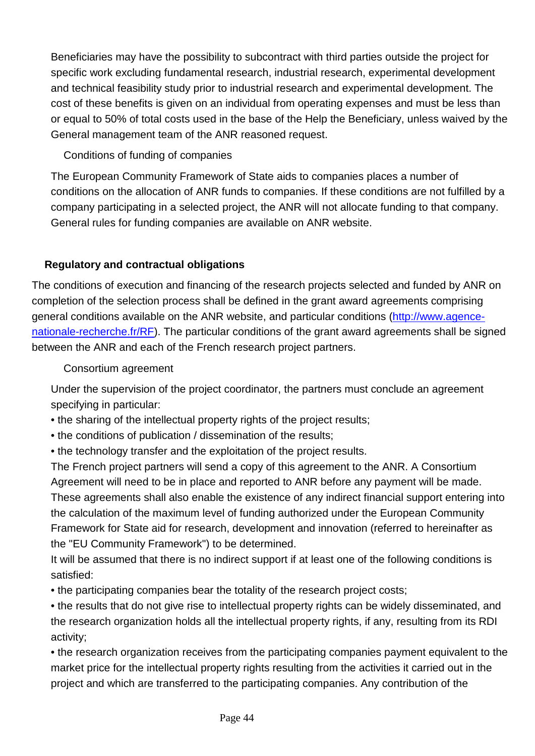Beneficiaries may have the possibility to subcontract with third parties outside the project for specific work excluding fundamental research, industrial research, experimental development and technical feasibility study prior to industrial research and experimental development. The cost of these benefits is given on an individual from operating expenses and must be less than or equal to 50% of total costs used in the base of the Help the Beneficiary, unless waived by the General management team of the ANR reasoned request.

Conditions of funding of companies

The European Community Framework of State aids to companies places a number of conditions on the allocation of ANR funds to companies. If these conditions are not fulfilled by a company participating in a selected project, the ANR will not allocate funding to that company. General rules for funding companies are available on ANR website.

**Regulatory and contractual obligations**

The conditions of execution and financing of the research projects selected and funded by ANR on completion of the selection process shall be defined in the grant award agreements comprising general conditions available on the ANR website, and particular conditions ([http://www.agence-nationale-recherche.fr/RF](http://www.agence-nationale-recherche.fr/RF)). The particular conditions of the grant award agreements shall be signed between the ANR and each of the French research project partners.

Consortium agreement

Under the supervision of the project coordinator, the partners must conclude an agreement specifying in particular:

- the sharing of the intellectual property rights of the project results;
- the conditions of publication / dissemination of the results;
- the technology transfer and the exploitation of the project results.

The French project partners will send a copy of this agreement to the ANR. A Consortium Agreement will need to be in place and reported to ANR before any payment will be made. These agreements shall also enable the existence of any indirect financial support entering into the calculation of the maximum level of funding authorized under the European Community Framework for State aid for research, development and innovation (referred to hereinafter as the "EU Community Framework") to be determined.

It will be assumed that there is no indirect support if at least one of the following conditions is satisfied:

- the participating companies bear the totality of the research project costs;
- the results that do not give rise to intellectual property rights can be widely disseminated, and the research organization holds all the intellectual property rights, if any, resulting from its RDI activity;
- the research organization receives from the participating companies payment equivalent to the market price for the intellectual property rights resulting from the activities it carried out in the project and which are transferred to the participating companies. Any contribution of the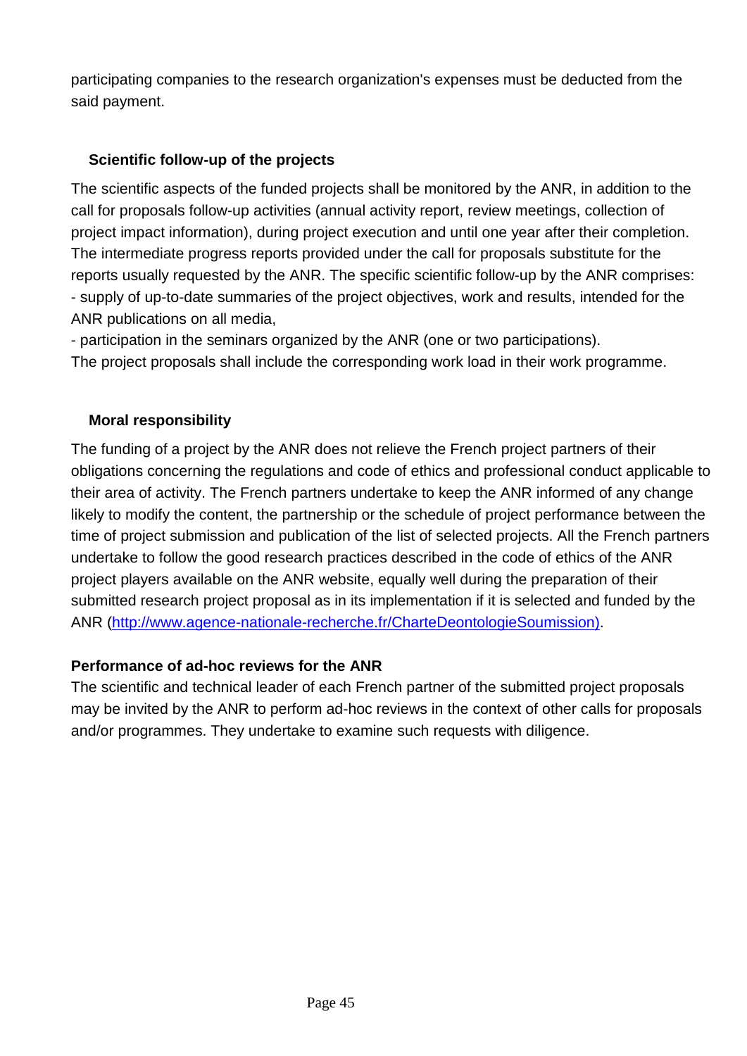participating companies to the research organization's expenses must be deducted from the said payment.

### Scientific follow-up of the projects

The scientific aspects of the funded projects shall be monitored by the ANR, in addition to the call for proposals follow-up activities (annual activity report, review meetings, collection of project impact information), during project execution and until one year after their completion. The intermediate progress reports provided under the call for proposals substitute for the reports usually requested by the ANR. The specific scientific follow-up by the ANR comprises:

- supply of up-to-date summaries of the project objectives, work and results, intended for the ANR publications on all media,
- participation in the seminars organized by the ANR (one or two participations).

The project proposals shall include the corresponding work load in their work programme.

### Moral responsibility

The funding of a project by the ANR does not relieve the French project partners of their obligations concerning the regulations and code of ethics and professional conduct applicable to their area of activity. The French partners undertake to keep the ANR informed of any change likely to modify the content, the partnership or the schedule of project performance between the time of project submission and publication of the list of selected projects. All the French partners undertake to follow the good research practices described in the code of ethics of the ANR project players available on the ANR website, equally well during the preparation of their submitted research project proposal as in its implementation if it is selected and funded by the ANR (http://www.agence-nationale-recherche.fr/CharteDeontologieSoumission).

### Performance of ad-hoc reviews for the ANR

The scientific and technical leader of each French partner of the submitted project proposals may be invited by the ANR to perform ad-hoc reviews in the context of other calls for proposals and/or programmes. They undertake to examine such requests with diligence.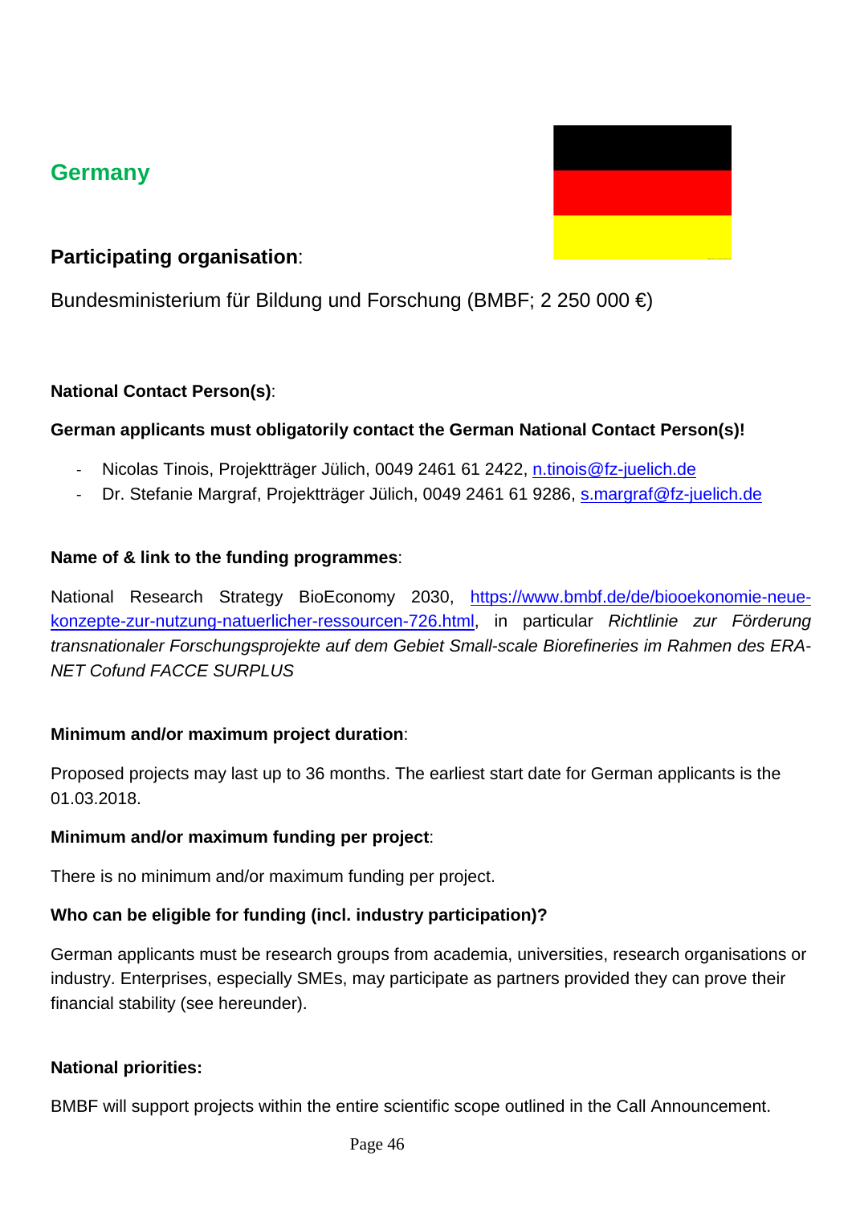## Germany

### Participating organisation:

Bundesministerium für Bildung und Forschung (BMBF; 2 250 000 €)

**National Contact Person(s)**:

**German applicants must obligatorily contact the German National Contact Person(s)!**

- Nicolas Tinois, Projektträger Jülich, 0049 2461 61 2422, n.tinois@fz-juelich.de
- Dr. Stefanie Margraf, Projektträger Jülich, 0049 2461 61 9286, s.margraf@fz-juelich.de

**Name of & link to the funding programmes**:

National Research Strategy BioEconomy 2030, https://www.bmbf.de/de/biooekonomie-neue-konzepte-zur-nutzung-natuerlicher-ressourcen-726.html, in particular *Richtlinie zur Förderung transnationaler Forschungsprojekte auf dem Gebiet Small-scale Biorefineries im Rahmen des ERA-NET Cofund FACCE SURPLUS*

**Minimum and/or maximum project duration**:

Proposed projects may last up to 36 months. The earliest start date for German applicants is the 01.03.2018.

**Minimum and/or maximum funding per project**:

There is no minimum and/or maximum funding per project.

**Who can be eligible for funding (incl. industry participation)?**

German applicants must be research groups from academia, universities, research organisations or industry. Enterprises, especially SMEs, may participate as partners provided they can prove their financial stability (see hereunder).

**National priorities:**

BMBF will support projects within the entire scientific scope outlined in the Call Announcement.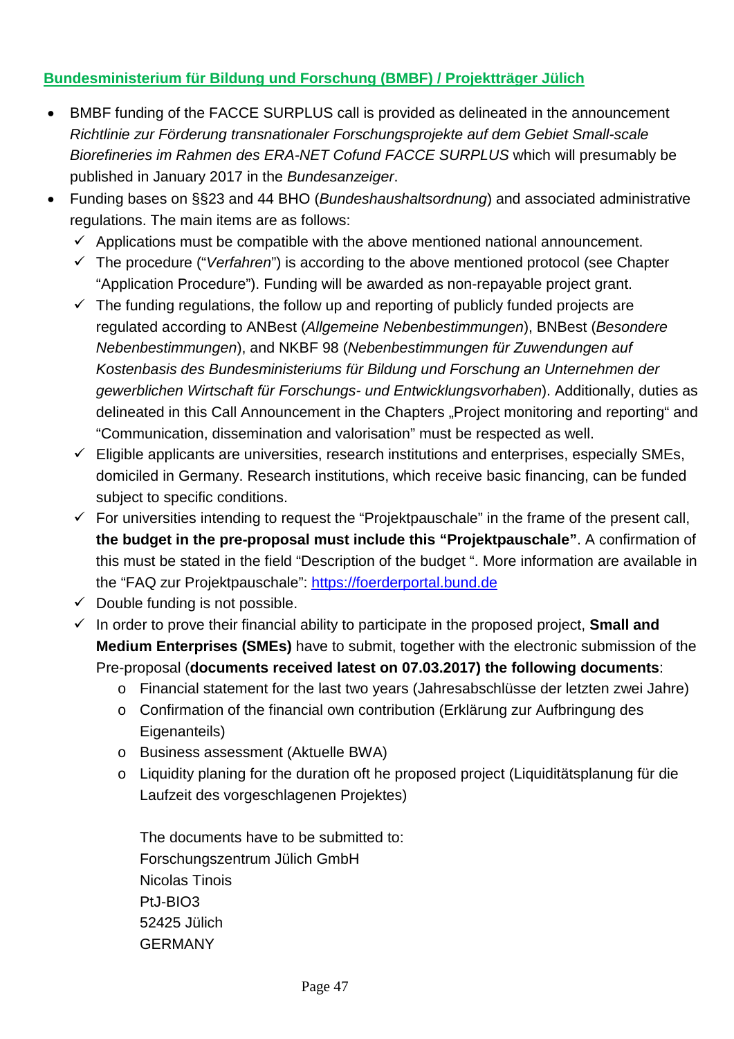**Bundesministerium für Bildung und Forschung (BMBF) / Projektträger Jülich**

- BMBF funding of the FACCE SURPLUS call is provided as delineated in the announcement *Richtlinie zur Förderung transnationaler Forschungsprojekte auf dem Gebiet Small-scale Biorefineries im Rahmen des ERA-NET Cofund FACCE SURPLUS* which will presumably be published in January 2017 in the *Bundesanzeiger*.
- Funding bases on §§23 and 44 BHO (*Bundeshaushaltsordnung*) and associated administrative regulations. The main items are as follows:
  - ✓ Applications must be compatible with the above mentioned national announcement.
  - ✓ The procedure ("*Verfahren*") is according to the above mentioned protocol (see Chapter "Application Procedure"). Funding will be awarded as non-repayable project grant.
  - ✓ The funding regulations, the follow up and reporting of publicly funded projects are regulated according to ANBest (*Allgemeine Nebenbestimmungen*), BNBest (*Besondere Nebenbestimmungen*), and NKBF 98 (*Nebenbestimmungen für Zuwendungen auf Kostenbasis des Bundesministeriums für Bildung und Forschung an Unternehmen der gewerblichen Wirtschaft für Forschungs- und Entwicklungsvorhaben*). Additionally, duties as delineated in this Call Announcement in the Chapters „Project monitoring and reporting“ and "Communication, dissemination and valorisation" must be respected as well.
  - ✓ Eligible applicants are universities, research institutions and enterprises, especially SMEs, domiciled in Germany. Research institutions, which receive basic financing, can be funded subject to specific conditions.
  - ✓ For universities intending to request the "Projektpauschale" in the frame of the present call, **the budget in the pre-proposal must include this "Projektpauschale"**. A confirmation of this must be stated in the field "Description of the budget ". More information are available in the "FAQ zur Projektpauschale": https://foerderportal.bund.de
  - ✓ Double funding is not possible.
  - ✓ In order to prove their financial ability to participate in the proposed project, **Small and Medium Enterprises (SMEs)** have to submit, together with the electronic submission of the Pre-proposal (**documents received latest on 07.03.2017) the following documents**:
    - Financial statement for the last two years (Jahresabschlüsse der letzten zwei Jahre)
    - Confirmation of the financial own contribution (Erklärung zur Aufbringung des Eigenanteils)
    - Business assessment (Aktuelle BWA)
    - Liquidity planing for the duration oft he proposed project (Liquiditätsplanung für die Laufzeit des vorgeschlagenen Projektes)

    The documents have to be submitted to:
    Forschungszentrum Jülich GmbH
    Nicolas Tinois
    PtJ-BIO3
    52425 Jülich
    GERMANY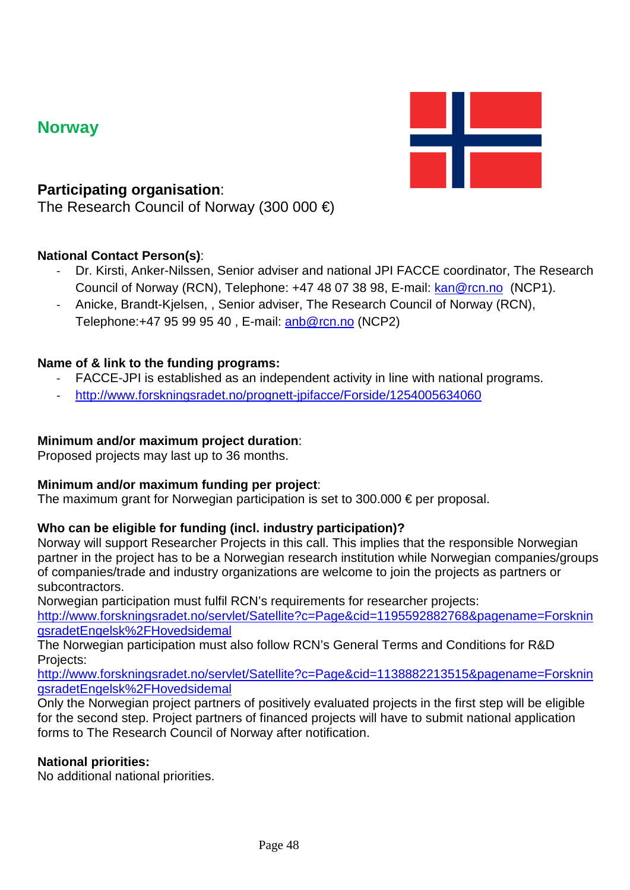## Norway

### Participating organisation:

The Research Council of Norway (300 000 €)

**National Contact Person(s)**:

- Dr. Kirsti, Anker-Nilssen, Senior adviser and national JPI FACCE coordinator, The Research Council of Norway (RCN), Telephone: +47 48 07 38 98, E-mail: kan@rcn.no (NCP1).
- Anicke, Brandt-Kjelsen, , Senior adviser, The Research Council of Norway (RCN), Telephone:+47 95 99 95 40 , E-mail: anb@rcn.no (NCP2)

**Name of & link to the funding programs:**

- FACCE-JPI is established as an independent activity in line with national programs.
- http://www.forskningsradet.no/prognett-jpifacce/Forside/1254005634060

**Minimum and/or maximum project duration**:
Proposed projects may last up to 36 months.

**Minimum and/or maximum funding per project**:
The maximum grant for Norwegian participation is set to 300.000 € per proposal.

**Who can be eligible for funding (incl. industry participation)?**
Norway will support Researcher Projects in this call. This implies that the responsible Norwegian partner in the project has to be a Norwegian research institution while Norwegian companies/groups of companies/trade and industry organizations are welcome to join the projects as partners or subcontractors.
Norwegian participation must fulfil RCN's requirements for researcher projects:
http://www.forskningsradet.no/servlet/Satellite?c=Page&cid=1195592882768&pagename=ForskningsradetEngelsk%2FHovedsidemal
The Norwegian participation must also follow RCN's General Terms and Conditions for R&D Projects:
http://www.forskningsradet.no/servlet/Satellite?c=Page&cid=1138882213515&pagename=ForskningsradetEngelsk%2FHovedsidemal
Only the Norwegian project partners of positively evaluated projects in the first step will be eligible for the second step. Project partners of financed projects will have to submit national application forms to The Research Council of Norway after notification.

**National priorities:**
No additional national priorities.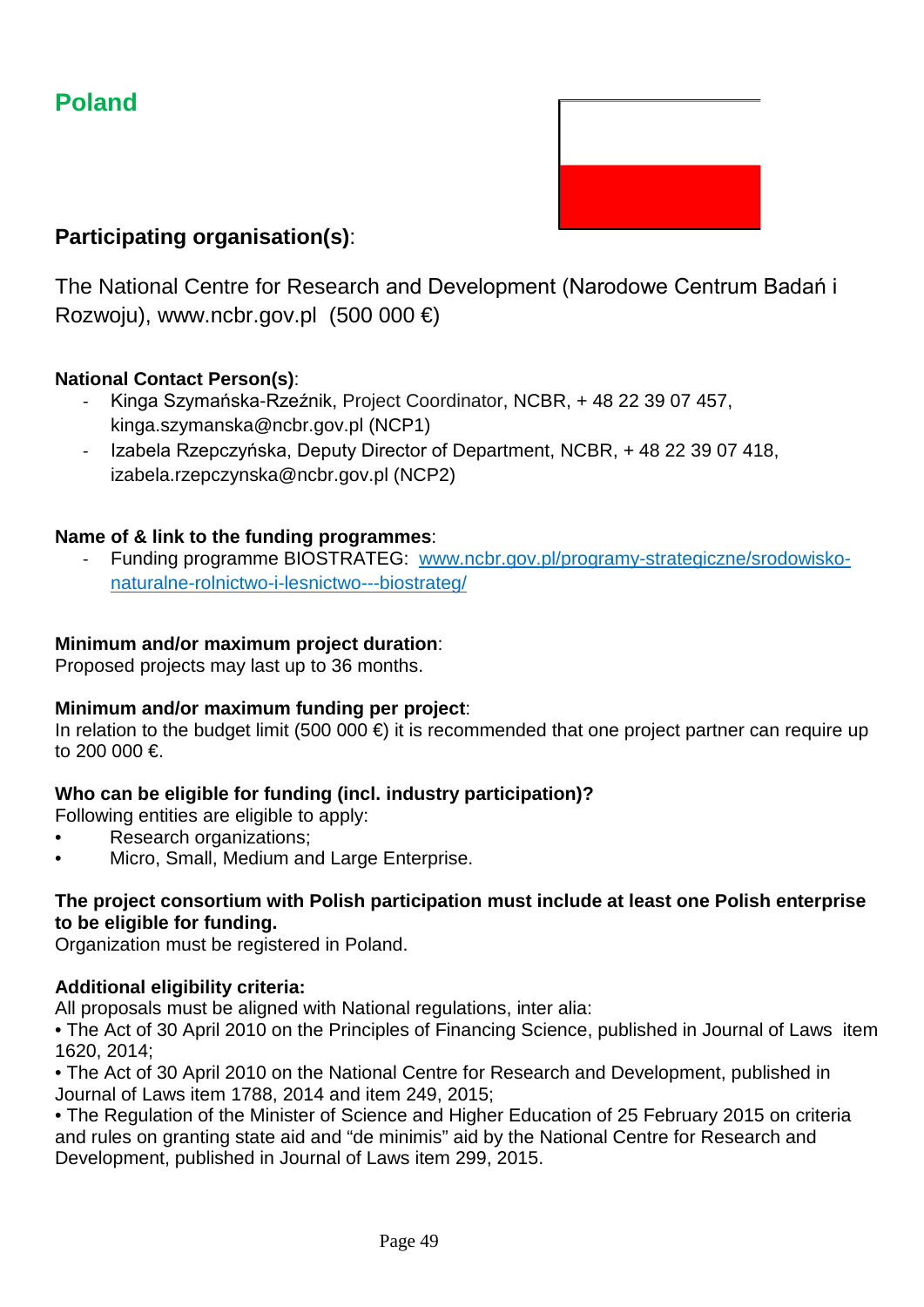# Poland

## Participating organisation(s):

The National Centre for Research and Development (Narodowe Centrum Badań i Rozwoju), www.ncbr.gov.pl (500 000 €)

**National Contact Person(s)**:

- Kinga Szymańska-Rzeźnik, Project Coordinator, NCBR, + 48 22 39 07 457, kinga.szymanska@ncbr.gov.pl (NCP1)
- Izabela Rzepczyńska, Deputy Director of Department, NCBR, + 48 22 39 07 418, izabela.rzepczynska@ncbr.gov.pl (NCP2)

**Name of & link to the funding programmes**:

- Funding programme BIOSTRATEG: [www.ncbr.gov.pl/programy-strategiczne/srodowisko-naturalne-rolnictwo-i-lesnictwo---biostrateg/](www.ncbr.gov.pl/programy-strategiczne/srodowisko-naturalne-rolnictwo-i-lesnictwo---biostrateg/)

**Minimum and/or maximum project duration**:

Proposed projects may last up to 36 months.

**Minimum and/or maximum funding per project**:

In relation to the budget limit (500 000 €) it is recommended that one project partner can require up to 200 000 €.

**Who can be eligible for funding (incl. industry participation)?**

Following entities are eligible to apply:

- Research organizations;
- Micro, Small, Medium and Large Enterprise.

**The project consortium with Polish participation must include at least one Polish enterprise to be eligible for funding.**

Organization must be registered in Poland.

**Additional eligibility criteria:**

All proposals must be aligned with National regulations, inter alia:

- The Act of 30 April 2010 on the Principles of Financing Science, published in Journal of Laws item 1620, 2014;
- The Act of 30 April 2010 on the National Centre for Research and Development, published in Journal of Laws item 1788, 2014 and item 249, 2015;
- The Regulation of the Minister of Science and Higher Education of 25 February 2015 on criteria and rules on granting state aid and "de minimis" aid by the National Centre for Research and Development, published in Journal of Laws item 299, 2015.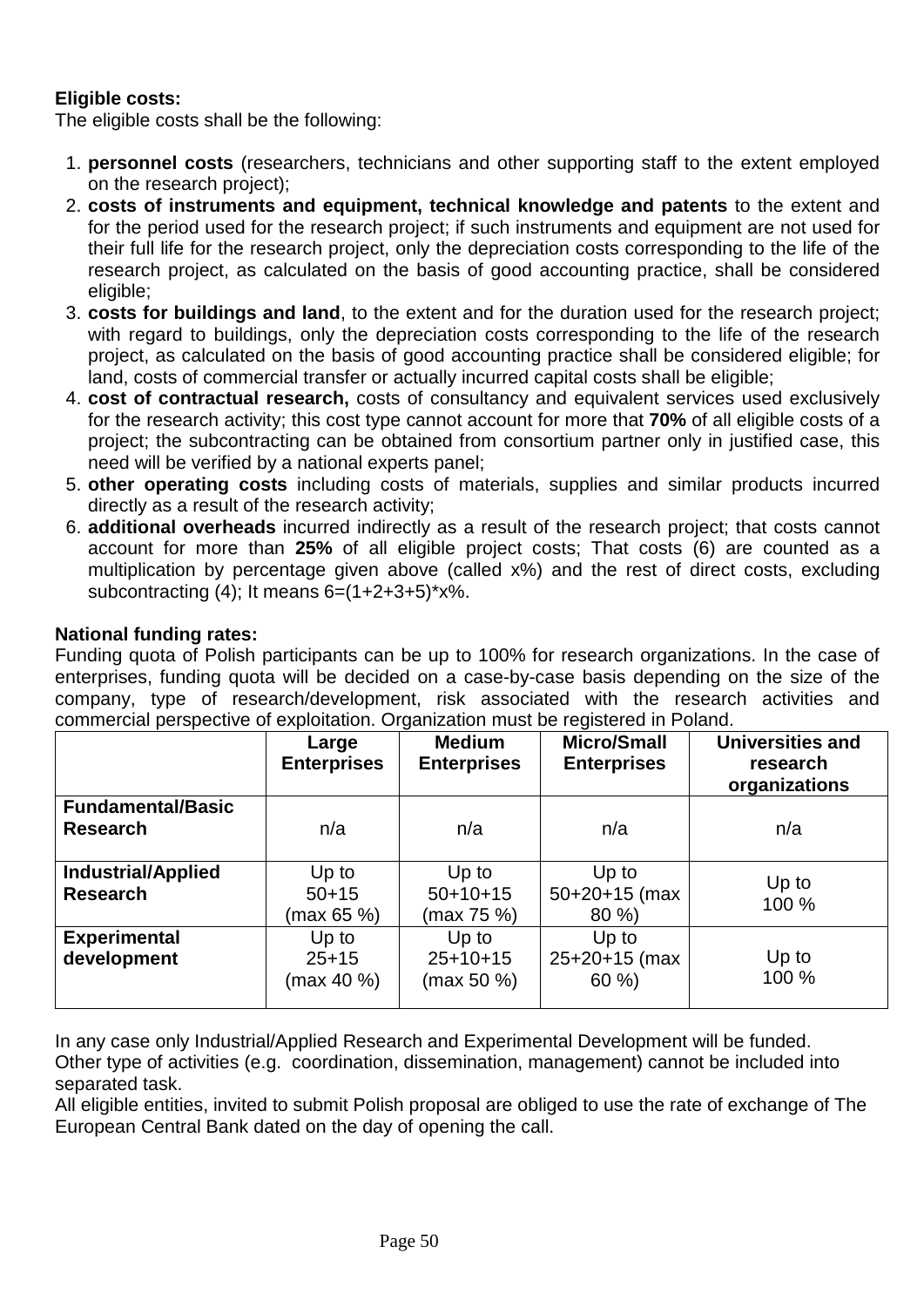**Eligible costs:**

The eligible costs shall be the following:

1. **personnel costs** (researchers, technicians and other supporting staff to the extent employed on the research project);
2. **costs of instruments and equipment, technical knowledge and patents** to the extent and for the period used for the research project; if such instruments and equipment are not used for their full life for the research project, only the depreciation costs corresponding to the life of the research project, as calculated on the basis of good accounting practice, shall be considered eligible;
3. **costs for buildings and land**, to the extent and for the duration used for the research project; with regard to buildings, only the depreciation costs corresponding to the life of the research project, as calculated on the basis of good accounting practice shall be considered eligible; for land, costs of commercial transfer or actually incurred capital costs shall be eligible;
4. **cost of contractual research,** costs of consultancy and equivalent services used exclusively for the research activity; this cost type cannot account for more that **70%** of all eligible costs of a project; the subcontracting can be obtained from consortium partner only in justified case, this need will be verified by a national experts panel;
5. **other operating costs** including costs of materials, supplies and similar products incurred directly as a result of the research activity;
6. **additional overheads** incurred indirectly as a result of the research project; that costs cannot account for more than **25%** of all eligible project costs; That costs (6) are counted as a multiplication by percentage given above (called x%) and the rest of direct costs, excluding subcontracting (4); It means 6=(1+2+3+5)*x%.

**National funding rates:**

Funding quota of Polish participants can be up to 100% for research organizations. In the case of enterprises, funding quota will be decided on a case-by-case basis depending on the size of the company, type of research/development, risk associated with the research activities and commercial perspective of exploitation. Organization must be registered in Poland.

| | Large Enterprises | Medium Enterprises | Micro/Small Enterprises | Universities and research organizations |
|---|---|---|---|---|
| **Fundamental/Basic Research** | n/a | n/a | n/a | n/a |
| **Industrial/Applied Research** | Up to 50+15 (max 65 %) | Up to 50+10+15 (max 75 %) | Up to 50+20+15 (max 80 %) | Up to 100 % |
| **Experimental development** | Up to 25+15 (max 40 %) | Up to 25+10+15 (max 50 %) | Up to 25+20+15 (max 60 %) | Up to 100 % |

In any case only Industrial/Applied Research and Experimental Development will be funded.
Other type of activities (e.g. coordination, dissemination, management) cannot be included into separated task.
All eligible entities, invited to submit Polish proposal are obliged to use the rate of exchange of The European Central Bank dated on the day of opening the call.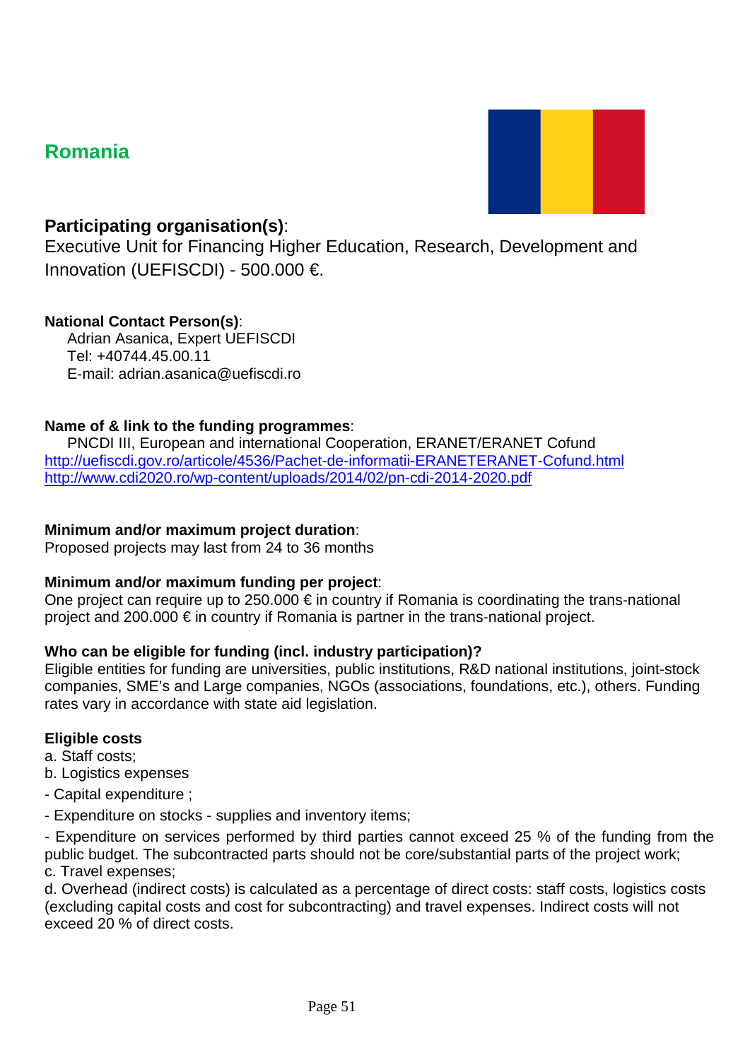## Romania

**Participating organisation(s)**:
Executive Unit for Financing Higher Education, Research, Development and Innovation (UEFISCDI) - 500.000 €.

**National Contact Person(s)**:
Adrian Asanica, Expert UEFISCDI
Tel: +40744.45.00.11
E-mail: adrian.asanica@uefiscdi.ro

**Name of & link to the funding programmes**:
PNCDI III, European and international Cooperation, ERANET/ERANET Cofund
http://uefiscdi.gov.ro/articole/4536/Pachet-de-informatii-ERANETERANET-Cofund.html
http://www.cdi2020.ro/wp-content/uploads/2014/02/pn-cdi-2014-2020.pdf

**Minimum and/or maximum project duration**:
Proposed projects may last from 24 to 36 months

**Minimum and/or maximum funding per project**:
One project can require up to 250.000 € in country if Romania is coordinating the trans-national project and 200.000 € in country if Romania is partner in the trans-national project.

**Who can be eligible for funding (incl. industry participation)?**
Eligible entities for funding are universities, public institutions, R&D national institutions, joint-stock companies, SME's and Large companies, NGOs (associations, foundations, etc.), others. Funding rates vary in accordance with state aid legislation.

**Eligible costs**
a. Staff costs;
b. Logistics expenses
- Capital expenditure ;
- Expenditure on stocks - supplies and inventory items;
- Expenditure on services performed by third parties cannot exceed 25 % of the funding from the public budget. The subcontracted parts should not be core/substantial parts of the project work;
c. Travel expenses;
d. Overhead (indirect costs) is calculated as a percentage of direct costs: staff costs, logistics costs (excluding capital costs and cost for subcontracting) and travel expenses. Indirect costs will not exceed 20 % of direct costs.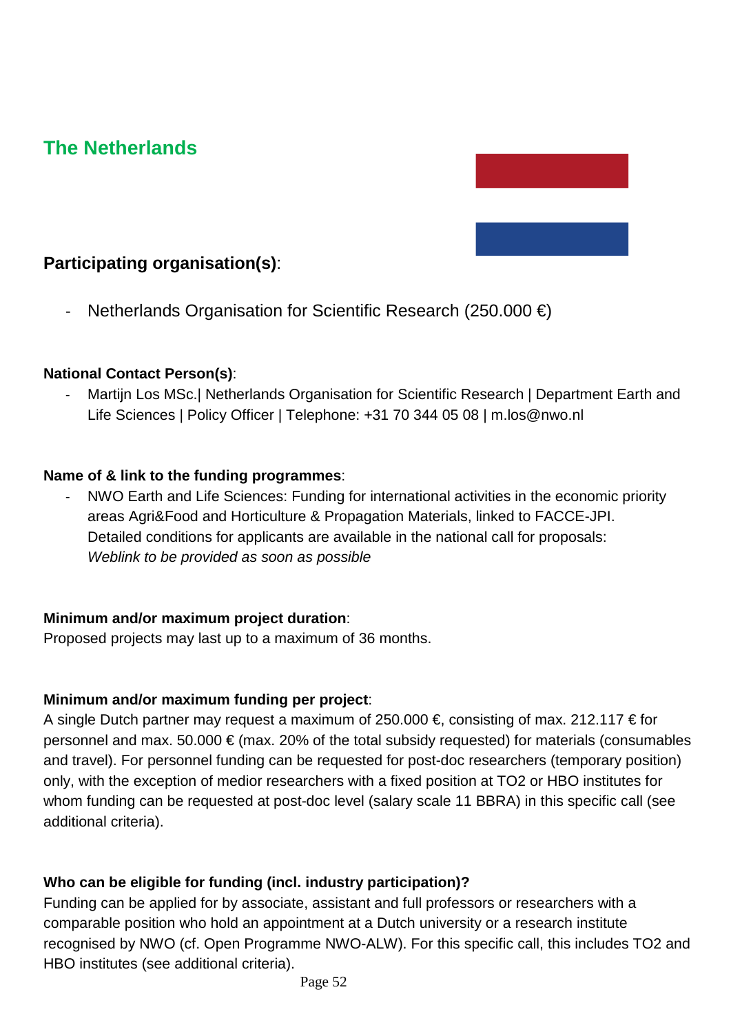## The Netherlands

### Participating organisation(s):

- Netherlands Organisation for Scientific Research (250.000 €)

**National Contact Person(s)**:

- Martijn Los MSc.| Netherlands Organisation for Scientific Research | Department Earth and Life Sciences | Policy Officer | Telephone: +31 70 344 05 08 | m.los@nwo.nl

**Name of & link to the funding programmes**:

- NWO Earth and Life Sciences: Funding for international activities in the economic priority areas Agri&Food and Horticulture & Propagation Materials, linked to FACCE-JPI. Detailed conditions for applicants are available in the national call for proposals: *Weblink to be provided as soon as possible*

**Minimum and/or maximum project duration**:

Proposed projects may last up to a maximum of 36 months.

**Minimum and/or maximum funding per project**:

A single Dutch partner may request a maximum of 250.000 €, consisting of max. 212.117 € for personnel and max. 50.000 € (max. 20% of the total subsidy requested) for materials (consumables and travel). For personnel funding can be requested for post-doc researchers (temporary position) only, with the exception of medior researchers with a fixed position at TO2 or HBO institutes for whom funding can be requested at post-doc level (salary scale 11 BBRA) in this specific call (see additional criteria).

**Who can be eligible for funding (incl. industry participation)?**

Funding can be applied for by associate, assistant and full professors or researchers with a comparable position who hold an appointment at a Dutch university or a research institute recognised by NWO (cf. Open Programme NWO-ALW). For this specific call, this includes TO2 and HBO institutes (see additional criteria).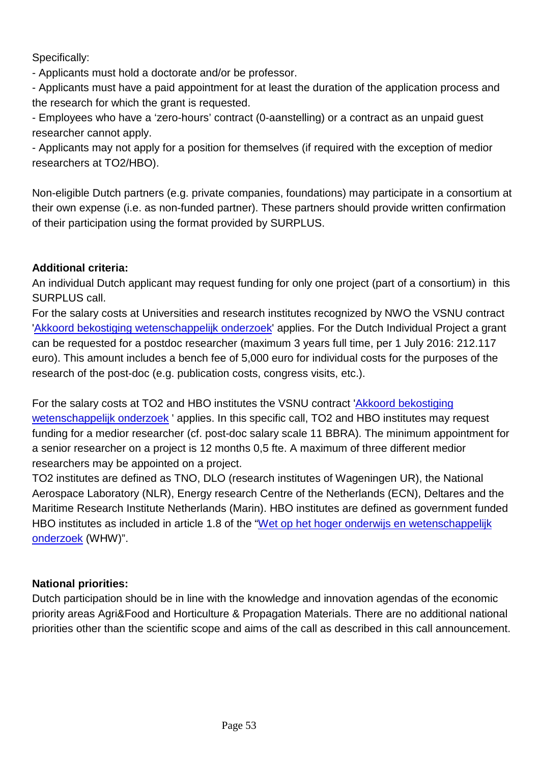Specifically:

- Applicants must hold a doctorate and/or be professor.
- Applicants must have a paid appointment for at least the duration of the application process and the research for which the grant is requested.
- Employees who have a 'zero-hours' contract (0-aanstelling) or a contract as an unpaid guest researcher cannot apply.
- Applicants may not apply for a position for themselves (if required with the exception of medior researchers at TO2/HBO).

Non-eligible Dutch partners (e.g. private companies, foundations) may participate in a consortium at their own expense (i.e. as non-funded partner). These partners should provide written confirmation of their participation using the format provided by SURPLUS.

**Additional criteria:**

An individual Dutch applicant may request funding for only one project (part of a consortium) in this SURPLUS call.

For the salary costs at Universities and research institutes recognized by NWO the VSNU contract 'Akkoord bekostiging wetenschappelijk onderzoek' applies. For the Dutch Individual Project a grant can be requested for a postdoc researcher (maximum 3 years full time, per 1 July 2016: 212.117 euro). This amount includes a bench fee of 5,000 euro for individual costs for the purposes of the research of the post-doc (e.g. publication costs, congress visits, etc.).

For the salary costs at TO2 and HBO institutes the VSNU contract 'Akkoord bekostiging wetenschappelijk onderzoek ' applies. In this specific call, TO2 and HBO institutes may request funding for a medior researcher (cf. post-doc salary scale 11 BBRA). The minimum appointment for a senior researcher on a project is 12 months 0,5 fte. A maximum of three different medior researchers may be appointed on a project.

TO2 institutes are defined as TNO, DLO (research institutes of Wageningen UR), the National Aerospace Laboratory (NLR), Energy research Centre of the Netherlands (ECN), Deltares and the Maritime Research Institute Netherlands (Marin). HBO institutes are defined as government funded HBO institutes as included in article 1.8 of the "Wet op het hoger onderwijs en wetenschappelijk onderzoek (WHW)".

**National priorities:**

Dutch participation should be in line with the knowledge and innovation agendas of the economic priority areas Agri&Food and Horticulture & Propagation Materials. There are no additional national priorities other than the scientific scope and aims of the call as described in this call announcement.